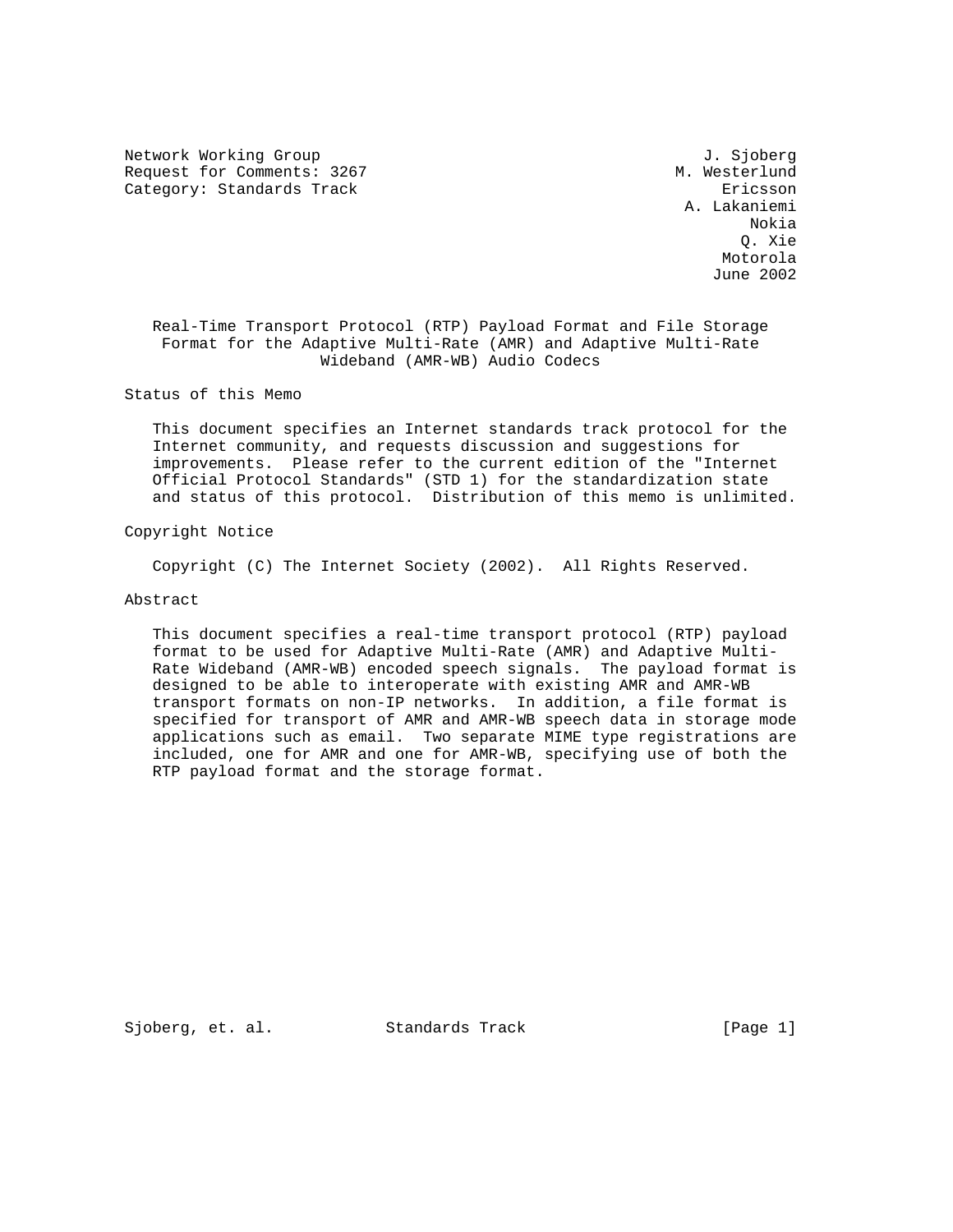Network Working Group J. Sjoberg
Request for Comments: 3267 M. Westerlund
Category: Standards Track Ericsson
A. Lakaniemi
Nokia
Q. Xie
Motorola
June 2002

# Real-Time Transport Protocol (RTP) Payload Format and File Storage Format for the Adaptive Multi-Rate (AMR) and Adaptive Multi-Rate Wideband (AMR-WB) Audio Codecs

## Status of this Memo

This document specifies an Internet standards track protocol for the Internet community, and requests discussion and suggestions for improvements. Please refer to the current edition of the "Internet Official Protocol Standards" (STD 1) for the standardization state and status of this protocol. Distribution of this memo is unlimited.

## Copyright Notice

Copyright (C) The Internet Society (2002). All Rights Reserved.

## Abstract

This document specifies a real-time transport protocol (RTP) payload format to be used for Adaptive Multi-Rate (AMR) and Adaptive Multi-Rate Wideband (AMR-WB) encoded speech signals. The payload format is designed to be able to interoperate with existing AMR and AMR-WB transport formats on non-IP networks. In addition, a file format is specified for transport of AMR and AMR-WB speech data in storage mode applications such as email. Two separate MIME type registrations are included, one for AMR and one for AMR-WB, specifying use of both the RTP payload format and the storage format.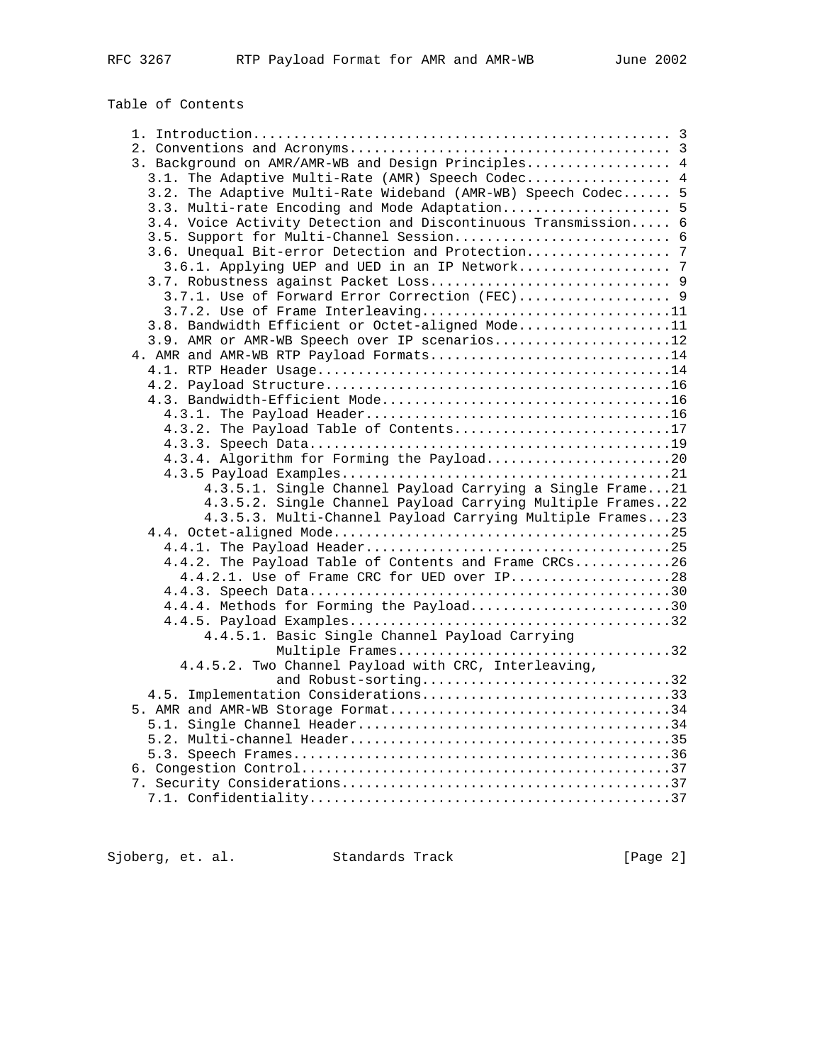Table of Contents

```
   1. Introduction.................................................. 3
   2. Conventions and Acronyms...................................... 3
   3. Background on AMR/AMR-WB and Design Principles................. 4
     3.1. The Adaptive Multi-Rate (AMR) Speech Codec................. 4
     3.2. The Adaptive Multi-Rate Wideband (AMR-WB) Speech Codec...... 5
     3.3. Multi-rate Encoding and Mode Adaptation.................... 5
     3.4. Voice Activity Detection and Discontinuous Transmission..... 6
     3.5. Support for Multi-Channel Session.......................... 6
     3.6. Unequal Bit-error Detection and Protection................. 7
       3.6.1. Applying UEP and UED in an IP Network.................. 7
     3.7. Robustness against Packet Loss............................. 9
       3.7.1. Use of Forward Error Correction (FEC).................. 9
       3.7.2. Use of Frame Interleaving..............................11
     3.8. Bandwidth Efficient or Octet-aligned Mode..................11
     3.9. AMR or AMR-WB Speech over IP scenarios.....................12
   4. AMR and AMR-WB RTP Payload Formats.............................14
     4.1. RTP Header Usage...........................................14
     4.2. Payload Structure..........................................16
     4.3. Bandwidth-Efficient Mode...................................16
       4.3.1. The Payload Header.....................................16
       4.3.2. The Payload Table of Contents..........................17
       4.3.3. Speech Data............................................19
       4.3.4. Algorithm for Forming the Payload......................20
       4.3.5 Payload Examples........................................21
            4.3.5.1. Single Channel Payload Carrying a Single Frame...21
            4.3.5.2. Single Channel Payload Carrying Multiple Frames..22
            4.3.5.3. Multi-Channel Payload Carrying Multiple Frames...23
     4.4. Octet-aligned Mode.........................................25
       4.4.1. The Payload Header.....................................25
       4.4.2. The Payload Table of Contents and Frame CRCs...........26
         4.4.2.1. Use of Frame CRC for UED over IP...................28
       4.4.3. Speech Data............................................30
       4.4.4. Methods for Forming the Payload........................30
       4.4.5. Payload Examples.......................................32
            4.4.5.1. Basic Single Channel Payload Carrying
                     Multiple Frames.................................32
         4.4.5.2. Two Channel Payload with CRC, Interleaving,
                     and Robust-sorting..............................32
     4.5. Implementation Considerations..............................33
   5. AMR and AMR-WB Storage Format..................................34
     5.1. Single Channel Header......................................34
     5.2. Multi-channel Header.......................................35
     5.3. Speech Frames..............................................36
   6. Congestion Control.............................................37
   7. Security Considerations........................................37
     7.1. Confidentiality............................................37
```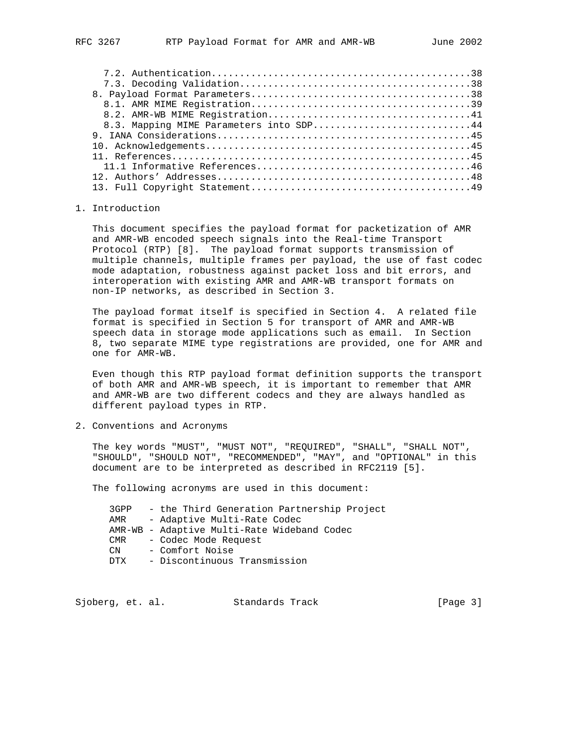7.2. Authentication.............................................38
7.3. Decoding Validation........................................38
8. Payload Format Parameters......................................38
8.1. AMR MIME Registration......................................39
8.2. AMR-WB MIME Registration...................................41
8.3. Mapping MIME Parameters into SDP...........................44
9. IANA Considerations............................................45
10. Acknowledgements..............................................45
11. References....................................................45
11.1 Informative References.....................................46
12. Authors' Addresses............................................48
13. Full Copyright Statement......................................49

# 1. Introduction

This document specifies the payload format for packetization of AMR and AMR-WB encoded speech signals into the Real-time Transport Protocol (RTP) [8]. The payload format supports transmission of multiple channels, multiple frames per payload, the use of fast codec mode adaptation, robustness against packet loss and bit errors, and interoperation with existing AMR and AMR-WB transport formats on non-IP networks, as described in Section 3.

The payload format itself is specified in Section 4. A related file format is specified in Section 5 for transport of AMR and AMR-WB speech data in storage mode applications such as email. In Section 8, two separate MIME type registrations are provided, one for AMR and one for AMR-WB.

Even though this RTP payload format definition supports the transport of both AMR and AMR-WB speech, it is important to remember that AMR and AMR-WB are two different codecs and they are always handled as different payload types in RTP.

# 2. Conventions and Acronyms

The key words "MUST", "MUST NOT", "REQUIRED", "SHALL", "SHALL NOT", "SHOULD", "SHOULD NOT", "RECOMMENDED", "MAY", and "OPTIONAL" in this document are to be interpreted as described in RFC2119 [5].

The following acronyms are used in this document:

```
3GPP   - the Third Generation Partnership Project
AMR    - Adaptive Multi-Rate Codec
AMR-WB - Adaptive Multi-Rate Wideband Codec
CMR    - Codec Mode Request
CN     - Comfort Noise
DTX    - Discontinuous Transmission
```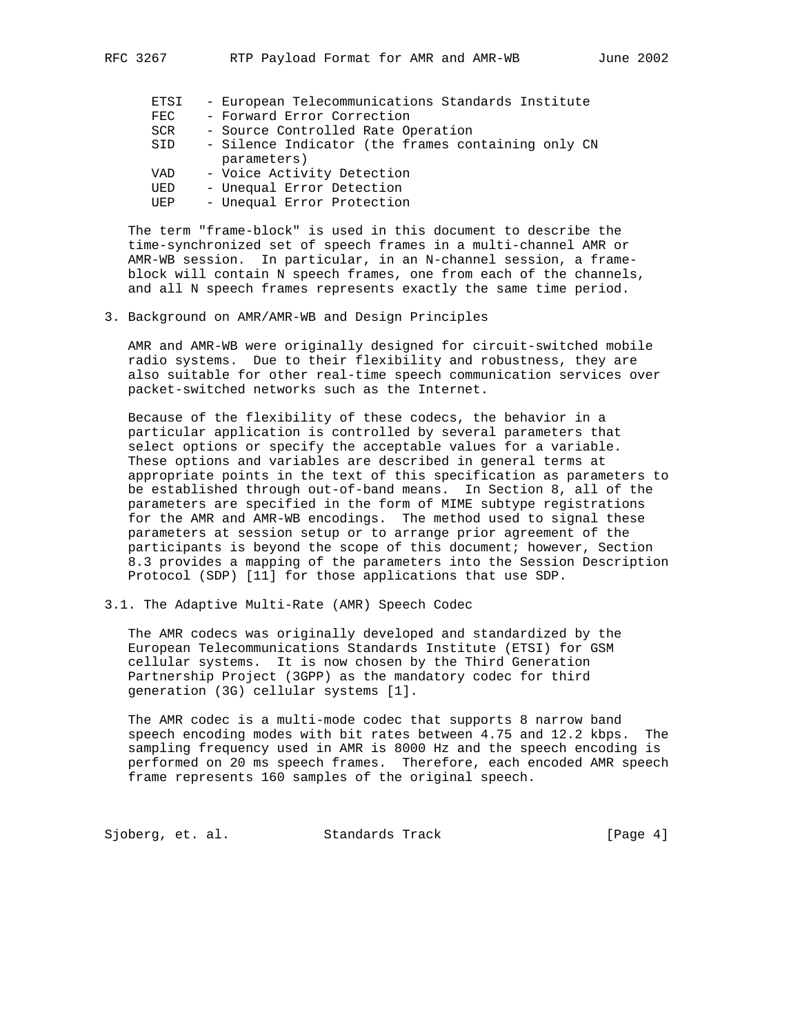- ETSI - European Telecommunications Standards Institute
- FEC - Forward Error Correction
- SCR - Source Controlled Rate Operation
- SID - Silence Indicator (the frames containing only CN parameters)
- VAD - Voice Activity Detection
- UED - Unequal Error Detection
- UEP - Unequal Error Protection

The term "frame-block" is used in this document to describe the time-synchronized set of speech frames in a multi-channel AMR or AMR-WB session. In particular, in an N-channel session, a frame-block will contain N speech frames, one from each of the channels, and all N speech frames represents exactly the same time period.

## 3. Background on AMR/AMR-WB and Design Principles

AMR and AMR-WB were originally designed for circuit-switched mobile radio systems. Due to their flexibility and robustness, they are also suitable for other real-time speech communication services over packet-switched networks such as the Internet.

Because of the flexibility of these codecs, the behavior in a particular application is controlled by several parameters that select options or specify the acceptable values for a variable. These options and variables are described in general terms at appropriate points in the text of this specification as parameters to be established through out-of-band means. In Section 8, all of the parameters are specified in the form of MIME subtype registrations for the AMR and AMR-WB encodings. The method used to signal these parameters at session setup or to arrange prior agreement of the participants is beyond the scope of this document; however, Section 8.3 provides a mapping of the parameters into the Session Description Protocol (SDP) [11] for those applications that use SDP.

### 3.1. The Adaptive Multi-Rate (AMR) Speech Codec

The AMR codecs was originally developed and standardized by the European Telecommunications Standards Institute (ETSI) for GSM cellular systems. It is now chosen by the Third Generation Partnership Project (3GPP) as the mandatory codec for third generation (3G) cellular systems [1].

The AMR codec is a multi-mode codec that supports 8 narrow band speech encoding modes with bit rates between 4.75 and 12.2 kbps. The sampling frequency used in AMR is 8000 Hz and the speech encoding is performed on 20 ms speech frames. Therefore, each encoded AMR speech frame represents 160 samples of the original speech.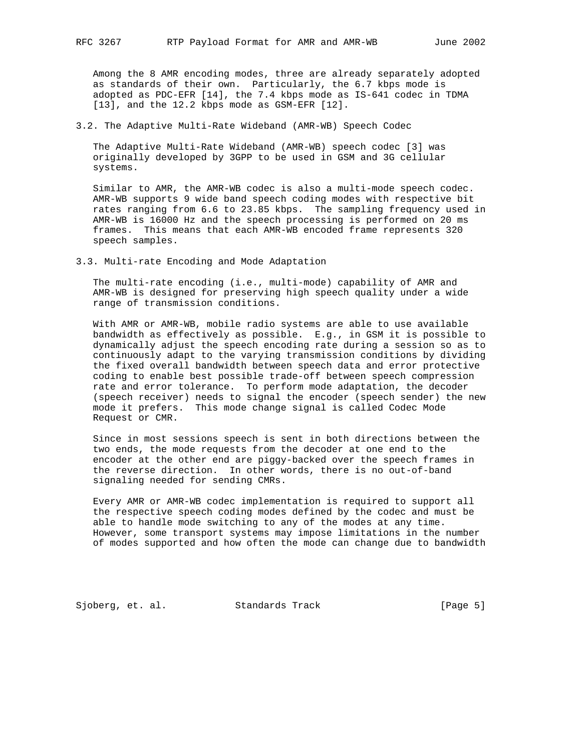Among the 8 AMR encoding modes, three are already separately adopted as standards of their own. Particularly, the 6.7 kbps mode is adopted as PDC-EFR [14], the 7.4 kbps mode as IS-641 codec in TDMA [13], and the 12.2 kbps mode as GSM-EFR [12].

### 3.2. The Adaptive Multi-Rate Wideband (AMR-WB) Speech Codec

The Adaptive Multi-Rate Wideband (AMR-WB) speech codec [3] was originally developed by 3GPP to be used in GSM and 3G cellular systems.

Similar to AMR, the AMR-WB codec is also a multi-mode speech codec. AMR-WB supports 9 wide band speech coding modes with respective bit rates ranging from 6.6 to 23.85 kbps. The sampling frequency used in AMR-WB is 16000 Hz and the speech processing is performed on 20 ms frames. This means that each AMR-WB encoded frame represents 320 speech samples.

### 3.3. Multi-rate Encoding and Mode Adaptation

The multi-rate encoding (i.e., multi-mode) capability of AMR and AMR-WB is designed for preserving high speech quality under a wide range of transmission conditions.

With AMR or AMR-WB, mobile radio systems are able to use available bandwidth as effectively as possible. E.g., in GSM it is possible to dynamically adjust the speech encoding rate during a session so as to continuously adapt to the varying transmission conditions by dividing the fixed overall bandwidth between speech data and error protective coding to enable best possible trade-off between speech compression rate and error tolerance. To perform mode adaptation, the decoder (speech receiver) needs to signal the encoder (speech sender) the new mode it prefers. This mode change signal is called Codec Mode Request or CMR.

Since in most sessions speech is sent in both directions between the two ends, the mode requests from the decoder at one end to the encoder at the other end are piggy-backed over the speech frames in the reverse direction. In other words, there is no out-of-band signaling needed for sending CMRs.

Every AMR or AMR-WB codec implementation is required to support all the respective speech coding modes defined by the codec and must be able to handle mode switching to any of the modes at any time. However, some transport systems may impose limitations in the number of modes supported and how often the mode can change due to bandwidth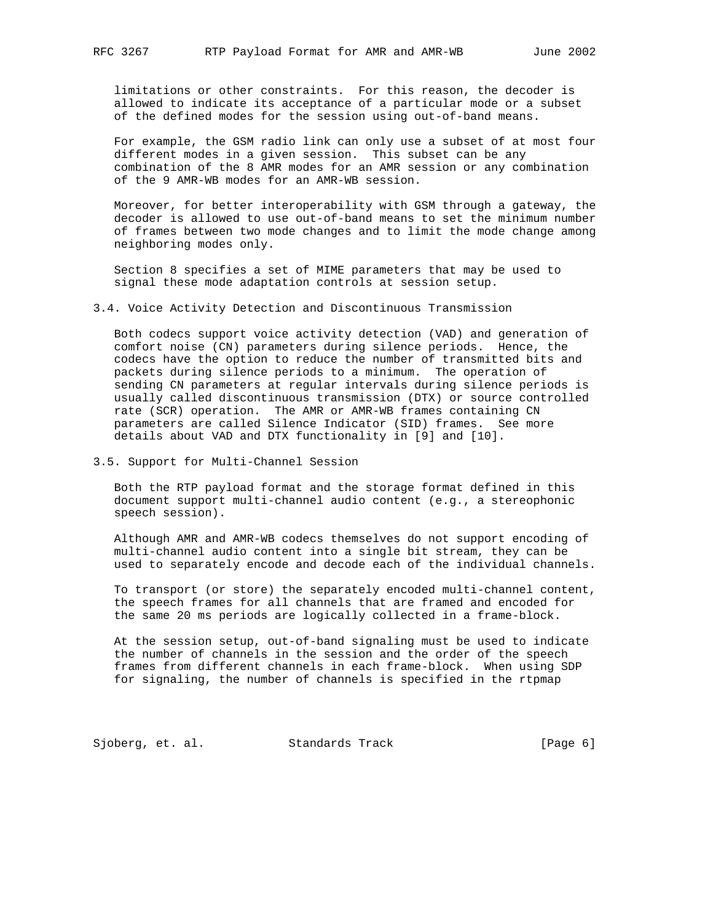limitations or other constraints. For this reason, the decoder is allowed to indicate its acceptance of a particular mode or a subset of the defined modes for the session using out-of-band means.

For example, the GSM radio link can only use a subset of at most four different modes in a given session. This subset can be any combination of the 8 AMR modes for an AMR session or any combination of the 9 AMR-WB modes for an AMR-WB session.

Moreover, for better interoperability with GSM through a gateway, the decoder is allowed to use out-of-band means to set the minimum number of frames between two mode changes and to limit the mode change among neighboring modes only.

Section 8 specifies a set of MIME parameters that may be used to signal these mode adaptation controls at session setup.

### 3.4. Voice Activity Detection and Discontinuous Transmission

Both codecs support voice activity detection (VAD) and generation of comfort noise (CN) parameters during silence periods. Hence, the codecs have the option to reduce the number of transmitted bits and packets during silence periods to a minimum. The operation of sending CN parameters at regular intervals during silence periods is usually called discontinuous transmission (DTX) or source controlled rate (SCR) operation. The AMR or AMR-WB frames containing CN parameters are called Silence Indicator (SID) frames. See more details about VAD and DTX functionality in [9] and [10].

### 3.5. Support for Multi-Channel Session

Both the RTP payload format and the storage format defined in this document support multi-channel audio content (e.g., a stereophonic speech session).

Although AMR and AMR-WB codecs themselves do not support encoding of multi-channel audio content into a single bit stream, they can be used to separately encode and decode each of the individual channels.

To transport (or store) the separately encoded multi-channel content, the speech frames for all channels that are framed and encoded for the same 20 ms periods are logically collected in a frame-block.

At the session setup, out-of-band signaling must be used to indicate the number of channels in the session and the order of the speech frames from different channels in each frame-block. When using SDP for signaling, the number of channels is specified in the rtpmap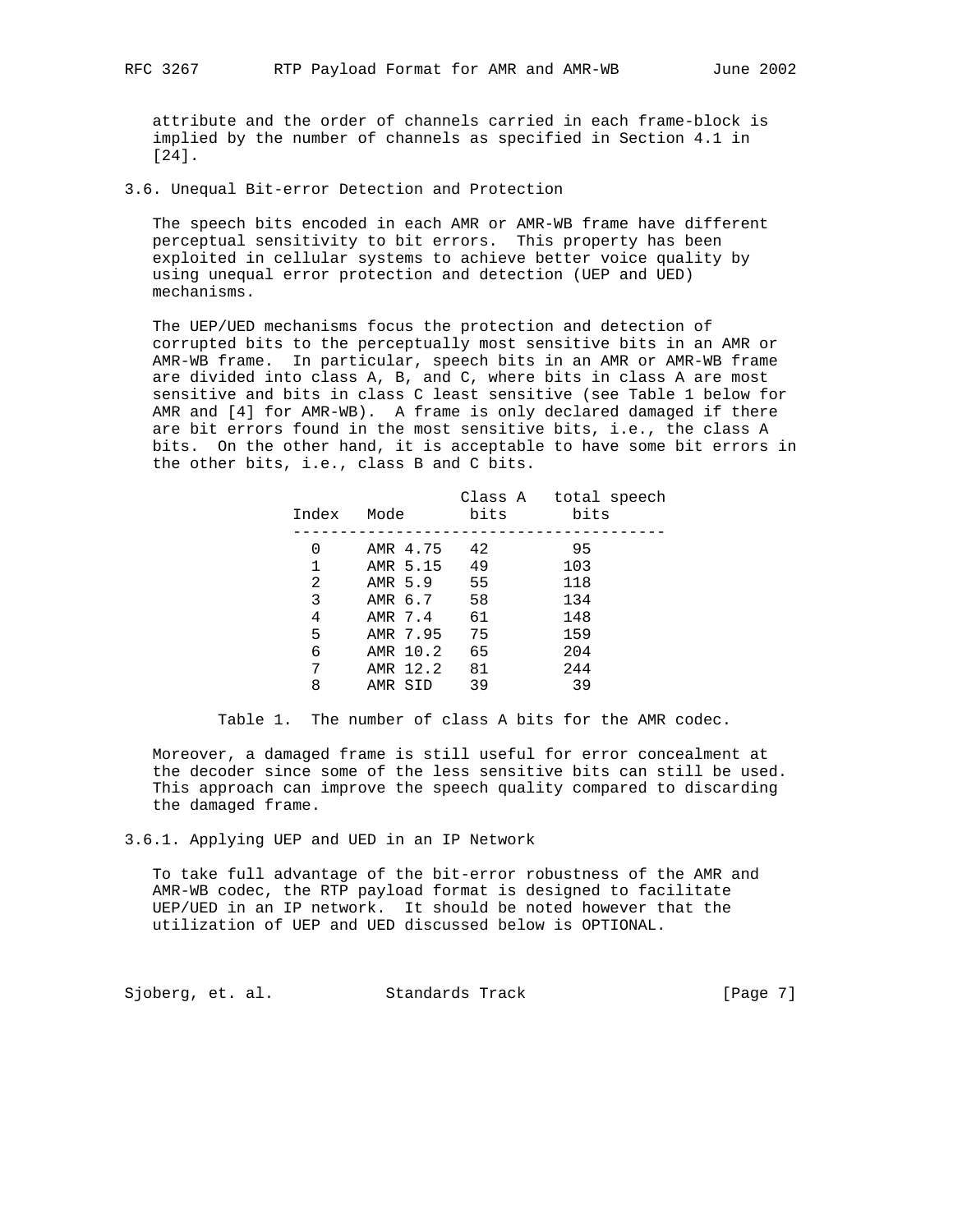attribute and the order of channels carried in each frame-block is implied by the number of channels as specified in Section 4.1 in [24].

### 3.6. Unequal Bit-error Detection and Protection

The speech bits encoded in each AMR or AMR-WB frame have different perceptual sensitivity to bit errors. This property has been exploited in cellular systems to achieve better voice quality by using unequal error protection and detection (UEP and UED) mechanisms.

The UEP/UED mechanisms focus the protection and detection of corrupted bits to the perceptually most sensitive bits in an AMR or AMR-WB frame. In particular, speech bits in an AMR or AMR-WB frame are divided into class A, B, and C, where bits in class A are most sensitive and bits in class C least sensitive (see Table 1 below for AMR and [4] for AMR-WB). A frame is only declared damaged if there are bit errors found in the most sensitive bits, i.e., the class A bits. On the other hand, it is acceptable to have some bit errors in the other bits, i.e., class B and C bits.

| Index | Mode | Class A bits | total speech bits |
|---|---|---|---|
| 0 | AMR 4.75 | 42 | 95 |
| 1 | AMR 5.15 | 49 | 103 |
| 2 | AMR 5.9 | 55 | 118 |
| 3 | AMR 6.7 | 58 | 134 |
| 4 | AMR 7.4 | 61 | 148 |
| 5 | AMR 7.95 | 75 | 159 |
| 6 | AMR 10.2 | 65 | 204 |
| 7 | AMR 12.2 | 81 | 244 |
| 8 | AMR SID | 39 | 39 |

Table 1. The number of class A bits for the AMR codec.

Moreover, a damaged frame is still useful for error concealment at the decoder since some of the less sensitive bits can still be used. This approach can improve the speech quality compared to discarding the damaged frame.

#### 3.6.1. Applying UEP and UED in an IP Network

To take full advantage of the bit-error robustness of the AMR and AMR-WB codec, the RTP payload format is designed to facilitate UEP/UED in an IP network. It should be noted however that the utilization of UEP and UED discussed below is OPTIONAL.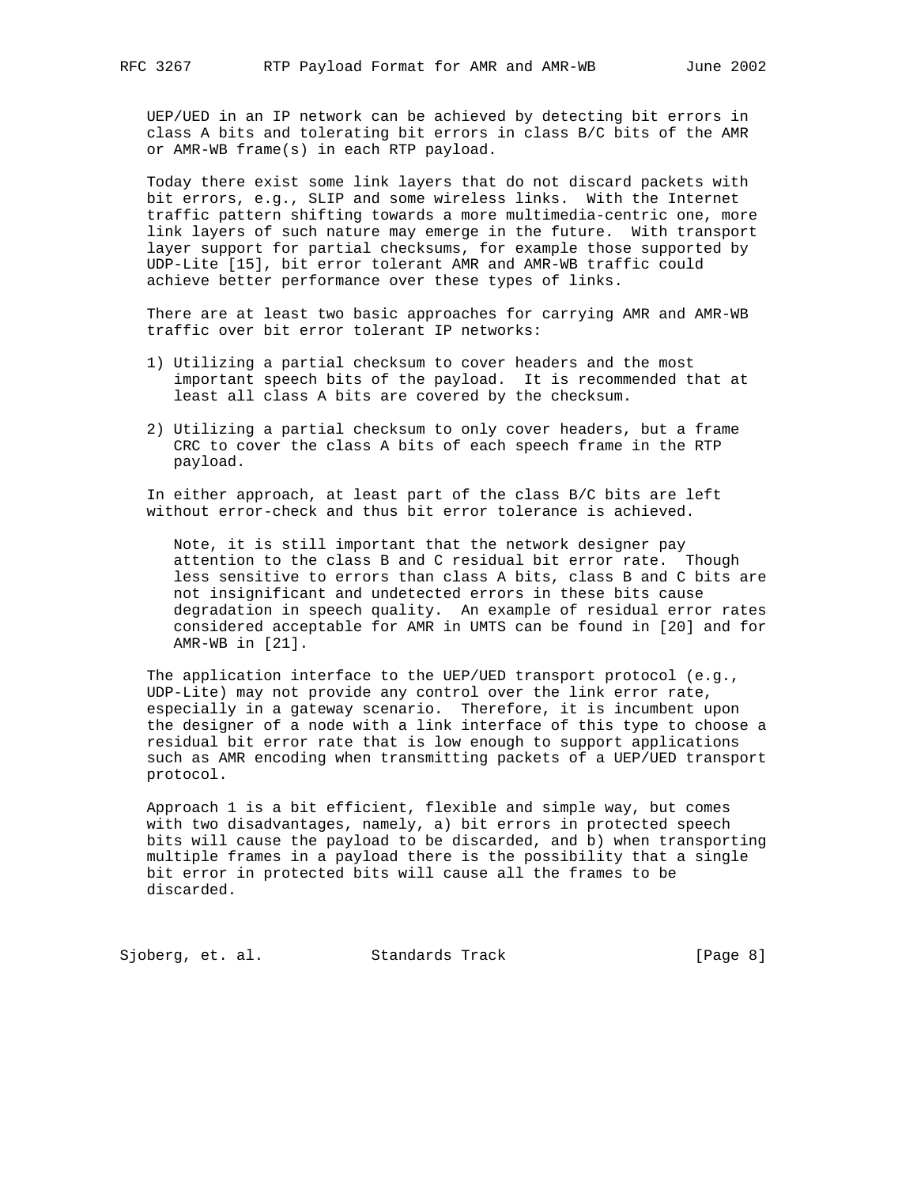UEP/UED in an IP network can be achieved by detecting bit errors in class A bits and tolerating bit errors in class B/C bits of the AMR or AMR-WB frame(s) in each RTP payload.

Today there exist some link layers that do not discard packets with bit errors, e.g., SLIP and some wireless links. With the Internet traffic pattern shifting towards a more multimedia-centric one, more link layers of such nature may emerge in the future. With transport layer support for partial checksums, for example those supported by UDP-Lite [15], bit error tolerant AMR and AMR-WB traffic could achieve better performance over these types of links.

There are at least two basic approaches for carrying AMR and AMR-WB traffic over bit error tolerant IP networks:

1) Utilizing a partial checksum to cover headers and the most important speech bits of the payload. It is recommended that at least all class A bits are covered by the checksum.

2) Utilizing a partial checksum to only cover headers, but a frame CRC to cover the class A bits of each speech frame in the RTP payload.

In either approach, at least part of the class B/C bits are left without error-check and thus bit error tolerance is achieved.

> Note, it is still important that the network designer pay attention to the class B and C residual bit error rate. Though less sensitive to errors than class A bits, class B and C bits are not insignificant and undetected errors in these bits cause degradation in speech quality. An example of residual error rates considered acceptable for AMR in UMTS can be found in [20] and for AMR-WB in [21].

The application interface to the UEP/UED transport protocol (e.g., UDP-Lite) may not provide any control over the link error rate, especially in a gateway scenario. Therefore, it is incumbent upon the designer of a node with a link interface of this type to choose a residual bit error rate that is low enough to support applications such as AMR encoding when transmitting packets of a UEP/UED transport protocol.

Approach 1 is a bit efficient, flexible and simple way, but comes with two disadvantages, namely, a) bit errors in protected speech bits will cause the payload to be discarded, and b) when transporting multiple frames in a payload there is the possibility that a single bit error in protected bits will cause all the frames to be discarded.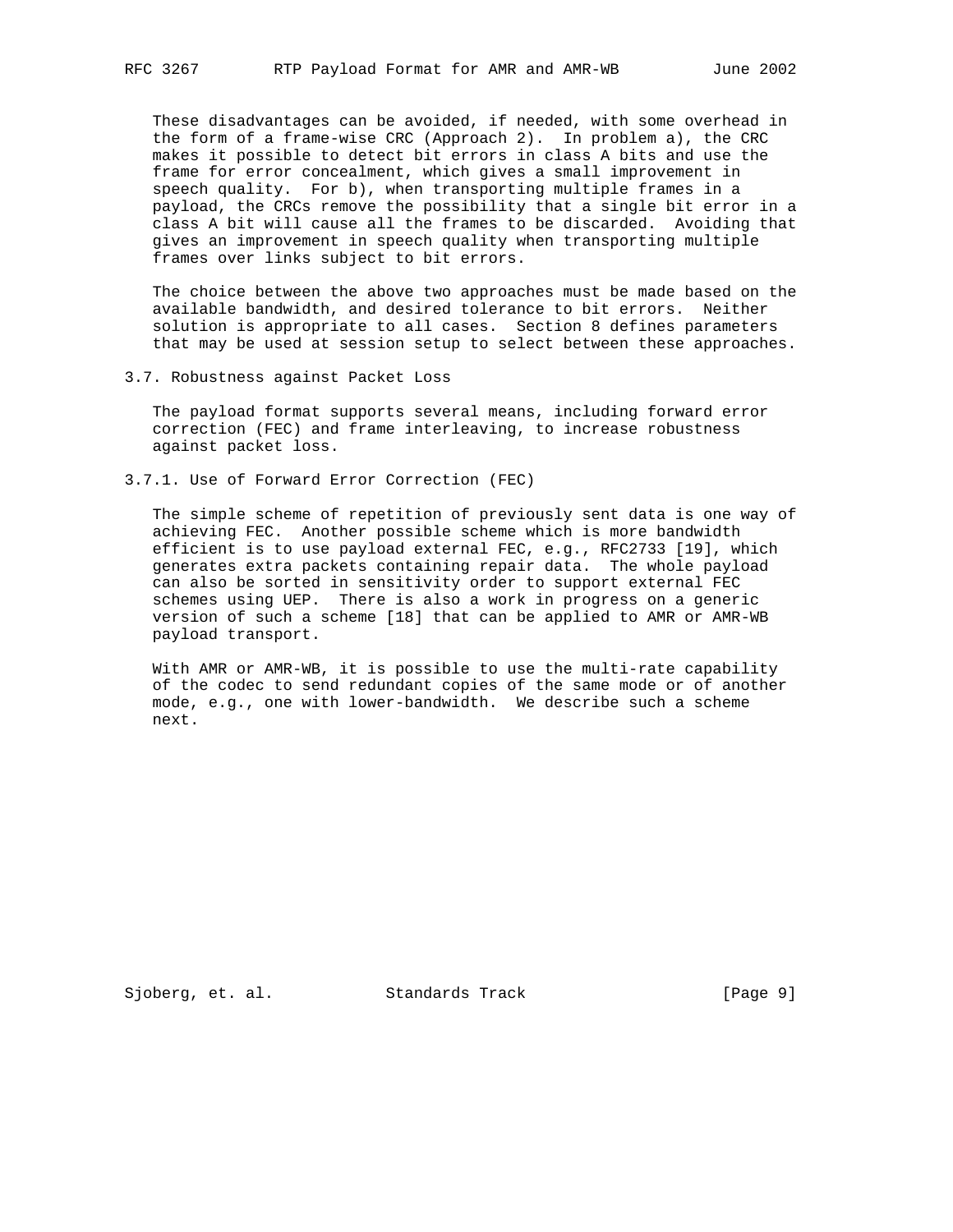These disadvantages can be avoided, if needed, with some overhead in the form of a frame-wise CRC (Approach 2). In problem a), the CRC makes it possible to detect bit errors in class A bits and use the frame for error concealment, which gives a small improvement in speech quality. For b), when transporting multiple frames in a payload, the CRCs remove the possibility that a single bit error in a class A bit will cause all the frames to be discarded. Avoiding that gives an improvement in speech quality when transporting multiple frames over links subject to bit errors.

The choice between the above two approaches must be made based on the available bandwidth, and desired tolerance to bit errors. Neither solution is appropriate to all cases. Section 8 defines parameters that may be used at session setup to select between these approaches.

## 3.7. Robustness against Packet Loss

The payload format supports several means, including forward error correction (FEC) and frame interleaving, to increase robustness against packet loss.

### 3.7.1. Use of Forward Error Correction (FEC)

The simple scheme of repetition of previously sent data is one way of achieving FEC. Another possible scheme which is more bandwidth efficient is to use payload external FEC, e.g., RFC2733 [19], which generates extra packets containing repair data. The whole payload can also be sorted in sensitivity order to support external FEC schemes using UEP. There is also a work in progress on a generic version of such a scheme [18] that can be applied to AMR or AMR-WB payload transport.

With AMR or AMR-WB, it is possible to use the multi-rate capability of the codec to send redundant copies of the same mode or of another mode, e.g., one with lower-bandwidth. We describe such a scheme next.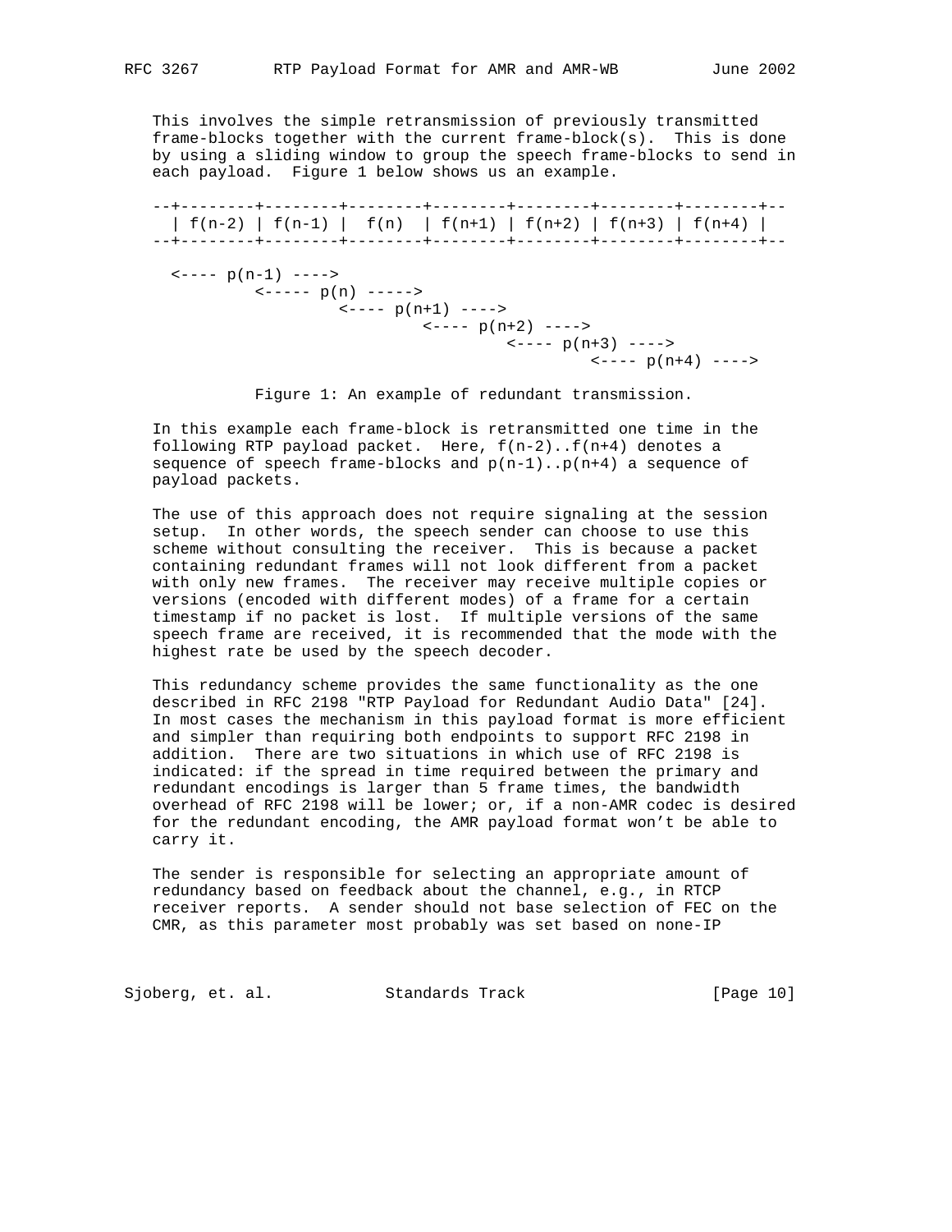This involves the simple retransmission of previously transmitted frame-blocks together with the current frame-block(s). This is done by using a sliding window to group the speech frame-blocks to send in each payload. Figure 1 below shows us an example.

```
--+--------+--------+--------+--------+--------+--------+--------+--
  | f(n-2) | f(n-1) |  f(n)  | f(n+1) | f(n+2) | f(n+3) | f(n+4) |
--+--------+--------+--------+--------+--------+--------+--------+--

  <---- p(n-1) ---->
           <----- p(n) ----->
                    <---- p(n+1) ---->
                             <---- p(n+2) ---->
                                      <---- p(n+3) ---->
                                               <---- p(n+4) ---->
```

Figure 1: An example of redundant transmission.

In this example each frame-block is retransmitted one time in the following RTP payload packet. Here, f(n-2)..f(n+4) denotes a sequence of speech frame-blocks and p(n-1)..p(n+4) a sequence of payload packets.

The use of this approach does not require signaling at the session setup. In other words, the speech sender can choose to use this scheme without consulting the receiver. This is because a packet containing redundant frames will not look different from a packet with only new frames. The receiver may receive multiple copies or versions (encoded with different modes) of a frame for a certain timestamp if no packet is lost. If multiple versions of the same speech frame are received, it is recommended that the mode with the highest rate be used by the speech decoder.

This redundancy scheme provides the same functionality as the one described in RFC 2198 "RTP Payload for Redundant Audio Data" [24]. In most cases the mechanism in this payload format is more efficient and simpler than requiring both endpoints to support RFC 2198 in addition. There are two situations in which use of RFC 2198 is indicated: if the spread in time required between the primary and redundant encodings is larger than 5 frame times, the bandwidth overhead of RFC 2198 will be lower; or, if a non-AMR codec is desired for the redundant encoding, the AMR payload format won't be able to carry it.

The sender is responsible for selecting an appropriate amount of redundancy based on feedback about the channel, e.g., in RTCP receiver reports. A sender should not base selection of FEC on the CMR, as this parameter most probably was set based on none-IP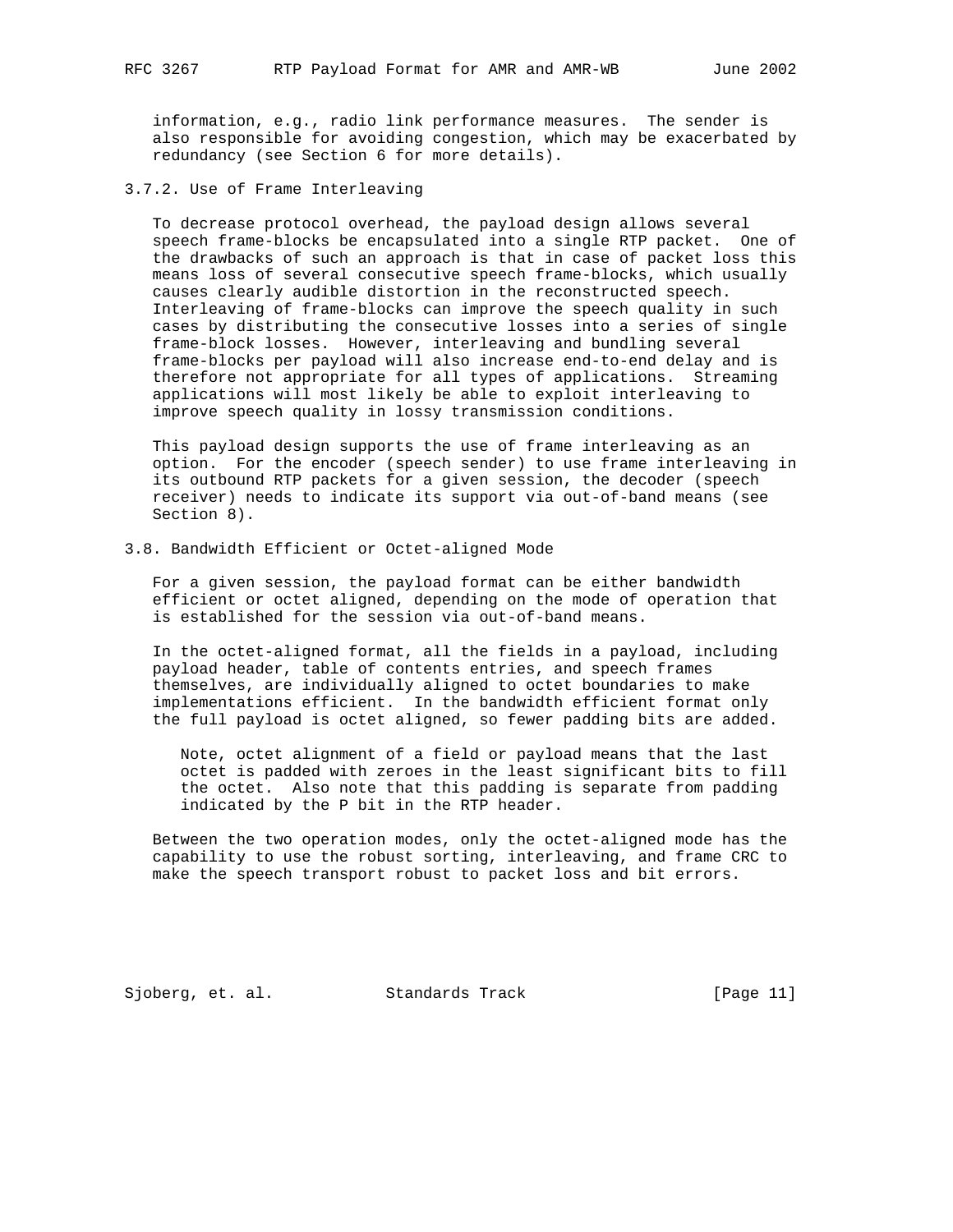information, e.g., radio link performance measures. The sender is also responsible for avoiding congestion, which may be exacerbated by redundancy (see Section 6 for more details).

### 3.7.2. Use of Frame Interleaving

To decrease protocol overhead, the payload design allows several speech frame-blocks be encapsulated into a single RTP packet. One of the drawbacks of such an approach is that in case of packet loss this means loss of several consecutive speech frame-blocks, which usually causes clearly audible distortion in the reconstructed speech. Interleaving of frame-blocks can improve the speech quality in such cases by distributing the consecutive losses into a series of single frame-block losses. However, interleaving and bundling several frame-blocks per payload will also increase end-to-end delay and is therefore not appropriate for all types of applications. Streaming applications will most likely be able to exploit interleaving to improve speech quality in lossy transmission conditions.

This payload design supports the use of frame interleaving as an option. For the encoder (speech sender) to use frame interleaving in its outbound RTP packets for a given session, the decoder (speech receiver) needs to indicate its support via out-of-band means (see Section 8).

## 3.8. Bandwidth Efficient or Octet-aligned Mode

For a given session, the payload format can be either bandwidth efficient or octet aligned, depending on the mode of operation that is established for the session via out-of-band means.

In the octet-aligned format, all the fields in a payload, including payload header, table of contents entries, and speech frames themselves, are individually aligned to octet boundaries to make implementations efficient. In the bandwidth efficient format only the full payload is octet aligned, so fewer padding bits are added.

> Note, octet alignment of a field or payload means that the last octet is padded with zeroes in the least significant bits to fill the octet. Also note that this padding is separate from padding indicated by the P bit in the RTP header.

Between the two operation modes, only the octet-aligned mode has the capability to use the robust sorting, interleaving, and frame CRC to make the speech transport robust to packet loss and bit errors.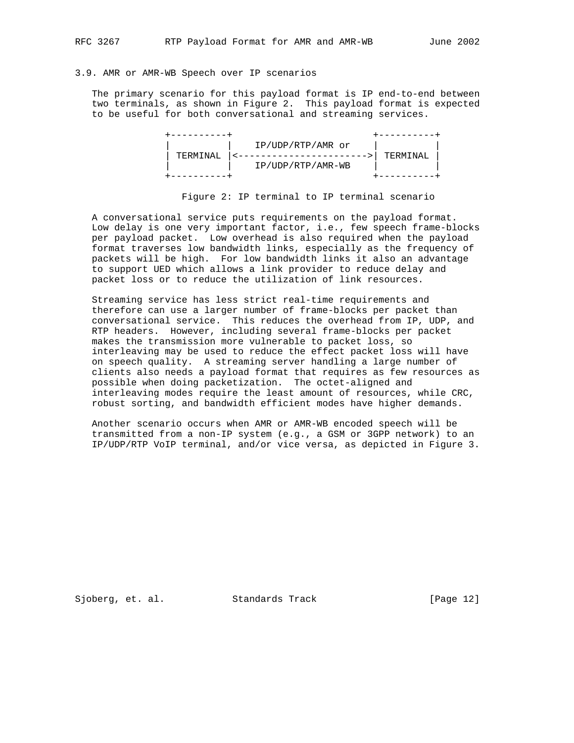### 3.9. AMR or AMR-WB Speech over IP scenarios

The primary scenario for this payload format is IP end-to-end between two terminals, as shown in Figure 2. This payload format is expected to be useful for both conversational and streaming services.

```
+----------+                          +----------+
|          |    IP/UDP/RTP/AMR or     |          |
| TERMINAL |<------------------------>| TERMINAL |
|          |    IP/UDP/RTP/AMR-WB     |          |
+----------+                          +----------+
```

Figure 2: IP terminal to IP terminal scenario

A conversational service puts requirements on the payload format. Low delay is one very important factor, i.e., few speech frame-blocks per payload packet. Low overhead is also required when the payload format traverses low bandwidth links, especially as the frequency of packets will be high. For low bandwidth links it also an advantage to support UED which allows a link provider to reduce delay and packet loss or to reduce the utilization of link resources.

Streaming service has less strict real-time requirements and therefore can use a larger number of frame-blocks per packet than conversational service. This reduces the overhead from IP, UDP, and RTP headers. However, including several frame-blocks per packet makes the transmission more vulnerable to packet loss, so interleaving may be used to reduce the effect packet loss will have on speech quality. A streaming server handling a large number of clients also needs a payload format that requires as few resources as possible when doing packetization. The octet-aligned and interleaving modes require the least amount of resources, while CRC, robust sorting, and bandwidth efficient modes have higher demands.

Another scenario occurs when AMR or AMR-WB encoded speech will be transmitted from a non-IP system (e.g., a GSM or 3GPP network) to an IP/UDP/RTP VoIP terminal, and/or vice versa, as depicted in Figure 3.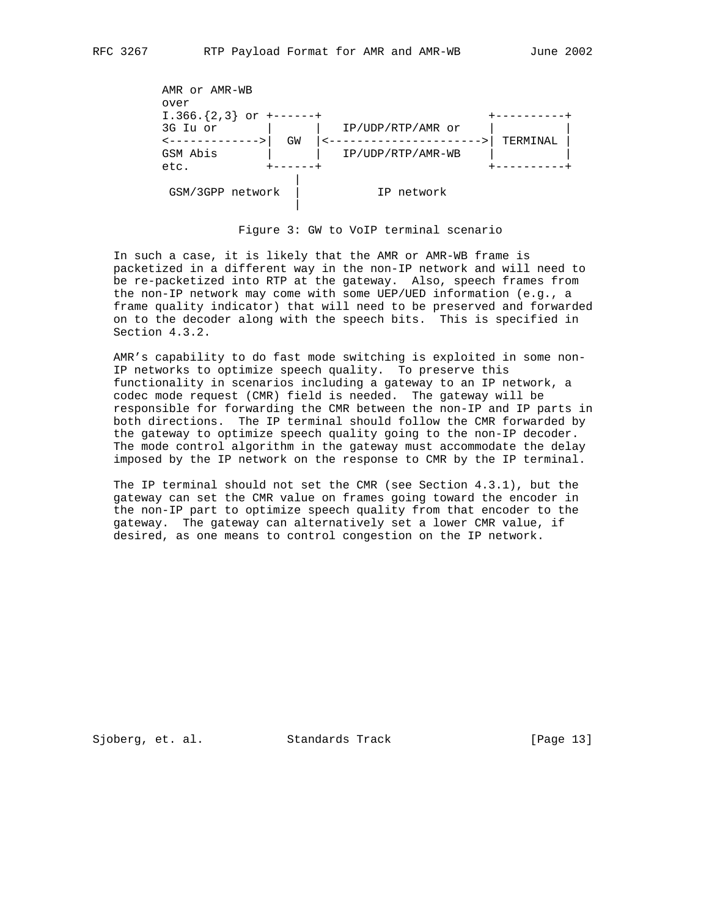```
 AMR or AMR-WB
 over
 I.366.{2,3} or +------+                        +----------+
 3G Iu or       |      |   IP/UDP/RTP/AMR or    |          |
 <------------->|  GW  |<---------------------->| TERMINAL |
 GSM Abis       |      |   IP/UDP/RTP/AMR-WB    |          |
 etc.           +------+                        +----------+
                    |
  GSM/3GPP network  |           IP network
                    |
```

Figure 3: GW to VoIP terminal scenario

In such a case, it is likely that the AMR or AMR-WB frame is packetized in a different way in the non-IP network and will need to be re-packetized into RTP at the gateway. Also, speech frames from the non-IP network may come with some UEP/UED information (e.g., a frame quality indicator) that will need to be preserved and forwarded on to the decoder along with the speech bits. This is specified in Section 4.3.2.

AMR's capability to do fast mode switching is exploited in some non-IP networks to optimize speech quality. To preserve this functionality in scenarios including a gateway to an IP network, a codec mode request (CMR) field is needed. The gateway will be responsible for forwarding the CMR between the non-IP and IP parts in both directions. The IP terminal should follow the CMR forwarded by the gateway to optimize speech quality going to the non-IP decoder. The mode control algorithm in the gateway must accommodate the delay imposed by the IP network on the response to CMR by the IP terminal.

The IP terminal should not set the CMR (see Section 4.3.1), but the gateway can set the CMR value on frames going toward the encoder in the non-IP part to optimize speech quality from that encoder to the gateway. The gateway can alternatively set a lower CMR value, if desired, as one means to control congestion on the IP network.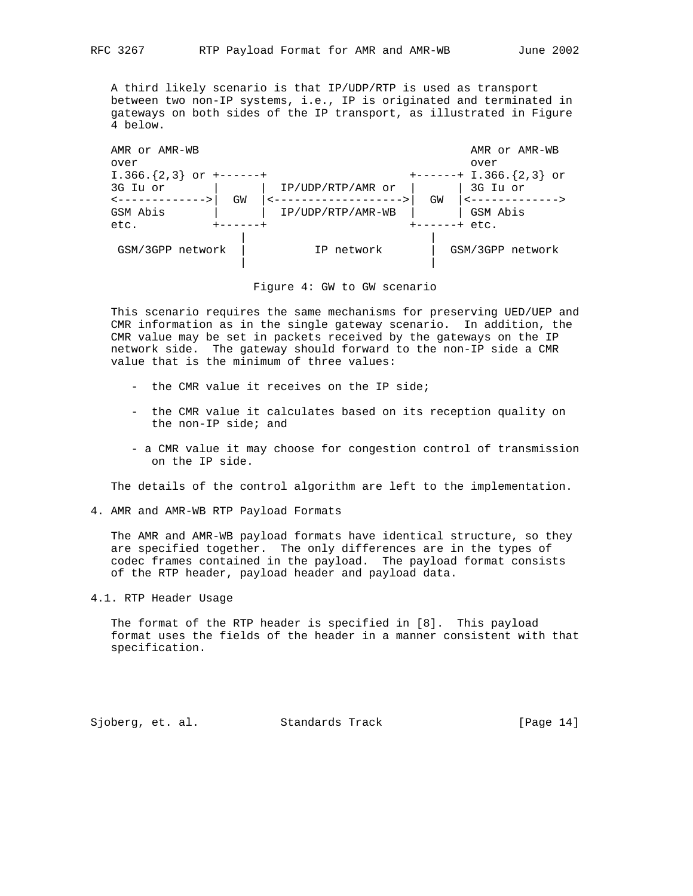A third likely scenario is that IP/UDP/RTP is used as transport between two non-IP systems, i.e., IP is originated and terminated in gateways on both sides of the IP transport, as illustrated in Figure 4 below.

```
AMR or AMR-WB                                            AMR or AMR-WB
over                                                     over
I.366.{2,3} or +------+                     +------+ I.366.{2,3} or
3G Iu or       |      |  IP/UDP/RTP/AMR or  |      | 3G Iu or
<------------->|  GW  |<------------------->|  GW  |<------------->
GSM Abis       |      |  IP/UDP/RTP/AMR-WB  |      | GSM Abis
etc.           +------+                     +------+ etc.
                  |                            |
 GSM/3GPP network |         IP network         |  GSM/3GPP network
                  |                            |
```

Figure 4: GW to GW scenario

This scenario requires the same mechanisms for preserving UED/UEP and CMR information as in the single gateway scenario. In addition, the CMR value may be set in packets received by the gateways on the IP network side. The gateway should forward to the non-IP side a CMR value that is the minimum of three values:

- the CMR value it receives on the IP side;
- the CMR value it calculates based on its reception quality on the non-IP side; and
- a CMR value it may choose for congestion control of transmission on the IP side.

The details of the control algorithm are left to the implementation.

## 4. AMR and AMR-WB RTP Payload Formats

The AMR and AMR-WB payload formats have identical structure, so they are specified together. The only differences are in the types of codec frames contained in the payload. The payload format consists of the RTP header, payload header and payload data.

### 4.1. RTP Header Usage

The format of the RTP header is specified in [8]. This payload format uses the fields of the header in a manner consistent with that specification.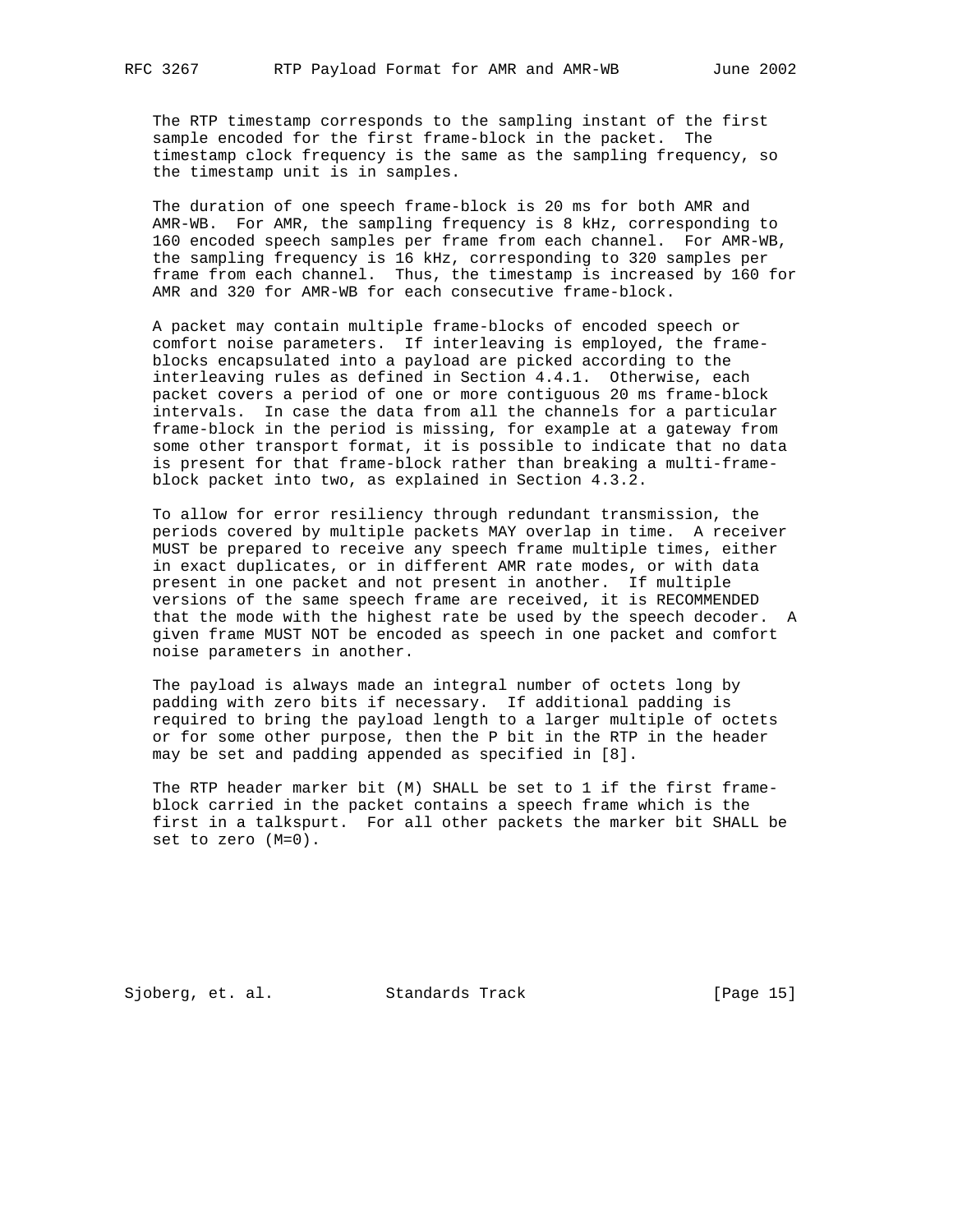The RTP timestamp corresponds to the sampling instant of the first sample encoded for the first frame-block in the packet. The timestamp clock frequency is the same as the sampling frequency, so the timestamp unit is in samples.

The duration of one speech frame-block is 20 ms for both AMR and AMR-WB. For AMR, the sampling frequency is 8 kHz, corresponding to 160 encoded speech samples per frame from each channel. For AMR-WB, the sampling frequency is 16 kHz, corresponding to 320 samples per frame from each channel. Thus, the timestamp is increased by 160 for AMR and 320 for AMR-WB for each consecutive frame-block.

A packet may contain multiple frame-blocks of encoded speech or comfort noise parameters. If interleaving is employed, the frame-blocks encapsulated into a payload are picked according to the interleaving rules as defined in Section 4.4.1. Otherwise, each packet covers a period of one or more contiguous 20 ms frame-block intervals. In case the data from all the channels for a particular frame-block in the period is missing, for example at a gateway from some other transport format, it is possible to indicate that no data is present for that frame-block rather than breaking a multi-frame-block packet into two, as explained in Section 4.3.2.

To allow for error resiliency through redundant transmission, the periods covered by multiple packets MAY overlap in time. A receiver MUST be prepared to receive any speech frame multiple times, either in exact duplicates, or in different AMR rate modes, or with data present in one packet and not present in another. If multiple versions of the same speech frame are received, it is RECOMMENDED that the mode with the highest rate be used by the speech decoder. A given frame MUST NOT be encoded as speech in one packet and comfort noise parameters in another.

The payload is always made an integral number of octets long by padding with zero bits if necessary. If additional padding is required to bring the payload length to a larger multiple of octets or for some other purpose, then the P bit in the RTP in the header may be set and padding appended as specified in [8].

The RTP header marker bit (M) SHALL be set to 1 if the first frame-block carried in the packet contains a speech frame which is the first in a talkspurt. For all other packets the marker bit SHALL be set to zero (M=0).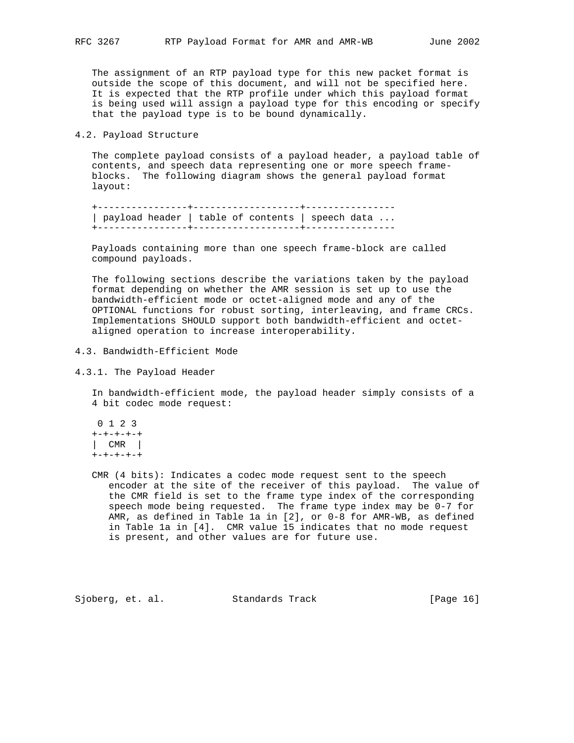The assignment of an RTP payload type for this new packet format is outside the scope of this document, and will not be specified here. It is expected that the RTP profile under which this payload format is being used will assign a payload type for this encoding or specify that the payload type is to be bound dynamically.

## 4.2. Payload Structure

The complete payload consists of a payload header, a payload table of contents, and speech data representing one or more speech frame-blocks. The following diagram shows the general payload format layout:

```
+----------------+-------------------+----------------
| payload header | table of contents | speech data ...
+----------------+-------------------+----------------
```

Payloads containing more than one speech frame-block are called compound payloads.

The following sections describe the variations taken by the payload format depending on whether the AMR session is set up to use the bandwidth-efficient mode or octet-aligned mode and any of the OPTIONAL functions for robust sorting, interleaving, and frame CRCs. Implementations SHOULD support both bandwidth-efficient and octet-aligned operation to increase interoperability.

## 4.3. Bandwidth-Efficient Mode

### 4.3.1. The Payload Header

In bandwidth-efficient mode, the payload header simply consists of a 4 bit codec mode request:

```
 0 1 2 3
+-+-+-+-+
|  CMR  |
+-+-+-+-+
```

CMR (4 bits): Indicates a codec mode request sent to the speech encoder at the site of the receiver of this payload. The value of the CMR field is set to the frame type index of the corresponding speech mode being requested. The frame type index may be 0-7 for AMR, as defined in Table 1a in [2], or 0-8 for AMR-WB, as defined in Table 1a in [4]. CMR value 15 indicates that no mode request is present, and other values are for future use.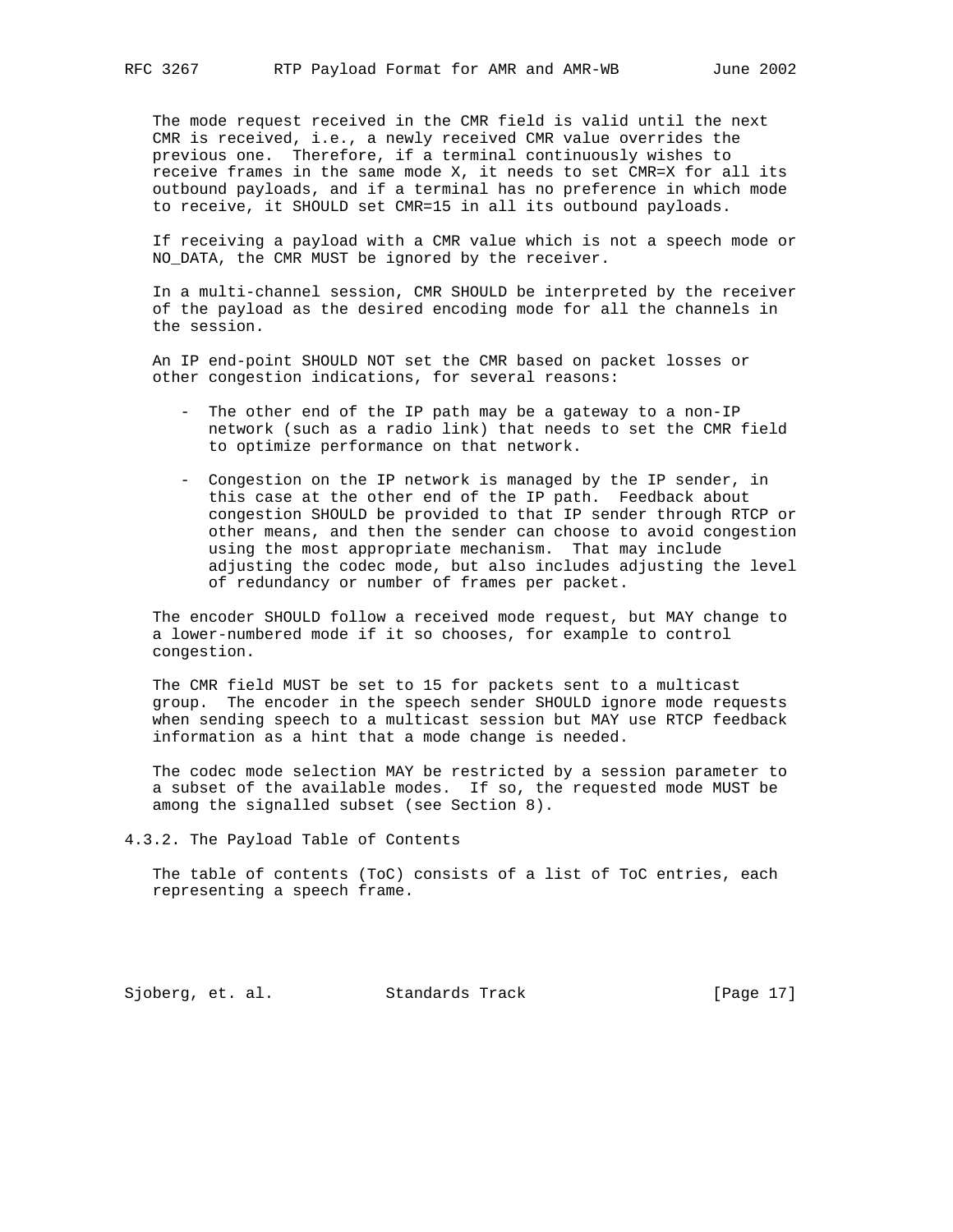The mode request received in the CMR field is valid until the next CMR is received, i.e., a newly received CMR value overrides the previous one. Therefore, if a terminal continuously wishes to receive frames in the same mode X, it needs to set CMR=X for all its outbound payloads, and if a terminal has no preference in which mode to receive, it SHOULD set CMR=15 in all its outbound payloads.

If receiving a payload with a CMR value which is not a speech mode or NO_DATA, the CMR MUST be ignored by the receiver.

In a multi-channel session, CMR SHOULD be interpreted by the receiver of the payload as the desired encoding mode for all the channels in the session.

An IP end-point SHOULD NOT set the CMR based on packet losses or other congestion indications, for several reasons:

- The other end of the IP path may be a gateway to a non-IP network (such as a radio link) that needs to set the CMR field to optimize performance on that network.
- Congestion on the IP network is managed by the IP sender, in this case at the other end of the IP path. Feedback about congestion SHOULD be provided to that IP sender through RTCP or other means, and then the sender can choose to avoid congestion using the most appropriate mechanism. That may include adjusting the codec mode, but also includes adjusting the level of redundancy or number of frames per packet.

The encoder SHOULD follow a received mode request, but MAY change to a lower-numbered mode if it so chooses, for example to control congestion.

The CMR field MUST be set to 15 for packets sent to a multicast group. The encoder in the speech sender SHOULD ignore mode requests when sending speech to a multicast session but MAY use RTCP feedback information as a hint that a mode change is needed.

The codec mode selection MAY be restricted by a session parameter to a subset of the available modes. If so, the requested mode MUST be among the signalled subset (see Section 8).

### 4.3.2. The Payload Table of Contents

The table of contents (ToC) consists of a list of ToC entries, each representing a speech frame.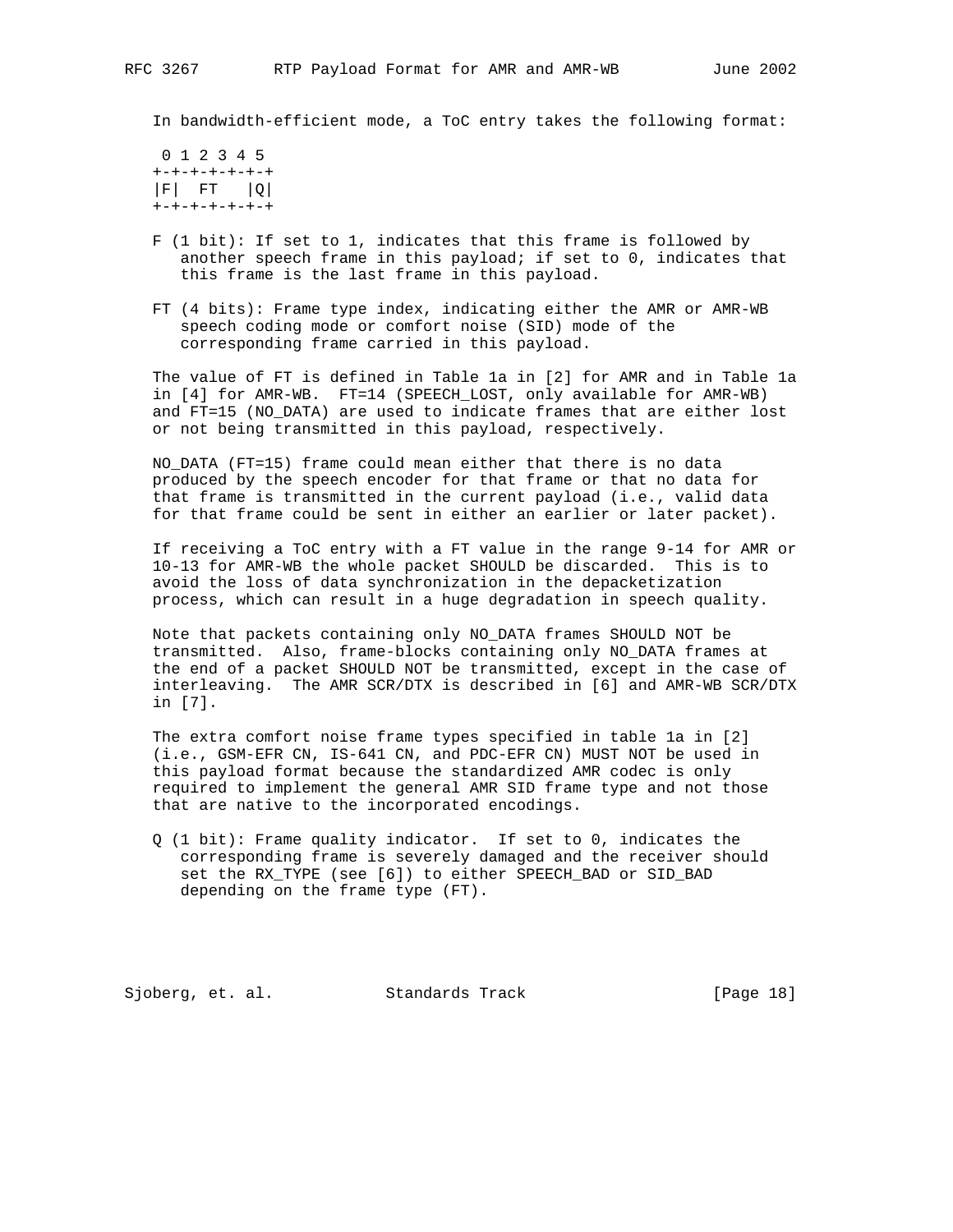In bandwidth-efficient mode, a ToC entry takes the following format:

```
 0 1 2 3 4 5
+-+-+-+-+-+-+
|F|  FT   |Q|
+-+-+-+-+-+-+
```

F (1 bit): If set to 1, indicates that this frame is followed by another speech frame in this payload; if set to 0, indicates that this frame is the last frame in this payload.

FT (4 bits): Frame type index, indicating either the AMR or AMR-WB speech coding mode or comfort noise (SID) mode of the corresponding frame carried in this payload.

The value of FT is defined in Table 1a in [2] for AMR and in Table 1a in [4] for AMR-WB. FT=14 (SPEECH_LOST, only available for AMR-WB) and FT=15 (NO_DATA) are used to indicate frames that are either lost or not being transmitted in this payload, respectively.

NO_DATA (FT=15) frame could mean either that there is no data produced by the speech encoder for that frame or that no data for that frame is transmitted in the current payload (i.e., valid data for that frame could be sent in either an earlier or later packet).

If receiving a ToC entry with a FT value in the range 9-14 for AMR or 10-13 for AMR-WB the whole packet SHOULD be discarded. This is to avoid the loss of data synchronization in the depacketization process, which can result in a huge degradation in speech quality.

Note that packets containing only NO_DATA frames SHOULD NOT be transmitted. Also, frame-blocks containing only NO_DATA frames at the end of a packet SHOULD NOT be transmitted, except in the case of interleaving. The AMR SCR/DTX is described in [6] and AMR-WB SCR/DTX in [7].

The extra comfort noise frame types specified in table 1a in [2] (i.e., GSM-EFR CN, IS-641 CN, and PDC-EFR CN) MUST NOT be used in this payload format because the standardized AMR codec is only required to implement the general AMR SID frame type and not those that are native to the incorporated encodings.

Q (1 bit): Frame quality indicator. If set to 0, indicates the corresponding frame is severely damaged and the receiver should set the RX_TYPE (see [6]) to either SPEECH_BAD or SID_BAD depending on the frame type (FT).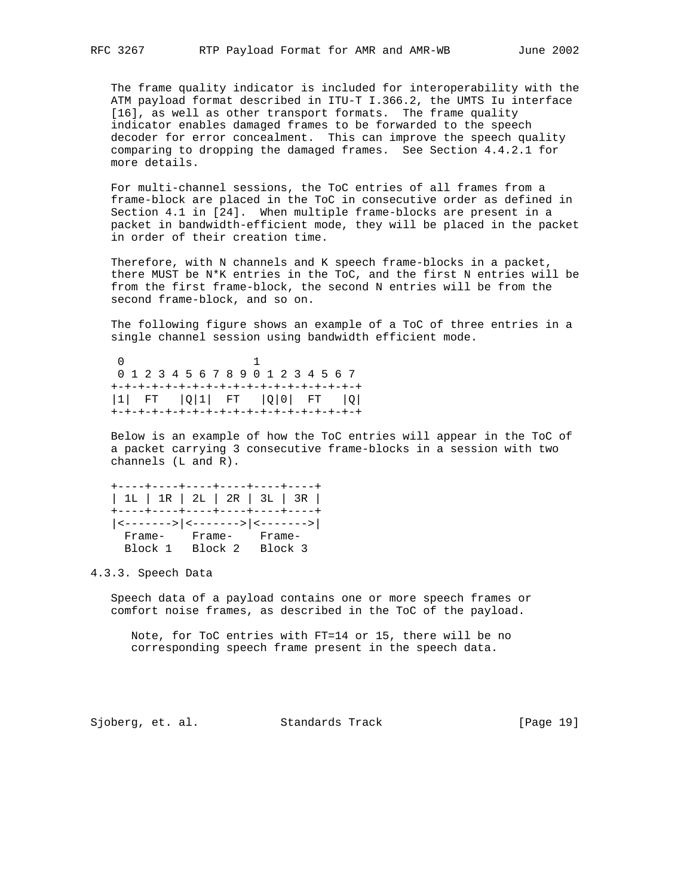The frame quality indicator is included for interoperability with the ATM payload format described in ITU-T I.366.2, the UMTS Iu interface [16], as well as other transport formats. The frame quality indicator enables damaged frames to be forwarded to the speech decoder for error concealment. This can improve the speech quality comparing to dropping the damaged frames. See Section 4.4.2.1 for more details.

For multi-channel sessions, the ToC entries of all frames from a frame-block are placed in the ToC in consecutive order as defined in Section 4.1 in [24]. When multiple frame-blocks are present in a packet in bandwidth-efficient mode, they will be placed in the packet in order of their creation time.

Therefore, with N channels and K speech frame-blocks in a packet, there MUST be N*K entries in the ToC, and the first N entries will be from the first frame-block, the second N entries will be from the second frame-block, and so on.

The following figure shows an example of a ToC of three entries in a single channel session using bandwidth efficient mode.

```
 0                   1
 0 1 2 3 4 5 6 7 8 9 0 1 2 3 4 5 6 7
+-+-+-+-+-+-+-+-+-+-+-+-+-+-+-+-+-+-+
|1|  FT   |Q|1|  FT   |Q|0|  FT   |Q|
+-+-+-+-+-+-+-+-+-+-+-+-+-+-+-+-+-+-+
```

Below is an example of how the ToC entries will appear in the ToC of a packet carrying 3 consecutive frame-blocks in a session with two channels (L and R).

```
+----+----+----+----+----+----+
| 1L | 1R | 2L | 2R | 3L | 3R |
+----+----+----+----+----+----+
|<------->|<------->|<------->|
  Frame-    Frame-    Frame-
  Block 1   Block 2   Block 3
```

### 4.3.3. Speech Data

Speech data of a payload contains one or more speech frames or comfort noise frames, as described in the ToC of the payload.

> Note, for ToC entries with FT=14 or 15, there will be no corresponding speech frame present in the speech data.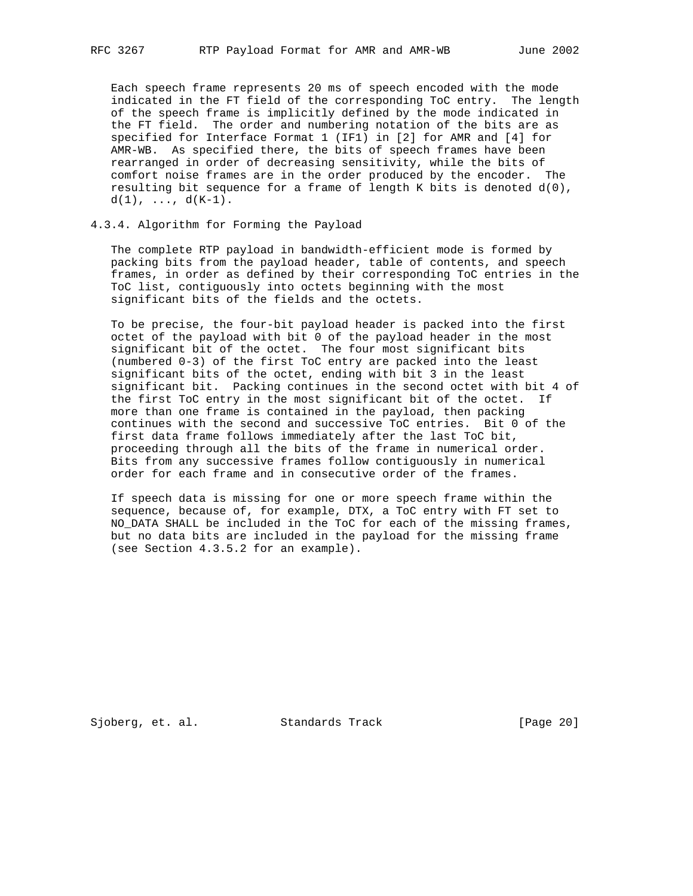Each speech frame represents 20 ms of speech encoded with the mode indicated in the FT field of the corresponding ToC entry. The length of the speech frame is implicitly defined by the mode indicated in the FT field. The order and numbering notation of the bits are as specified for Interface Format 1 (IF1) in [2] for AMR and [4] for AMR-WB. As specified there, the bits of speech frames have been rearranged in order of decreasing sensitivity, while the bits of comfort noise frames are in the order produced by the encoder. The resulting bit sequence for a frame of length K bits is denoted d(0), d(1), ..., d(K-1).

### 4.3.4. Algorithm for Forming the Payload

The complete RTP payload in bandwidth-efficient mode is formed by packing bits from the payload header, table of contents, and speech frames, in order as defined by their corresponding ToC entries in the ToC list, contiguously into octets beginning with the most significant bits of the fields and the octets.

To be precise, the four-bit payload header is packed into the first octet of the payload with bit 0 of the payload header in the most significant bit of the octet. The four most significant bits (numbered 0-3) of the first ToC entry are packed into the least significant bits of the octet, ending with bit 3 in the least significant bit. Packing continues in the second octet with bit 4 of the first ToC entry in the most significant bit of the octet. If more than one frame is contained in the payload, then packing continues with the second and successive ToC entries. Bit 0 of the first data frame follows immediately after the last ToC bit, proceeding through all the bits of the frame in numerical order. Bits from any successive frames follow contiguously in numerical order for each frame and in consecutive order of the frames.

If speech data is missing for one or more speech frame within the sequence, because of, for example, DTX, a ToC entry with FT set to NO_DATA SHALL be included in the ToC for each of the missing frames, but no data bits are included in the payload for the missing frame (see Section 4.3.5.2 for an example).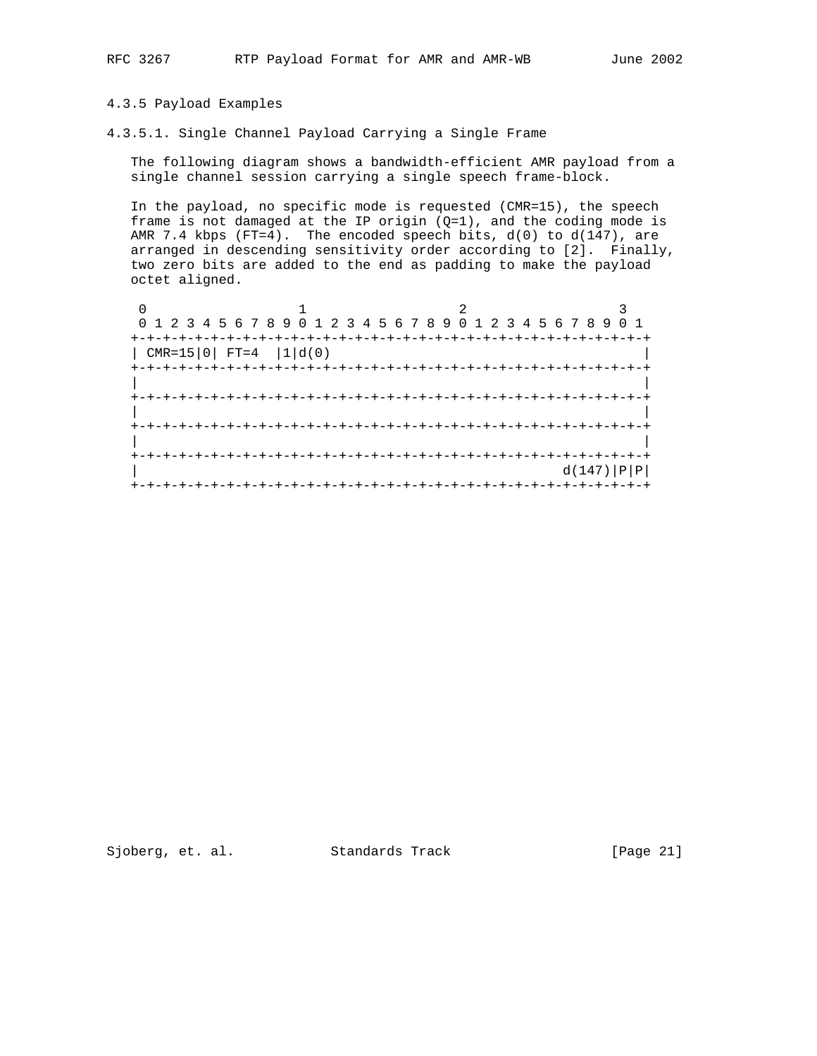### 4.3.5 Payload Examples

#### 4.3.5.1. Single Channel Payload Carrying a Single Frame

The following diagram shows a bandwidth-efficient AMR payload from a single channel session carrying a single speech frame-block.

In the payload, no specific mode is requested (CMR=15), the speech frame is not damaged at the IP origin (Q=1), and the coding mode is AMR 7.4 kbps (FT=4). The encoded speech bits, d(0) to d(147), are arranged in descending sensitivity order according to [2]. Finally, two zero bits are added to the end as padding to make the payload octet aligned.

```
 0                   1                   2                   3
 0 1 2 3 4 5 6 7 8 9 0 1 2 3 4 5 6 7 8 9 0 1 2 3 4 5 6 7 8 9 0 1
+-+-+-+-+-+-+-+-+-+-+-+-+-+-+-+-+-+-+-+-+-+-+-+-+-+-+-+-+-+-+-+-+
| CMR=15|0| FT=4  |1|d(0)                                       |
+-+-+-+-+-+-+-+-+-+-+-+-+-+-+-+-+-+-+-+-+-+-+-+-+-+-+-+-+-+-+-+-+
|                                                               |
+-+-+-+-+-+-+-+-+-+-+-+-+-+-+-+-+-+-+-+-+-+-+-+-+-+-+-+-+-+-+-+-+
|                                                               |
+-+-+-+-+-+-+-+-+-+-+-+-+-+-+-+-+-+-+-+-+-+-+-+-+-+-+-+-+-+-+-+-+
|                                                               |
+-+-+-+-+-+-+-+-+-+-+-+-+-+-+-+-+-+-+-+-+-+-+-+-+-+-+-+-+-+-+-+-+
|                                                     d(147)|P|P|
+-+-+-+-+-+-+-+-+-+-+-+-+-+-+-+-+-+-+-+-+-+-+-+-+-+-+-+-+-+-+-+-+
```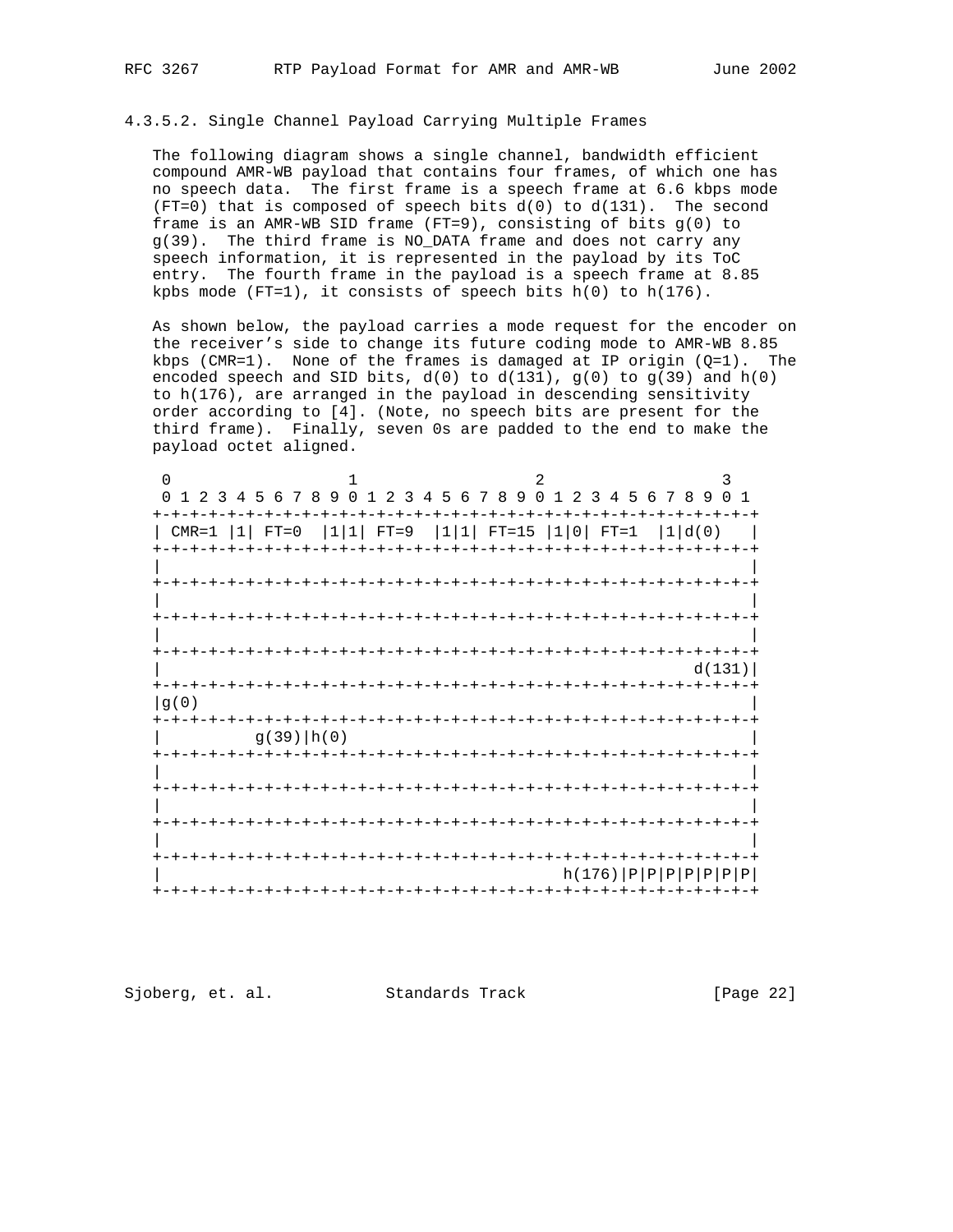#### 4.3.5.2. Single Channel Payload Carrying Multiple Frames

The following diagram shows a single channel, bandwidth efficient compound AMR-WB payload that contains four frames, of which one has no speech data. The first frame is a speech frame at 6.6 kbps mode (FT=0) that is composed of speech bits d(0) to d(131). The second frame is an AMR-WB SID frame (FT=9), consisting of bits g(0) to g(39). The third frame is NO_DATA frame and does not carry any speech information, it is represented in the payload by its ToC entry. The fourth frame in the payload is a speech frame at 8.85 kpbs mode (FT=1), it consists of speech bits h(0) to h(176).

As shown below, the payload carries a mode request for the encoder on the receiver's side to change its future coding mode to AMR-WB 8.85 kbps (CMR=1). None of the frames is damaged at IP origin (Q=1). The encoded speech and SID bits, d(0) to d(131), g(0) to g(39) and h(0) to h(176), are arranged in the payload in descending sensitivity order according to [4]. (Note, no speech bits are present for the third frame). Finally, seven 0s are padded to the end to make the payload octet aligned.

```
 0                   1                   2                   3
 0 1 2 3 4 5 6 7 8 9 0 1 2 3 4 5 6 7 8 9 0 1 2 3 4 5 6 7 8 9 0 1
+-+-+-+-+-+-+-+-+-+-+-+-+-+-+-+-+-+-+-+-+-+-+-+-+-+-+-+-+-+-+-+-+
| CMR=1 |1| FT=0  |1|1| FT=9  |1|1| FT=15 |1|0| FT=1  |1|d(0)   |
+-+-+-+-+-+-+-+-+-+-+-+-+-+-+-+-+-+-+-+-+-+-+-+-+-+-+-+-+-+-+-+-+
|                                                               |
+-+-+-+-+-+-+-+-+-+-+-+-+-+-+-+-+-+-+-+-+-+-+-+-+-+-+-+-+-+-+-+-+
|                                                               |
+-+-+-+-+-+-+-+-+-+-+-+-+-+-+-+-+-+-+-+-+-+-+-+-+-+-+-+-+-+-+-+-+
|                                                               |
+-+-+-+-+-+-+-+-+-+-+-+-+-+-+-+-+-+-+-+-+-+-+-+-+-+-+-+-+-+-+-+-+
|                                                        d(131)|
+-+-+-+-+-+-+-+-+-+-+-+-+-+-+-+-+-+-+-+-+-+-+-+-+-+-+-+-+-+-+-+-+
|g(0)                                                           |
+-+-+-+-+-+-+-+-+-+-+-+-+-+-+-+-+-+-+-+-+-+-+-+-+-+-+-+-+-+-+-+-+
|         g(39)|h(0)                                            |
+-+-+-+-+-+-+-+-+-+-+-+-+-+-+-+-+-+-+-+-+-+-+-+-+-+-+-+-+-+-+-+-+
|                                                               |
+-+-+-+-+-+-+-+-+-+-+-+-+-+-+-+-+-+-+-+-+-+-+-+-+-+-+-+-+-+-+-+-+
|                                                               |
+-+-+-+-+-+-+-+-+-+-+-+-+-+-+-+-+-+-+-+-+-+-+-+-+-+-+-+-+-+-+-+-+
|                                                               |
+-+-+-+-+-+-+-+-+-+-+-+-+-+-+-+-+-+-+-+-+-+-+-+-+-+-+-+-+-+-+-+-+
|                                        h(176)|P|P|P|P|P|P|P|
+-+-+-+-+-+-+-+-+-+-+-+-+-+-+-+-+-+-+-+-+-+-+-+-+-+-+-+-+-+-+-+-+
```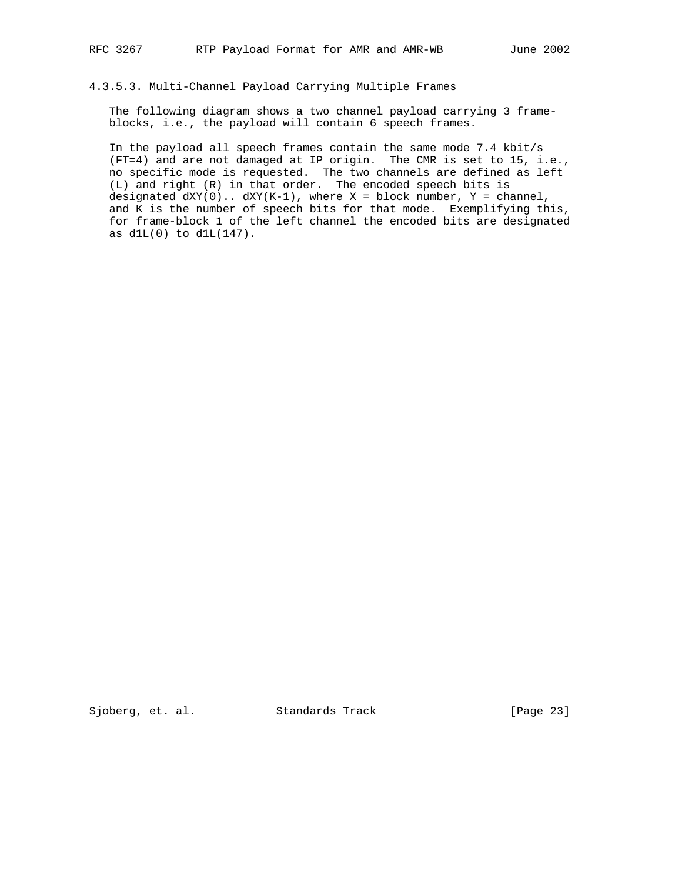#### 4.3.5.3. Multi-Channel Payload Carrying Multiple Frames

The following diagram shows a two channel payload carrying 3 frame-blocks, i.e., the payload will contain 6 speech frames.

In the payload all speech frames contain the same mode 7.4 kbit/s (FT=4) and are not damaged at IP origin. The CMR is set to 15, i.e., no specific mode is requested. The two channels are defined as left (L) and right (R) in that order. The encoded speech bits is designated dXY(0).. dXY(K-1), where X = block number, Y = channel, and K is the number of speech bits for that mode. Exemplifying this, for frame-block 1 of the left channel the encoded bits are designated as d1L(0) to d1L(147).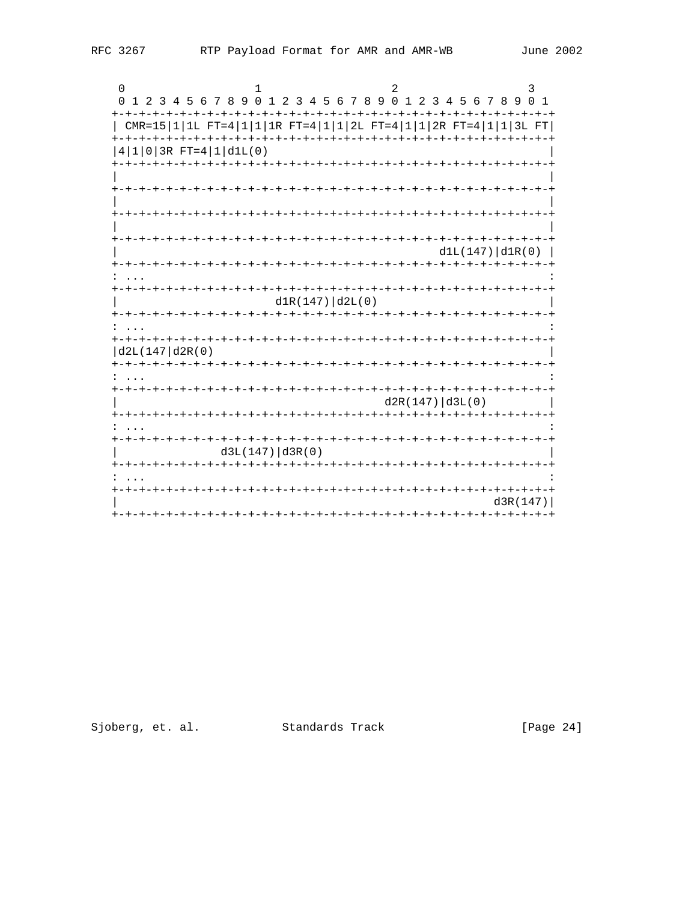```
    0                   1                   2                   3
    0 1 2 3 4 5 6 7 8 9 0 1 2 3 4 5 6 7 8 9 0 1 2 3 4 5 6 7 8 9 0 1
   +-+-+-+-+-+-+-+-+-+-+-+-+-+-+-+-+-+-+-+-+-+-+-+-+-+-+-+-+-+-+-+-+
   | CMR=15|1|1L FT=4|1|1|1R FT=4|1|1|2L FT=4|1|1|2R FT=4|1|1|3L FT|
   +-+-+-+-+-+-+-+-+-+-+-+-+-+-+-+-+-+-+-+-+-+-+-+-+-+-+-+-+-+-+-+-+
   |4|1|0|3R FT=4|1|d1L(0)                                         |
   +-+-+-+-+-+-+-+-+-+-+-+-+-+-+-+-+-+-+-+-+-+-+-+-+-+-+-+-+-+-+-+-+
   |                                                               |
   +-+-+-+-+-+-+-+-+-+-+-+-+-+-+-+-+-+-+-+-+-+-+-+-+-+-+-+-+-+-+-+-+
   |                                                               |
   +-+-+-+-+-+-+-+-+-+-+-+-+-+-+-+-+-+-+-+-+-+-+-+-+-+-+-+-+-+-+-+-+
   |                                                               |
   +-+-+-+-+-+-+-+-+-+-+-+-+-+-+-+-+-+-+-+-+-+-+-+-+-+-+-+-+-+-+-+-+
   |                                             d1L(147)|d1R(0) |
   +-+-+-+-+-+-+-+-+-+-+-+-+-+-+-+-+-+-+-+-+-+-+-+-+-+-+-+-+-+-+-+-+
   : ...                                                           :
   +-+-+-+-+-+-+-+-+-+-+-+-+-+-+-+-+-+-+-+-+-+-+-+-+-+-+-+-+-+-+-+-+
   |                       d1R(147)|d2L(0)                         |
   +-+-+-+-+-+-+-+-+-+-+-+-+-+-+-+-+-+-+-+-+-+-+-+-+-+-+-+-+-+-+-+-+
   : ...                                                           :
   +-+-+-+-+-+-+-+-+-+-+-+-+-+-+-+-+-+-+-+-+-+-+-+-+-+-+-+-+-+-+-+-+
   |d2L(147|d2R(0)                                                 |
   +-+-+-+-+-+-+-+-+-+-+-+-+-+-+-+-+-+-+-+-+-+-+-+-+-+-+-+-+-+-+-+-+
   : ...                                                           :
   +-+-+-+-+-+-+-+-+-+-+-+-+-+-+-+-+-+-+-+-+-+-+-+-+-+-+-+-+-+-+-+-+
   |                                       d2R(147)|d3L(0)         |
   +-+-+-+-+-+-+-+-+-+-+-+-+-+-+-+-+-+-+-+-+-+-+-+-+-+-+-+-+-+-+-+-+
   : ...                                                           :
   +-+-+-+-+-+-+-+-+-+-+-+-+-+-+-+-+-+-+-+-+-+-+-+-+-+-+-+-+-+-+-+-+
   |               d3L(147)|d3R(0)                                 |
   +-+-+-+-+-+-+-+-+-+-+-+-+-+-+-+-+-+-+-+-+-+-+-+-+-+-+-+-+-+-+-+-+
   : ...                                                           :
   +-+-+-+-+-+-+-+-+-+-+-+-+-+-+-+-+-+-+-+-+-+-+-+-+-+-+-+-+-+-+-+-+
   |                                                       d3R(147)|
   +-+-+-+-+-+-+-+-+-+-+-+-+-+-+-+-+-+-+-+-+-+-+-+-+-+-+-+-+-+-+-+-+
```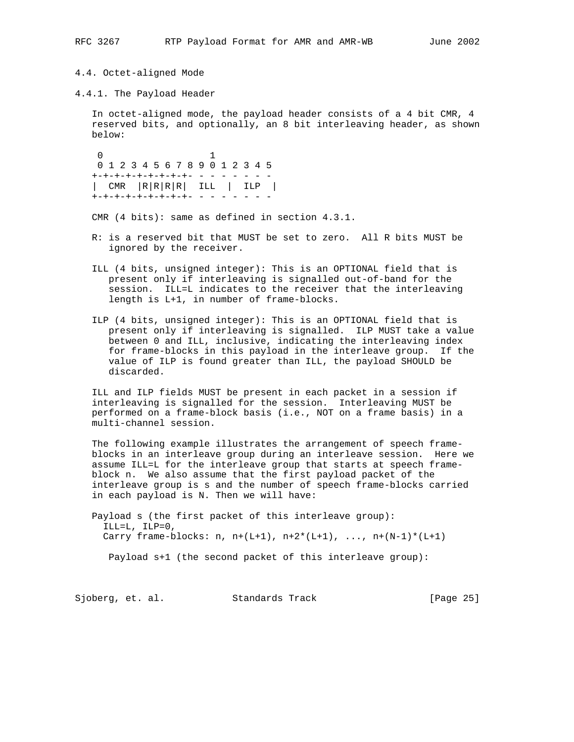### 4.4. Octet-aligned Mode

#### 4.4.1. The Payload Header

In octet-aligned mode, the payload header consists of a 4 bit CMR, 4 reserved bits, and optionally, an 8 bit interleaving header, as shown below:

```
 0                   1
 0 1 2 3 4 5 6 7 8 9 0 1 2 3 4 5
+-+-+-+-+-+-+-+-+- - - - - - - -
|  CMR  |R|R|R|R|  ILL  |  ILP  |
+-+-+-+-+-+-+-+-+- - - - - - - -
```

CMR (4 bits): same as defined in section 4.3.1.

R: is a reserved bit that MUST be set to zero. All R bits MUST be ignored by the receiver.

ILL (4 bits, unsigned integer): This is an OPTIONAL field that is present only if interleaving is signalled out-of-band for the session. ILL=L indicates to the receiver that the interleaving length is L+1, in number of frame-blocks.

ILP (4 bits, unsigned integer): This is an OPTIONAL field that is present only if interleaving is signalled. ILP MUST take a value between 0 and ILL, inclusive, indicating the interleaving index for frame-blocks in this payload in the interleave group. If the value of ILP is found greater than ILL, the payload SHOULD be discarded.

ILL and ILP fields MUST be present in each packet in a session if interleaving is signalled for the session. Interleaving MUST be performed on a frame-block basis (i.e., NOT on a frame basis) in a multi-channel session.

The following example illustrates the arrangement of speech frame-blocks in an interleave group during an interleave session. Here we assume ILL=L for the interleave group that starts at speech frame-block n. We also assume that the first payload packet of the interleave group is s and the number of speech frame-blocks carried in each payload is N. Then we will have:

```
Payload s (the first packet of this interleave group):
  ILL=L, ILP=0,
  Carry frame-blocks: n, n+(L+1), n+2*(L+1), ..., n+(N-1)*(L+1)

  Payload s+1 (the second packet of this interleave group):
```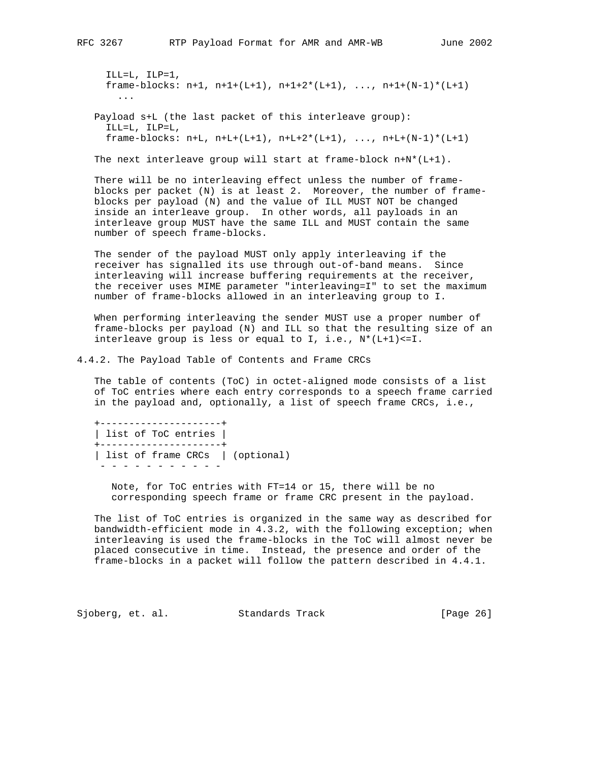ILL=L, ILP=1,
frame-blocks: n+1, n+1+(L+1), n+1+2*(L+1), ..., n+1+(N-1)*(L+1)
...

Payload s+L (the last packet of this interleave group):
ILL=L, ILP=L,
frame-blocks: n+L, n+L+(L+1), n+L+2*(L+1), ..., n+L+(N-1)*(L+1)

The next interleave group will start at frame-block n+N*(L+1).

There will be no interleaving effect unless the number of frame-blocks per packet (N) is at least 2. Moreover, the number of frame-blocks per payload (N) and the value of ILL MUST NOT be changed inside an interleave group. In other words, all payloads in an interleave group MUST have the same ILL and MUST contain the same number of speech frame-blocks.

The sender of the payload MUST only apply interleaving if the receiver has signalled its use through out-of-band means. Since interleaving will increase buffering requirements at the receiver, the receiver uses MIME parameter "interleaving=I" to set the maximum number of frame-blocks allowed in an interleaving group to I.

When performing interleaving the sender MUST use a proper number of frame-blocks per payload (N) and ILL so that the resulting size of an interleave group is less or equal to I, i.e., N*(L+1)<=I.

### 4.4.2. The Payload Table of Contents and Frame CRCs

The table of contents (ToC) in octet-aligned mode consists of a list of ToC entries where each entry corresponds to a speech frame carried in the payload and, optionally, a list of speech frame CRCs, i.e.,

```
+---------------------+
| list of ToC entries |
+---------------------+
| list of frame CRCs  | (optional)
 - - - - - - - - - - -
```

Note, for ToC entries with FT=14 or 15, there will be no corresponding speech frame or frame CRC present in the payload.

The list of ToC entries is organized in the same way as described for bandwidth-efficient mode in 4.3.2, with the following exception; when interleaving is used the frame-blocks in the ToC will almost never be placed consecutive in time. Instead, the presence and order of the frame-blocks in a packet will follow the pattern described in 4.4.1.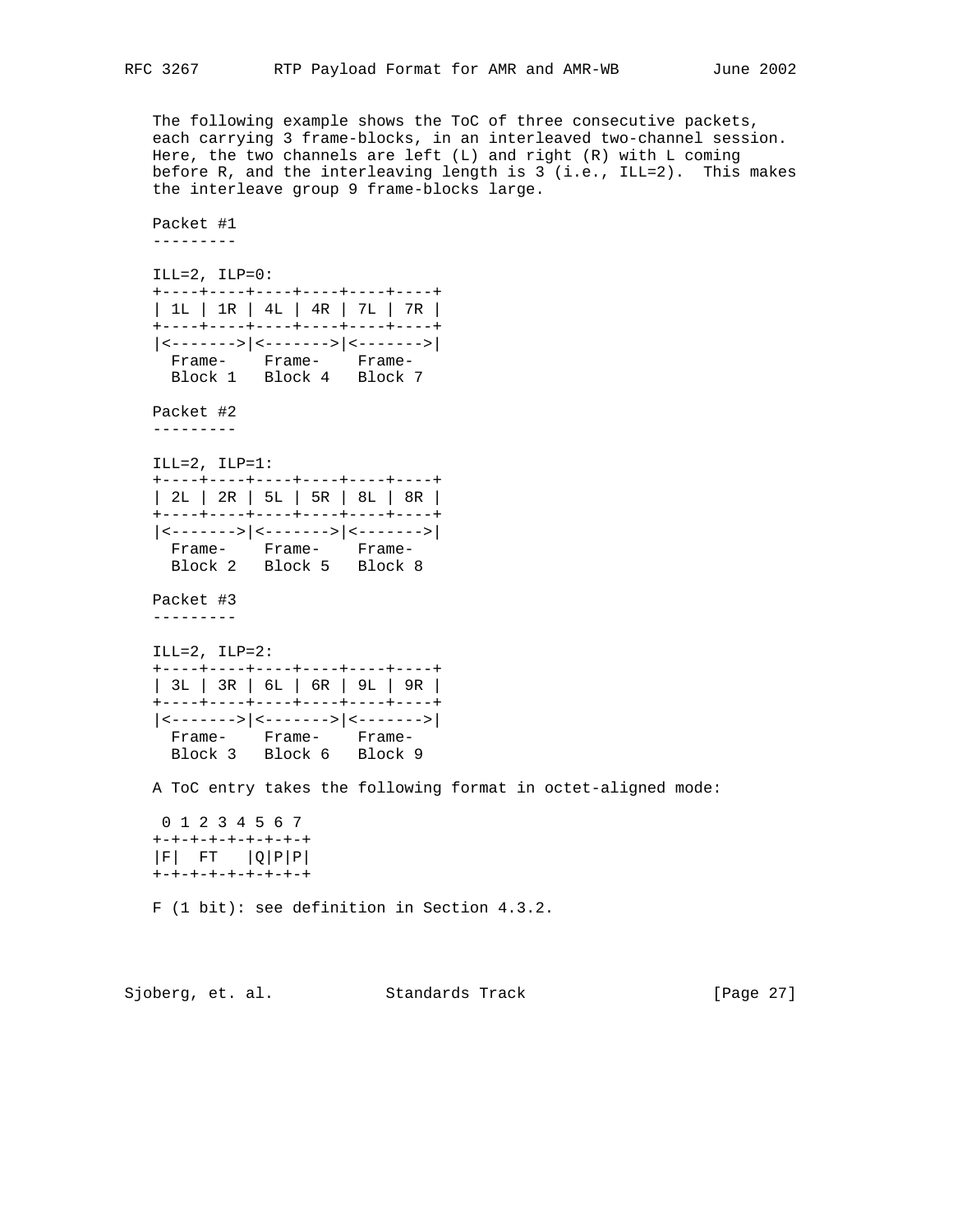The following example shows the ToC of three consecutive packets, each carrying 3 frame-blocks, in an interleaved two-channel session. Here, the two channels are left (L) and right (R) with L coming before R, and the interleaving length is 3 (i.e., ILL=2). This makes the interleave group 9 frame-blocks large.

```
Packet #1
---------

ILL=2, ILP=0:
+----+----+----+----+----+----+
| 1L | 1R | 4L | 4R | 7L | 7R |
+----+----+----+----+----+----+
|<------->|<------->|<------->|
  Frame-    Frame-    Frame-
  Block 1   Block 4   Block 7

Packet #2
---------

ILL=2, ILP=1:
+----+----+----+----+----+----+
| 2L | 2R | 5L | 5R | 8L | 8R |
+----+----+----+----+----+----+
|<------->|<------->|<------->|
  Frame-    Frame-    Frame-
  Block 2   Block 5   Block 8

Packet #3
---------

ILL=2, ILP=2:
+----+----+----+----+----+----+
| 3L | 3R | 6L | 6R | 9L | 9R |
+----+----+----+----+----+----+
|<------->|<------->|<------->|
  Frame-    Frame-    Frame-
  Block 3   Block 6   Block 9
```

A ToC entry takes the following format in octet-aligned mode:

```
 0 1 2 3 4 5 6 7
+-+-+-+-+-+-+-+-+
|F|  FT   |Q|P|P|
+-+-+-+-+-+-+-+-+
```

F (1 bit): see definition in Section 4.3.2.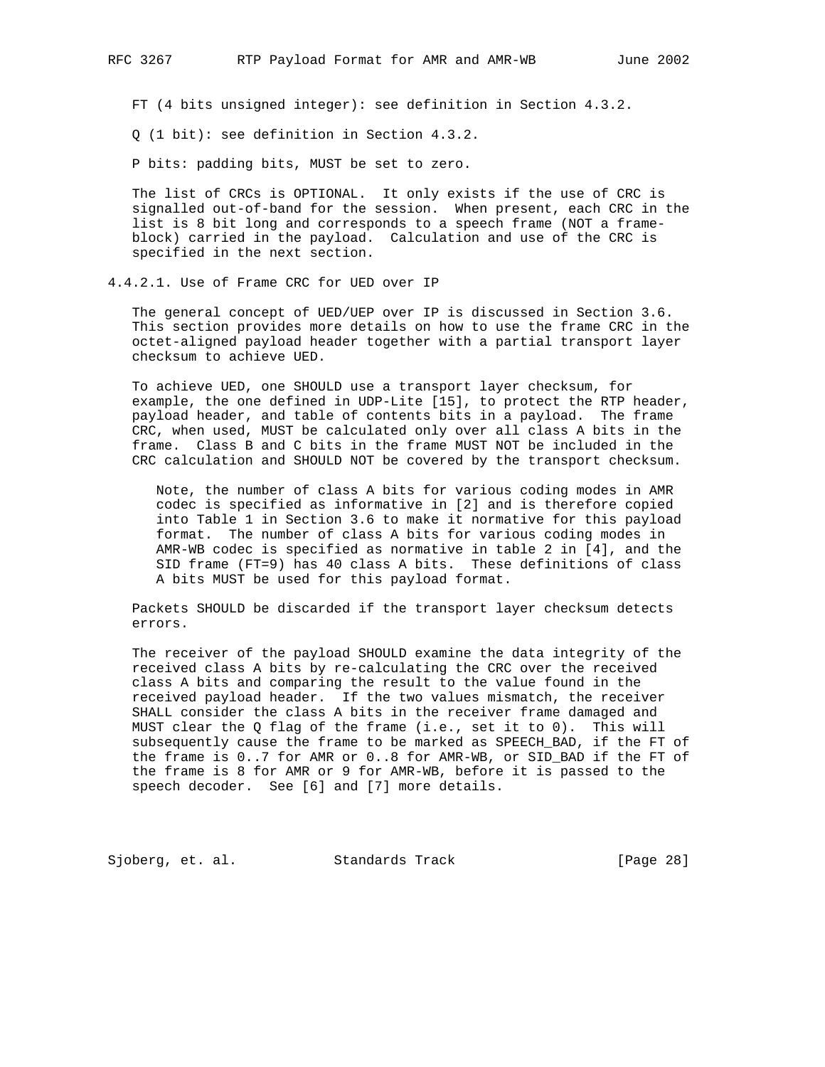FT (4 bits unsigned integer): see definition in Section 4.3.2.

Q (1 bit): see definition in Section 4.3.2.

P bits: padding bits, MUST be set to zero.

The list of CRCs is OPTIONAL. It only exists if the use of CRC is signalled out-of-band for the session. When present, each CRC in the list is 8 bit long and corresponds to a speech frame (NOT a frame-block) carried in the payload. Calculation and use of the CRC is specified in the next section.

#### 4.4.2.1. Use of Frame CRC for UED over IP

The general concept of UED/UEP over IP is discussed in Section 3.6. This section provides more details on how to use the frame CRC in the octet-aligned payload header together with a partial transport layer checksum to achieve UED.

To achieve UED, one SHOULD use a transport layer checksum, for example, the one defined in UDP-Lite [15], to protect the RTP header, payload header, and table of contents bits in a payload. The frame CRC, when used, MUST be calculated only over all class A bits in the frame. Class B and C bits in the frame MUST NOT be included in the CRC calculation and SHOULD NOT be covered by the transport checksum.

> Note, the number of class A bits for various coding modes in AMR codec is specified as informative in [2] and is therefore copied into Table 1 in Section 3.6 to make it normative for this payload format. The number of class A bits for various coding modes in AMR-WB codec is specified as normative in table 2 in [4], and the SID frame (FT=9) has 40 class A bits. These definitions of class A bits MUST be used for this payload format.

Packets SHOULD be discarded if the transport layer checksum detects errors.

The receiver of the payload SHOULD examine the data integrity of the received class A bits by re-calculating the CRC over the received class A bits and comparing the result to the value found in the received payload header. If the two values mismatch, the receiver SHALL consider the class A bits in the receiver frame damaged and MUST clear the Q flag of the frame (i.e., set it to 0). This will subsequently cause the frame to be marked as SPEECH_BAD, if the FT of the frame is 0..7 for AMR or 0..8 for AMR-WB, or SID_BAD if the FT of the frame is 8 for AMR or 9 for AMR-WB, before it is passed to the speech decoder. See [6] and [7] more details.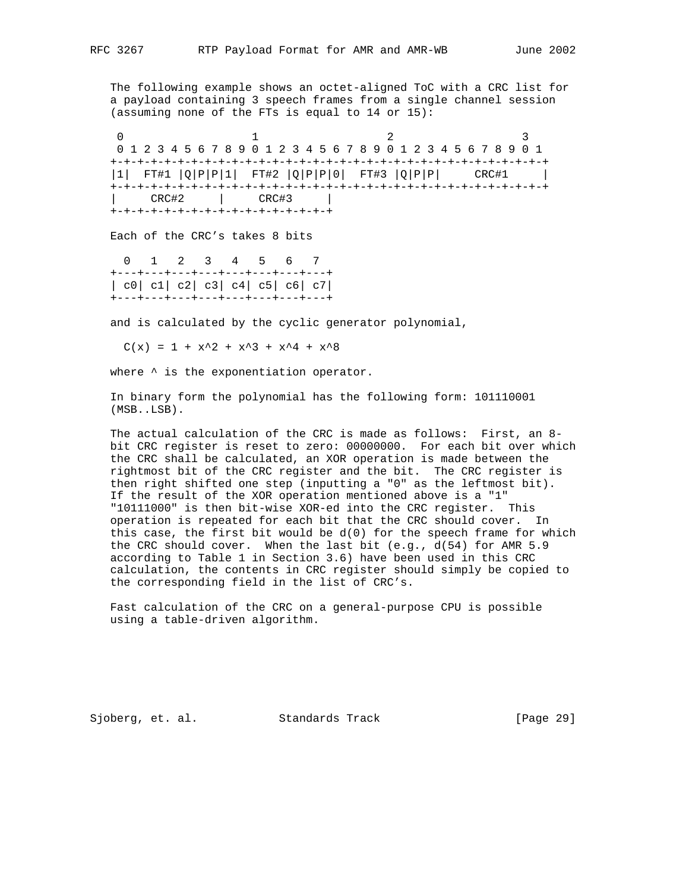The following example shows an octet-aligned ToC with a CRC list for a payload containing 3 speech frames from a single channel session (assuming none of the FTs is equal to 14 or 15):

```
 0                   1                   2                   3
 0 1 2 3 4 5 6 7 8 9 0 1 2 3 4 5 6 7 8 9 0 1 2 3 4 5 6 7 8 9 0 1
+-+-+-+-+-+-+-+-+-+-+-+-+-+-+-+-+-+-+-+-+-+-+-+-+-+-+-+-+-+-+-+-+
|1|  FT#1 |Q|P|P|1|  FT#2 |Q|P|P|0|  FT#3 |Q|P|P|     CRC#1     |
+-+-+-+-+-+-+-+-+-+-+-+-+-+-+-+-+-+-+-+-+-+-+-+-+-+-+-+-+-+-+-+-+
|     CRC#2     |     CRC#3     |
+-+-+-+-+-+-+-+-+-+-+-+-+-+-+-+-+
```

Each of the CRC's takes 8 bits

```
  0   1   2   3   4   5   6   7
+---+---+---+---+---+---+---+---+
| c0| c1| c2| c3| c4| c5| c6| c7|
+---+---+---+---+---+---+---+---+
```

and is calculated by the cyclic generator polynomial,

$$C(x) = 1 + x^2 + x^3 + x^4 + x^8$$

where ^ is the exponentiation operator.

In binary form the polynomial has the following form: 101110001 (MSB..LSB).

The actual calculation of the CRC is made as follows: First, an 8-bit CRC register is reset to zero: 00000000. For each bit over which the CRC shall be calculated, an XOR operation is made between the rightmost bit of the CRC register and the bit. The CRC register is then right shifted one step (inputting a "0" as the leftmost bit). If the result of the XOR operation mentioned above is a "1" "10111000" is then bit-wise XOR-ed into the CRC register. This operation is repeated for each bit that the CRC should cover. In this case, the first bit would be d(0) for the speech frame for which the CRC should cover. When the last bit (e.g., d(54) for AMR 5.9 according to Table 1 in Section 3.6) have been used in this CRC calculation, the contents in CRC register should simply be copied to the corresponding field in the list of CRC's.

Fast calculation of the CRC on a general-purpose CPU is possible using a table-driven algorithm.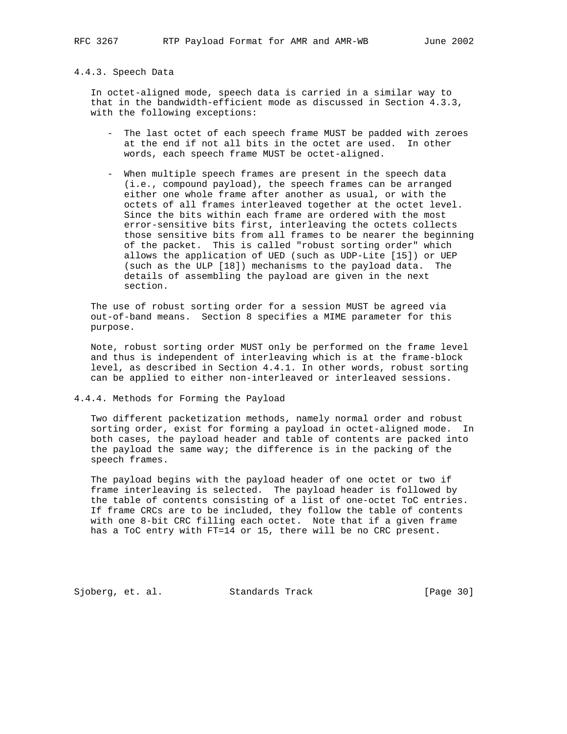### 4.4.3. Speech Data

In octet-aligned mode, speech data is carried in a similar way to that in the bandwidth-efficient mode as discussed in Section 4.3.3, with the following exceptions:

- The last octet of each speech frame MUST be padded with zeroes at the end if not all bits in the octet are used. In other words, each speech frame MUST be octet-aligned.

- When multiple speech frames are present in the speech data (i.e., compound payload), the speech frames can be arranged either one whole frame after another as usual, or with the octets of all frames interleaved together at the octet level. Since the bits within each frame are ordered with the most error-sensitive bits first, interleaving the octets collects those sensitive bits from all frames to be nearer the beginning of the packet. This is called "robust sorting order" which allows the application of UED (such as UDP-Lite [15]) or UEP (such as the ULP [18]) mechanisms to the payload data. The details of assembling the payload are given in the next section.

The use of robust sorting order for a session MUST be agreed via out-of-band means. Section 8 specifies a MIME parameter for this purpose.

Note, robust sorting order MUST only be performed on the frame level and thus is independent of interleaving which is at the frame-block level, as described in Section 4.4.1. In other words, robust sorting can be applied to either non-interleaved or interleaved sessions.

### 4.4.4. Methods for Forming the Payload

Two different packetization methods, namely normal order and robust sorting order, exist for forming a payload in octet-aligned mode. In both cases, the payload header and table of contents are packed into the payload the same way; the difference is in the packing of the speech frames.

The payload begins with the payload header of one octet or two if frame interleaving is selected. The payload header is followed by the table of contents consisting of a list of one-octet ToC entries. If frame CRCs are to be included, they follow the table of contents with one 8-bit CRC filling each octet. Note that if a given frame has a ToC entry with FT=14 or 15, there will be no CRC present.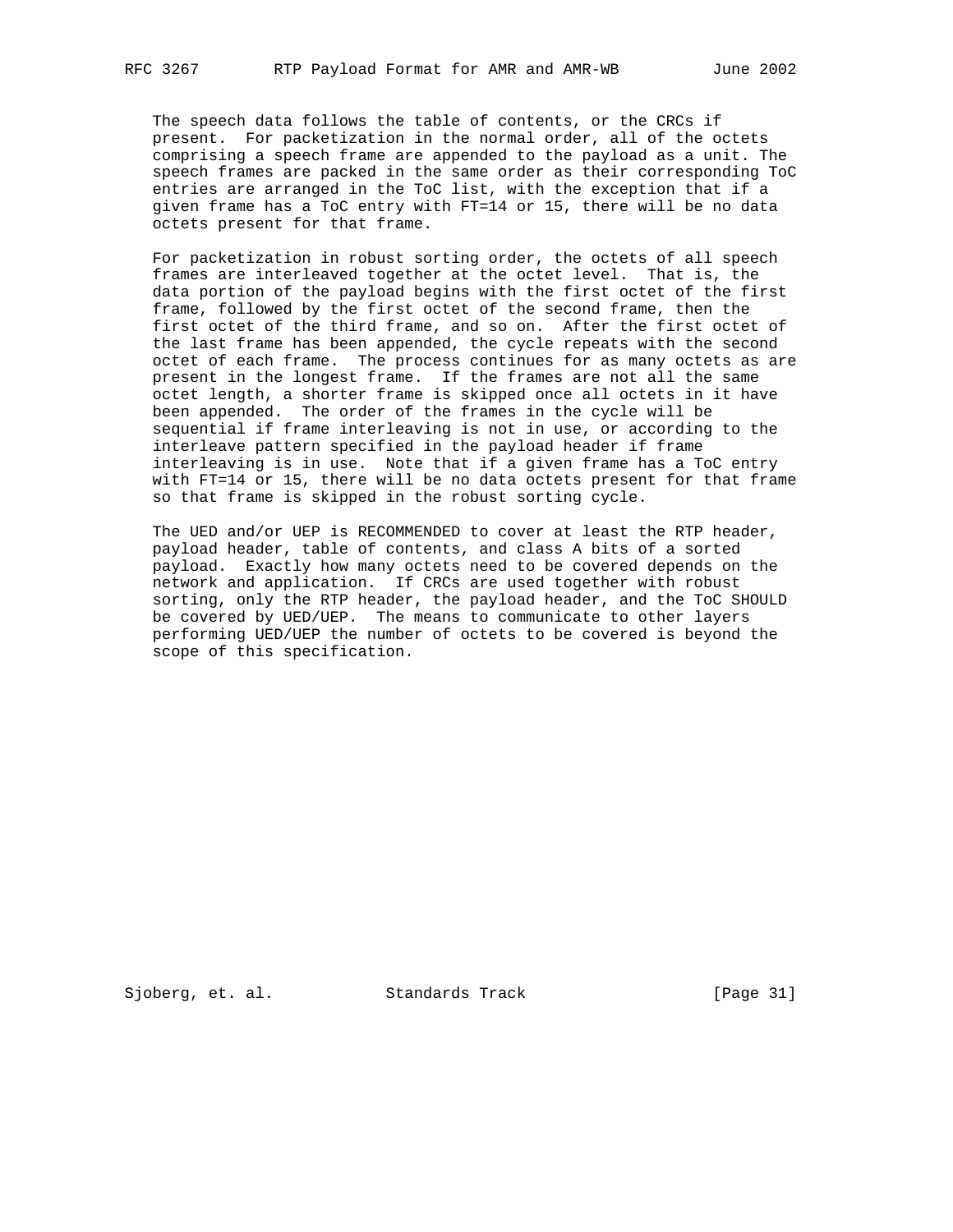The speech data follows the table of contents, or the CRCs if present. For packetization in the normal order, all of the octets comprising a speech frame are appended to the payload as a unit. The speech frames are packed in the same order as their corresponding ToC entries are arranged in the ToC list, with the exception that if a given frame has a ToC entry with FT=14 or 15, there will be no data octets present for that frame.

For packetization in robust sorting order, the octets of all speech frames are interleaved together at the octet level. That is, the data portion of the payload begins with the first octet of the first frame, followed by the first octet of the second frame, then the first octet of the third frame, and so on. After the first octet of the last frame has been appended, the cycle repeats with the second octet of each frame. The process continues for as many octets as are present in the longest frame. If the frames are not all the same octet length, a shorter frame is skipped once all octets in it have been appended. The order of the frames in the cycle will be sequential if frame interleaving is not in use, or according to the interleave pattern specified in the payload header if frame interleaving is in use. Note that if a given frame has a ToC entry with FT=14 or 15, there will be no data octets present for that frame so that frame is skipped in the robust sorting cycle.

The UED and/or UEP is RECOMMENDED to cover at least the RTP header, payload header, table of contents, and class A bits of a sorted payload. Exactly how many octets need to be covered depends on the network and application. If CRCs are used together with robust sorting, only the RTP header, the payload header, and the ToC SHOULD be covered by UED/UEP. The means to communicate to other layers performing UED/UEP the number of octets to be covered is beyond the scope of this specification.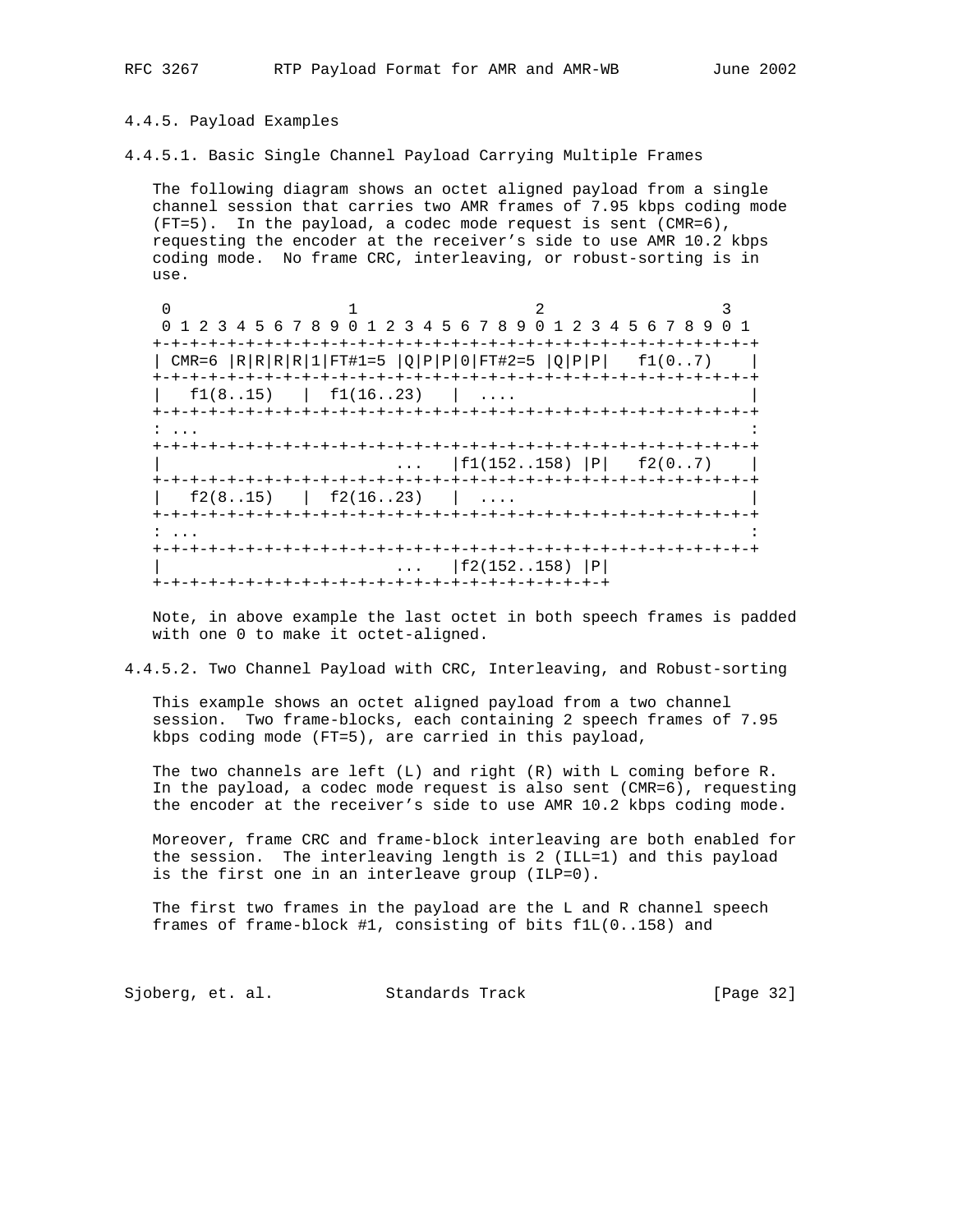#### 4.4.5. Payload Examples

##### 4.4.5.1. Basic Single Channel Payload Carrying Multiple Frames

The following diagram shows an octet aligned payload from a single channel session that carries two AMR frames of 7.95 kbps coding mode (FT=5). In the payload, a codec mode request is sent (CMR=6), requesting the encoder at the receiver's side to use AMR 10.2 kbps coding mode. No frame CRC, interleaving, or robust-sorting is in use.

```
 0                   1                   2                   3
 0 1 2 3 4 5 6 7 8 9 0 1 2 3 4 5 6 7 8 9 0 1 2 3 4 5 6 7 8 9 0 1
+-+-+-+-+-+-+-+-+-+-+-+-+-+-+-+-+-+-+-+-+-+-+-+-+-+-+-+-+-+-+-+-+
| CMR=6 |R|R|R|R|1|FT#1=5 |Q|P|P|0|FT#2=5 |Q|P|P|   f1(0..7)    |
+-+-+-+-+-+-+-+-+-+-+-+-+-+-+-+-+-+-+-+-+-+-+-+-+-+-+-+-+-+-+-+-+
|   f1(8..15)   |  f1(16..23)   |  ....                         |
+-+-+-+-+-+-+-+-+-+-+-+-+-+-+-+-+-+-+-+-+-+-+-+-+-+-+-+-+-+-+-+-+
: ...                                                           :
+-+-+-+-+-+-+-+-+-+-+-+-+-+-+-+-+-+-+-+-+-+-+-+-+-+-+-+-+-+-+-+-+
|                          ...  |f1(152..158) |P|   f2(0..7)    |
+-+-+-+-+-+-+-+-+-+-+-+-+-+-+-+-+-+-+-+-+-+-+-+-+-+-+-+-+-+-+-+-+
|   f2(8..15)   |  f2(16..23)   |  ....                         |
+-+-+-+-+-+-+-+-+-+-+-+-+-+-+-+-+-+-+-+-+-+-+-+-+-+-+-+-+-+-+-+-+
: ...                                                           :
+-+-+-+-+-+-+-+-+-+-+-+-+-+-+-+-+-+-+-+-+-+-+-+-+-+-+-+-+-+-+-+-+
|                          ...  |f2(152..158) |P|
+-+-+-+-+-+-+-+-+-+-+-+-+-+-+-+-+-+-+-+-+-+-+-+-+
```

Note, in above example the last octet in both speech frames is padded with one 0 to make it octet-aligned.

##### 4.4.5.2. Two Channel Payload with CRC, Interleaving, and Robust-sorting

This example shows an octet aligned payload from a two channel session. Two frame-blocks, each containing 2 speech frames of 7.95 kbps coding mode (FT=5), are carried in this payload,

The two channels are left (L) and right (R) with L coming before R. In the payload, a codec mode request is also sent (CMR=6), requesting the encoder at the receiver's side to use AMR 10.2 kbps coding mode.

Moreover, frame CRC and frame-block interleaving are both enabled for the session. The interleaving length is 2 (ILL=1) and this payload is the first one in an interleave group (ILP=0).

The first two frames in the payload are the L and R channel speech frames of frame-block #1, consisting of bits f1L(0..158) and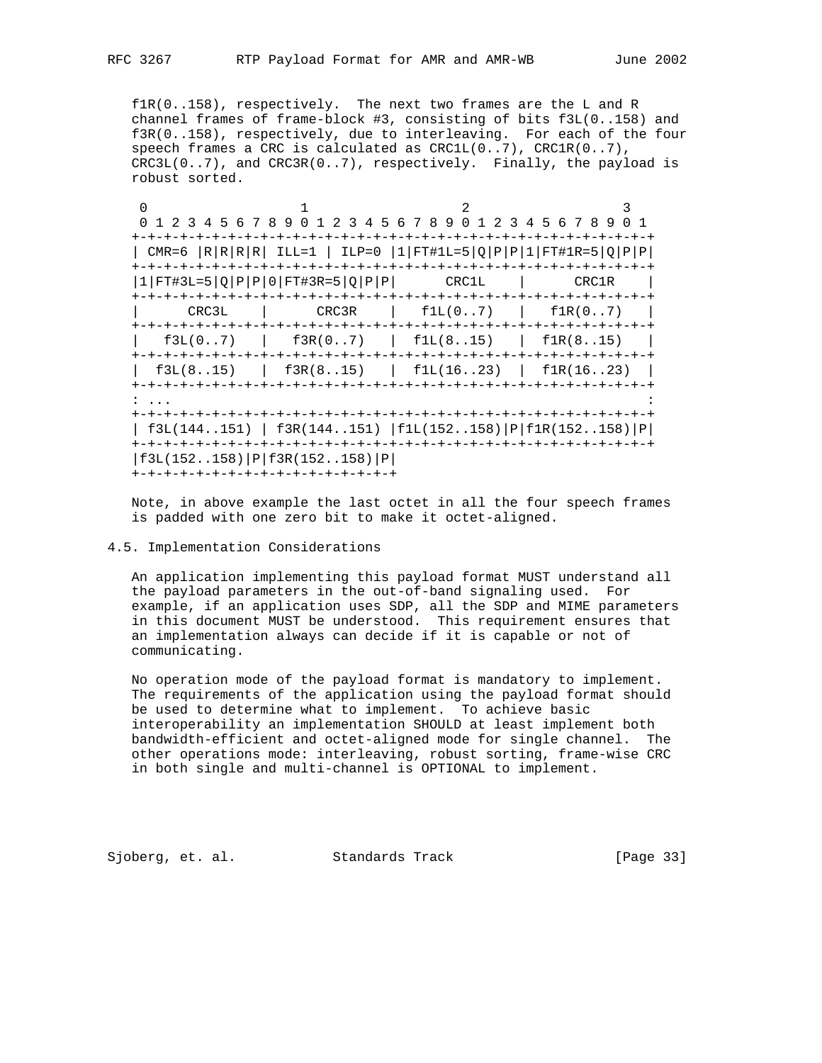f1R(0..158), respectively. The next two frames are the L and R channel frames of frame-block #3, consisting of bits f3L(0..158) and f3R(0..158), respectively, due to interleaving. For each of the four speech frames a CRC is calculated as CRC1L(0..7), CRC1R(0..7), CRC3L(0..7), and CRC3R(0..7), respectively. Finally, the payload is robust sorted.

```
 0                   1                   2                   3
 0 1 2 3 4 5 6 7 8 9 0 1 2 3 4 5 6 7 8 9 0 1 2 3 4 5 6 7 8 9 0 1
+-+-+-+-+-+-+-+-+-+-+-+-+-+-+-+-+-+-+-+-+-+-+-+-+-+-+-+-+-+-+-+-+
| CMR=6 |R|R|R|R| ILL=1 | ILP=0 |1|FT#1L=5|Q|P|P|1|FT#1R=5|Q|P|P|
+-+-+-+-+-+-+-+-+-+-+-+-+-+-+-+-+-+-+-+-+-+-+-+-+-+-+-+-+-+-+-+-+
|1|FT#3L=5|Q|P|P|0|FT#3R=5|Q|P|P|     CRC1L     |     CRC1R     |
+-+-+-+-+-+-+-+-+-+-+-+-+-+-+-+-+-+-+-+-+-+-+-+-+-+-+-+-+-+-+-+-+
|     CRC3L     |     CRC3R     |   f1L(0..7)   |   f1R(0..7)   |
+-+-+-+-+-+-+-+-+-+-+-+-+-+-+-+-+-+-+-+-+-+-+-+-+-+-+-+-+-+-+-+-+
|   f3L(0..7)   |   f3R(0..7)   |   f1L(8..15)  |  f1R(8..15)   |
+-+-+-+-+-+-+-+-+-+-+-+-+-+-+-+-+-+-+-+-+-+-+-+-+-+-+-+-+-+-+-+-+
|  f3L(8..15)   |  f3R(8..15)   |  f1L(16..23)  |  f1R(16..23)  |
+-+-+-+-+-+-+-+-+-+-+-+-+-+-+-+-+-+-+-+-+-+-+-+-+-+-+-+-+-+-+-+-+
: ...                                                           :
+-+-+-+-+-+-+-+-+-+-+-+-+-+-+-+-+-+-+-+-+-+-+-+-+-+-+-+-+-+-+-+-+
| f3L(144..151) | f3R(144..151) |f1L(152..158)|P|f1R(152..158)|P|
+-+-+-+-+-+-+-+-+-+-+-+-+-+-+-+-+-+-+-+-+-+-+-+-+-+-+-+-+-+-+-+-+
|f3L(152..158)|P|f3R(152..158)|P|
+-+-+-+-+-+-+-+-+-+-+-+-+-+-+-+-+
```

Note, in above example the last octet in all the four speech frames is padded with one zero bit to make it octet-aligned.

### 4.5. Implementation Considerations

An application implementing this payload format MUST understand all the payload parameters in the out-of-band signaling used. For example, if an application uses SDP, all the SDP and MIME parameters in this document MUST be understood. This requirement ensures that an implementation always can decide if it is capable or not of communicating.

No operation mode of the payload format is mandatory to implement. The requirements of the application using the payload format should be used to determine what to implement. To achieve basic interoperability an implementation SHOULD at least implement both bandwidth-efficient and octet-aligned mode for single channel. The other operations mode: interleaving, robust sorting, frame-wise CRC in both single and multi-channel is OPTIONAL to implement.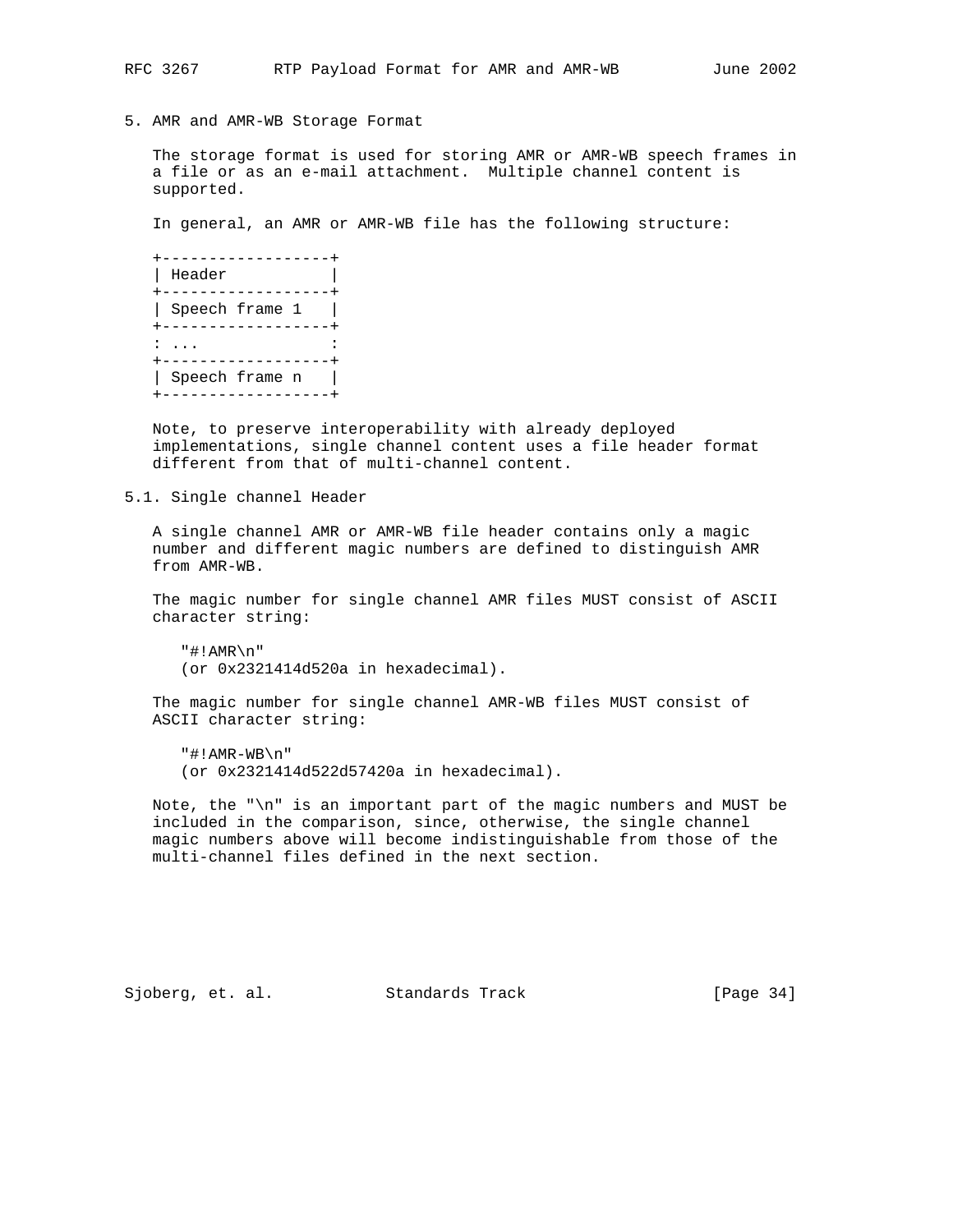## 5. AMR and AMR-WB Storage Format

The storage format is used for storing AMR or AMR-WB speech frames in a file or as an e-mail attachment. Multiple channel content is supported.

In general, an AMR or AMR-WB file has the following structure:

```
+------------------+
| Header           |
+------------------+
| Speech frame 1   |
+------------------+
: ...              :
+------------------+
| Speech frame n   |
+------------------+
```

Note, to preserve interoperability with already deployed implementations, single channel content uses a file header format different from that of multi-channel content.

### 5.1. Single channel Header

A single channel AMR or AMR-WB file header contains only a magic number and different magic numbers are defined to distinguish AMR from AMR-WB.

The magic number for single channel AMR files MUST consist of ASCII character string:

```
"#!AMR\n"
(or 0x2321414d520a in hexadecimal).
```

The magic number for single channel AMR-WB files MUST consist of ASCII character string:

```
"#!AMR-WB\n"
(or 0x2321414d522d57420a in hexadecimal).
```

Note, the "\n" is an important part of the magic numbers and MUST be included in the comparison, since, otherwise, the single channel magic numbers above will become indistinguishable from those of the multi-channel files defined in the next section.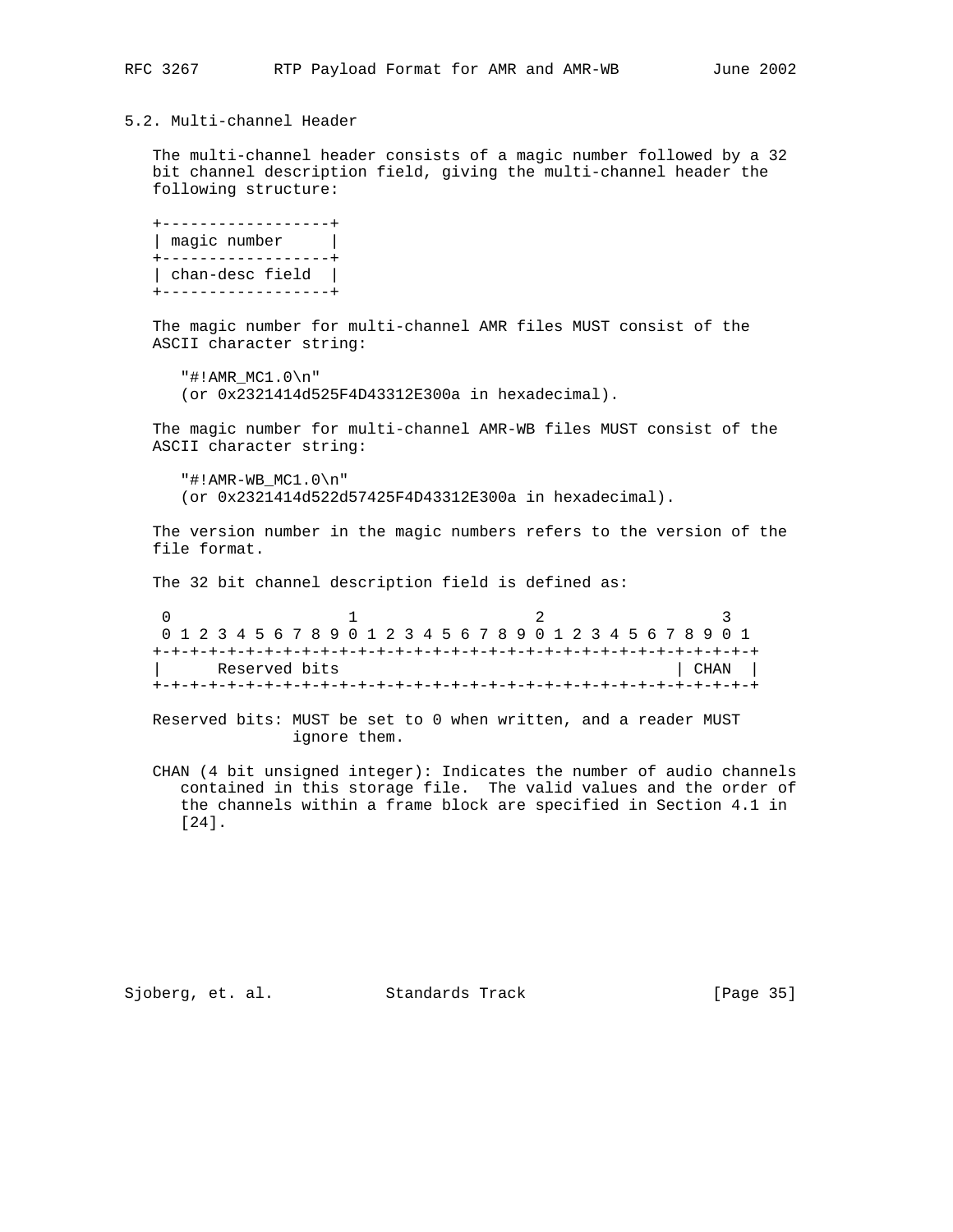## 5.2. Multi-channel Header

The multi-channel header consists of a magic number followed by a 32 bit channel description field, giving the multi-channel header the following structure:

```
+------------------+
| magic number     |
+------------------+
| chan-desc field  |
+------------------+
```

The magic number for multi-channel AMR files MUST consist of the ASCII character string:

```
"#!AMR_MC1.0\n"
(or 0x2321414d525F4D43312E300a in hexadecimal).
```

The magic number for multi-channel AMR-WB files MUST consist of the ASCII character string:

```
"#!AMR-WB_MC1.0\n"
(or 0x2321414d522d57425F4D43312E300a in hexadecimal).
```

The version number in the magic numbers refers to the version of the file format.

The 32 bit channel description field is defined as:

```
 0                   1                   2                   3
 0 1 2 3 4 5 6 7 8 9 0 1 2 3 4 5 6 7 8 9 0 1 2 3 4 5 6 7 8 9 0 1
+-+-+-+-+-+-+-+-+-+-+-+-+-+-+-+-+-+-+-+-+-+-+-+-+-+-+-+-+-+-+-+-+
|      Reserved bits                                    | CHAN  |
+-+-+-+-+-+-+-+-+-+-+-+-+-+-+-+-+-+-+-+-+-+-+-+-+-+-+-+-+-+-+-+-+
```

Reserved bits: MUST be set to 0 when written, and a reader MUST ignore them.

CHAN (4 bit unsigned integer): Indicates the number of audio channels contained in this storage file. The valid values and the order of the channels within a frame block are specified in Section 4.1 in [24].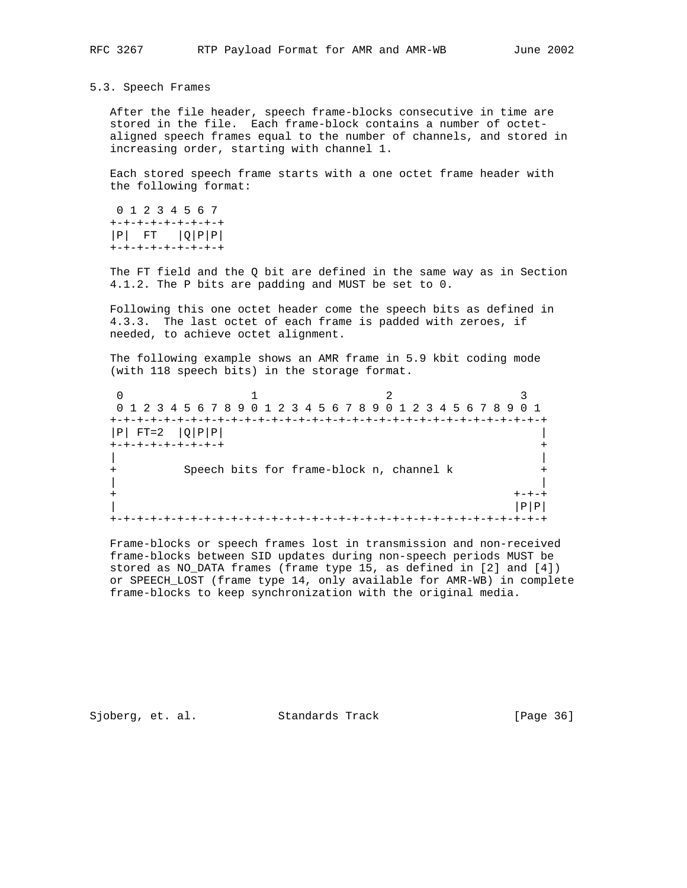## 5.3. Speech Frames

After the file header, speech frame-blocks consecutive in time are stored in the file. Each frame-block contains a number of octet-aligned speech frames equal to the number of channels, and stored in increasing order, starting with channel 1.

Each stored speech frame starts with a one octet frame header with the following format:

```
 0 1 2 3 4 5 6 7
+-+-+-+-+-+-+-+-+
|P|  FT   |Q|P|P|
+-+-+-+-+-+-+-+-+
```

The FT field and the Q bit are defined in the same way as in Section 4.1.2. The P bits are padding and MUST be set to 0.

Following this one octet header come the speech bits as defined in 4.3.3. The last octet of each frame is padded with zeroes, if needed, to achieve octet alignment.

The following example shows an AMR frame in 5.9 kbit coding mode (with 118 speech bits) in the storage format.

```
 0                   1                   2                   3
 0 1 2 3 4 5 6 7 8 9 0 1 2 3 4 5 6 7 8 9 0 1 2 3 4 5 6 7 8 9 0 1
+-+-+-+-+-+-+-+-+-+-+-+-+-+-+-+-+-+-+-+-+-+-+-+-+-+-+-+-+-+-+-+-+
|P| FT=2  |Q|P|P|                                                 |
+-+-+-+-+-+-+-+-+                                                 +
|                                                                 |
+          Speech bits for frame-block n, channel k               +
|                                                                 |
+                                                           +-+-+-+
|                                                           |P|P|
+-+-+-+-+-+-+-+-+-+-+-+-+-+-+-+-+-+-+-+-+-+-+-+-+-+-+-+-+-+-+-+-+
```

Frame-blocks or speech frames lost in transmission and non-received frame-blocks between SID updates during non-speech periods MUST be stored as NO_DATA frames (frame type 15, as defined in [2] and [4]) or SPEECH_LOST (frame type 14, only available for AMR-WB) in complete frame-blocks to keep synchronization with the original media.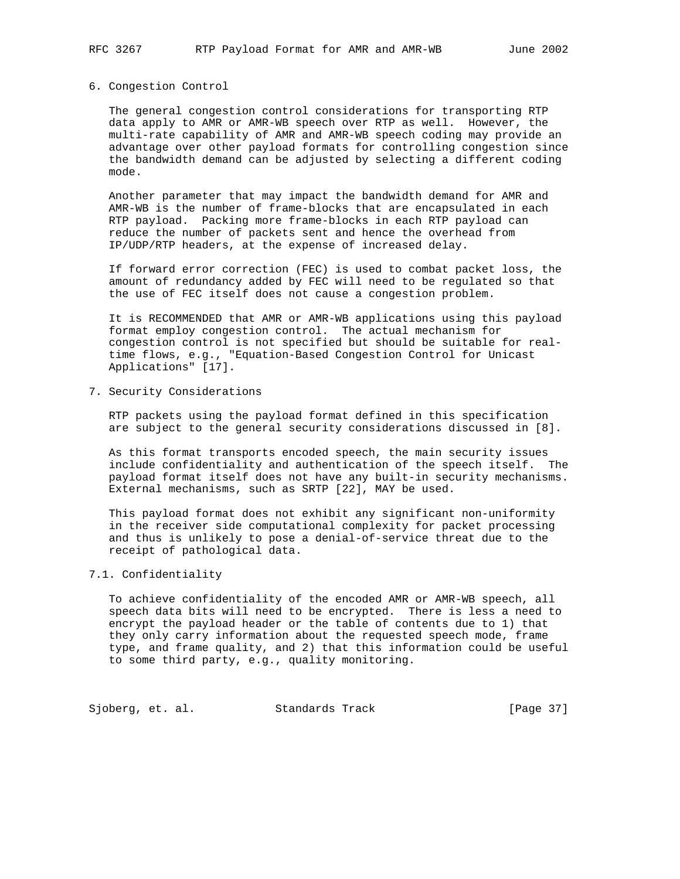## 6. Congestion Control

The general congestion control considerations for transporting RTP data apply to AMR or AMR-WB speech over RTP as well. However, the multi-rate capability of AMR and AMR-WB speech coding may provide an advantage over other payload formats for controlling congestion since the bandwidth demand can be adjusted by selecting a different coding mode.

Another parameter that may impact the bandwidth demand for AMR and AMR-WB is the number of frame-blocks that are encapsulated in each RTP payload. Packing more frame-blocks in each RTP payload can reduce the number of packets sent and hence the overhead from IP/UDP/RTP headers, at the expense of increased delay.

If forward error correction (FEC) is used to combat packet loss, the amount of redundancy added by FEC will need to be regulated so that the use of FEC itself does not cause a congestion problem.

It is RECOMMENDED that AMR or AMR-WB applications using this payload format employ congestion control. The actual mechanism for congestion control is not specified but should be suitable for real-time flows, e.g., "Equation-Based Congestion Control for Unicast Applications" [17].

## 7. Security Considerations

RTP packets using the payload format defined in this specification are subject to the general security considerations discussed in [8].

As this format transports encoded speech, the main security issues include confidentiality and authentication of the speech itself. The payload format itself does not have any built-in security mechanisms. External mechanisms, such as SRTP [22], MAY be used.

This payload format does not exhibit any significant non-uniformity in the receiver side computational complexity for packet processing and thus is unlikely to pose a denial-of-service threat due to the receipt of pathological data.

### 7.1. Confidentiality

To achieve confidentiality of the encoded AMR or AMR-WB speech, all speech data bits will need to be encrypted. There is less a need to encrypt the payload header or the table of contents due to 1) that they only carry information about the requested speech mode, frame type, and frame quality, and 2) that this information could be useful to some third party, e.g., quality monitoring.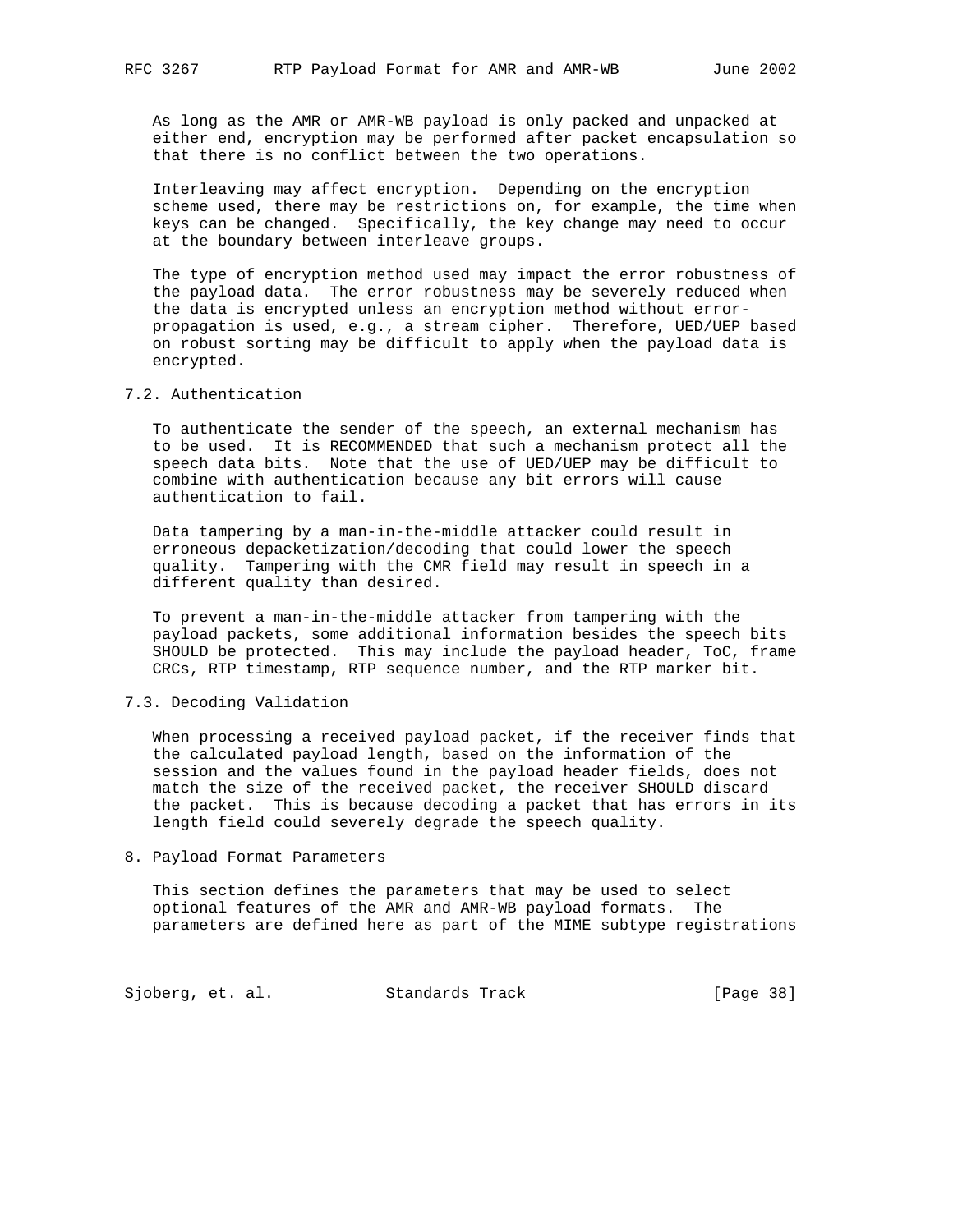As long as the AMR or AMR-WB payload is only packed and unpacked at either end, encryption may be performed after packet encapsulation so that there is no conflict between the two operations.

Interleaving may affect encryption. Depending on the encryption scheme used, there may be restrictions on, for example, the time when keys can be changed. Specifically, the key change may need to occur at the boundary between interleave groups.

The type of encryption method used may impact the error robustness of the payload data. The error robustness may be severely reduced when the data is encrypted unless an encryption method without error-propagation is used, e.g., a stream cipher. Therefore, UED/UEP based on robust sorting may be difficult to apply when the payload data is encrypted.

## 7.2. Authentication

To authenticate the sender of the speech, an external mechanism has to be used. It is RECOMMENDED that such a mechanism protect all the speech data bits. Note that the use of UED/UEP may be difficult to combine with authentication because any bit errors will cause authentication to fail.

Data tampering by a man-in-the-middle attacker could result in erroneous depacketization/decoding that could lower the speech quality. Tampering with the CMR field may result in speech in a different quality than desired.

To prevent a man-in-the-middle attacker from tampering with the payload packets, some additional information besides the speech bits SHOULD be protected. This may include the payload header, ToC, frame CRCs, RTP timestamp, RTP sequence number, and the RTP marker bit.

## 7.3. Decoding Validation

When processing a received payload packet, if the receiver finds that the calculated payload length, based on the information of the session and the values found in the payload header fields, does not match the size of the received packet, the receiver SHOULD discard the packet. This is because decoding a packet that has errors in its length field could severely degrade the speech quality.

# 8. Payload Format Parameters

This section defines the parameters that may be used to select optional features of the AMR and AMR-WB payload formats. The parameters are defined here as part of the MIME subtype registrations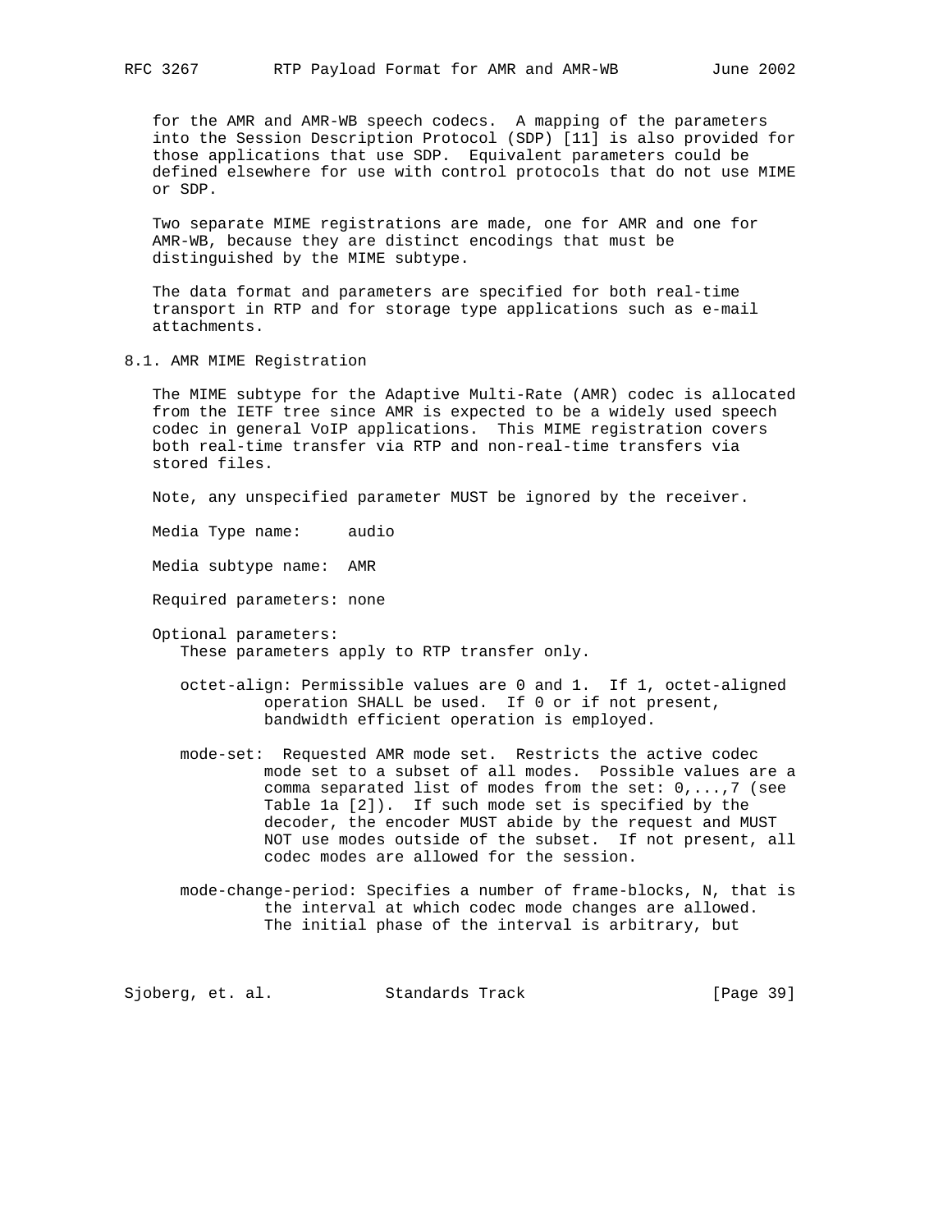for the AMR and AMR-WB speech codecs. A mapping of the parameters into the Session Description Protocol (SDP) [11] is also provided for those applications that use SDP. Equivalent parameters could be defined elsewhere for use with control protocols that do not use MIME or SDP.

Two separate MIME registrations are made, one for AMR and one for AMR-WB, because they are distinct encodings that must be distinguished by the MIME subtype.

The data format and parameters are specified for both real-time transport in RTP and for storage type applications such as e-mail attachments.

## 8.1. AMR MIME Registration

The MIME subtype for the Adaptive Multi-Rate (AMR) codec is allocated from the IETF tree since AMR is expected to be a widely used speech codec in general VoIP applications. This MIME registration covers both real-time transfer via RTP and non-real-time transfers via stored files.

Note, any unspecified parameter MUST be ignored by the receiver.

Media Type name: audio

Media subtype name: AMR

Required parameters: none

Optional parameters:
These parameters apply to RTP transfer only.

octet-align: Permissible values are 0 and 1. If 1, octet-aligned operation SHALL be used. If 0 or if not present, bandwidth efficient operation is employed.

mode-set: Requested AMR mode set. Restricts the active codec mode set to a subset of all modes. Possible values are a comma separated list of modes from the set: 0,...,7 (see Table 1a [2]). If such mode set is specified by the decoder, the encoder MUST abide by the request and MUST NOT use modes outside of the subset. If not present, all codec modes are allowed for the session.

mode-change-period: Specifies a number of frame-blocks, N, that is the interval at which codec mode changes are allowed. The initial phase of the interval is arbitrary, but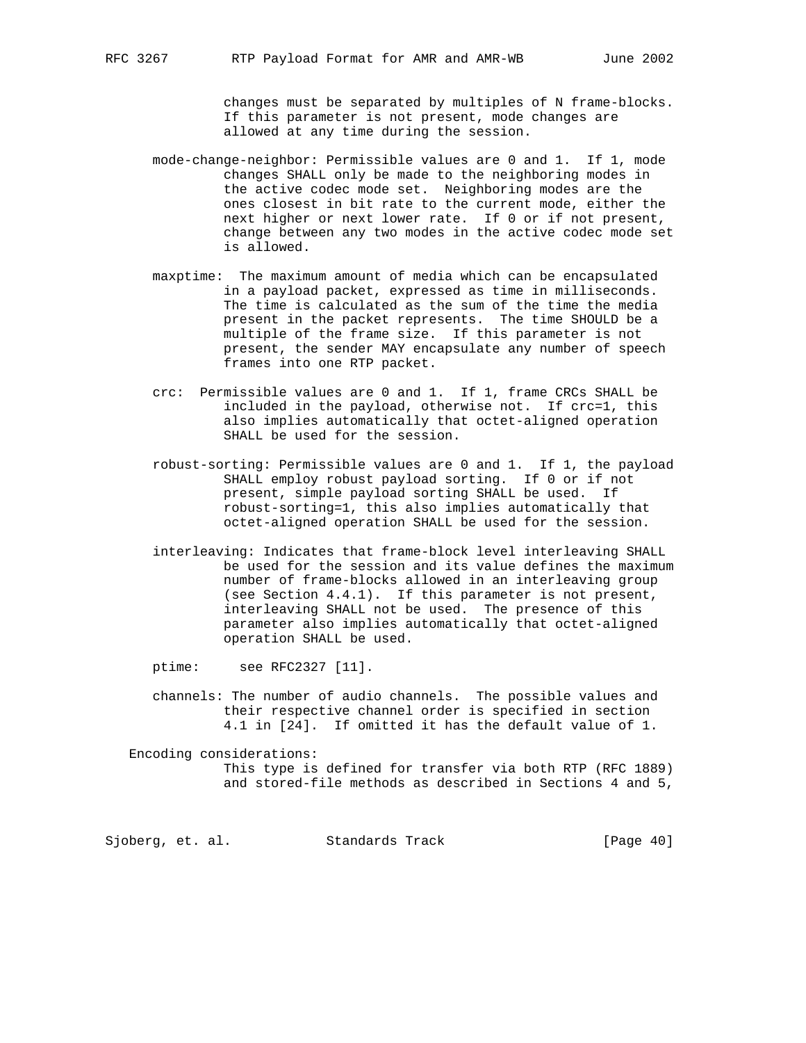changes must be separated by multiples of N frame-blocks. If this parameter is not present, mode changes are allowed at any time during the session.

mode-change-neighbor: Permissible values are 0 and 1. If 1, mode changes SHALL only be made to the neighboring modes in the active codec mode set. Neighboring modes are the ones closest in bit rate to the current mode, either the next higher or next lower rate. If 0 or if not present, change between any two modes in the active codec mode set is allowed.

maxptime: The maximum amount of media which can be encapsulated in a payload packet, expressed as time in milliseconds. The time is calculated as the sum of the time the media present in the packet represents. The time SHOULD be a multiple of the frame size. If this parameter is not present, the sender MAY encapsulate any number of speech frames into one RTP packet.

crc: Permissible values are 0 and 1. If 1, frame CRCs SHALL be included in the payload, otherwise not. If crc=1, this also implies automatically that octet-aligned operation SHALL be used for the session.

robust-sorting: Permissible values are 0 and 1. If 1, the payload SHALL employ robust payload sorting. If 0 or if not present, simple payload sorting SHALL be used. If robust-sorting=1, this also implies automatically that octet-aligned operation SHALL be used for the session.

interleaving: Indicates that frame-block level interleaving SHALL be used for the session and its value defines the maximum number of frame-blocks allowed in an interleaving group (see Section 4.4.1). If this parameter is not present, interleaving SHALL not be used. The presence of this parameter also implies automatically that octet-aligned operation SHALL be used.

ptime: see RFC2327 [11].

channels: The number of audio channels. The possible values and their respective channel order is specified in section 4.1 in [24]. If omitted it has the default value of 1.

Encoding considerations:
This type is defined for transfer via both RTP (RFC 1889) and stored-file methods as described in Sections 4 and 5,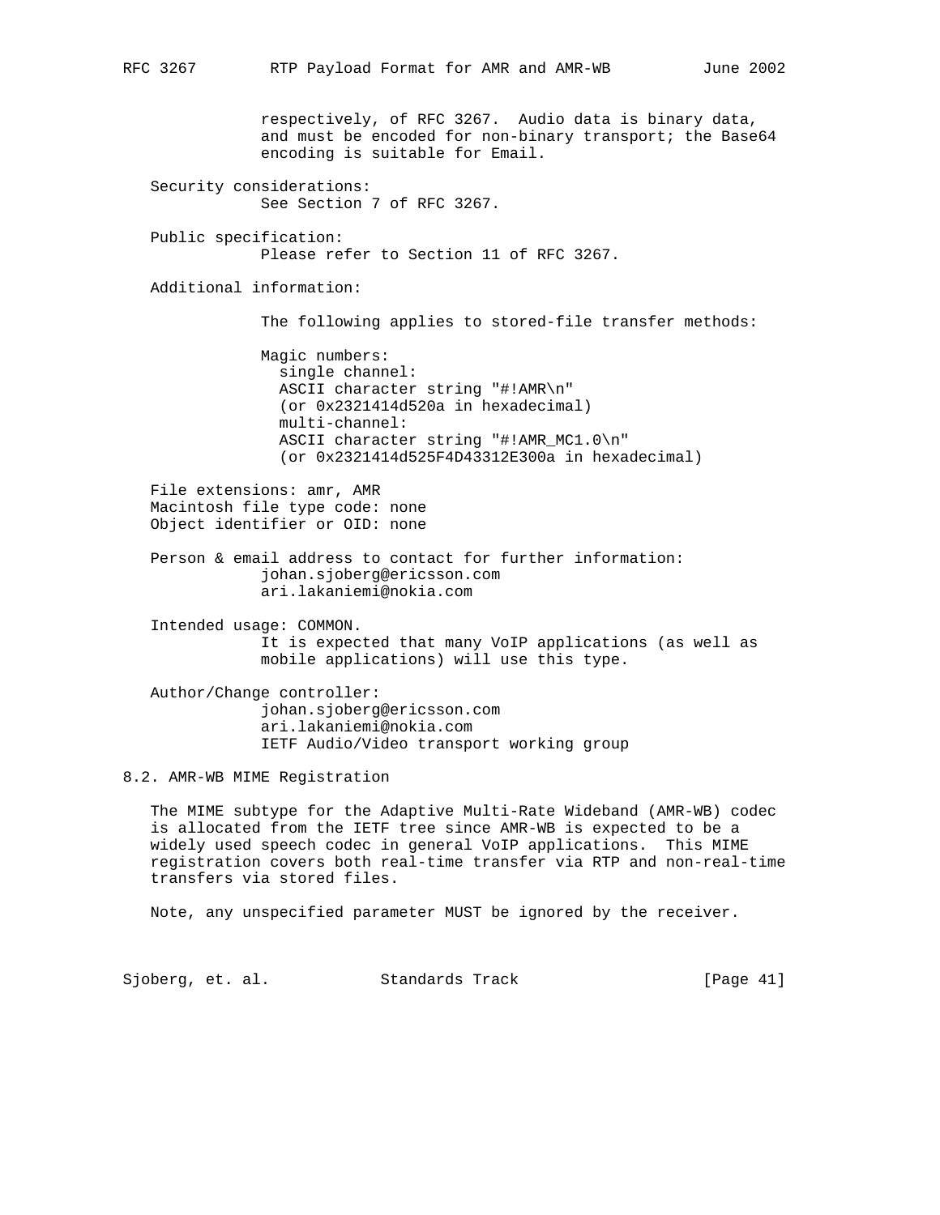respectively, of RFC 3267. Audio data is binary data, and must be encoded for non-binary transport; the Base64 encoding is suitable for Email.

Security considerations:
See Section 7 of RFC 3267.

Public specification:
Please refer to Section 11 of RFC 3267.

Additional information:

The following applies to stored-file transfer methods:

Magic numbers:
single channel:
ASCII character string "#!AMR\n"
(or 0x2321414d520a in hexadecimal)
multi-channel:
ASCII character string "#!AMR_MC1.0\n"
(or 0x2321414d525F4D43312E300a in hexadecimal)

File extensions: amr, AMR
Macintosh file type code: none
Object identifier or OID: none

Person & email address to contact for further information:
johan.sjoberg@ericsson.com
ari.lakaniemi@nokia.com

Intended usage: COMMON.
It is expected that many VoIP applications (as well as mobile applications) will use this type.

Author/Change controller:
johan.sjoberg@ericsson.com
ari.lakaniemi@nokia.com
IETF Audio/Video transport working group

## 8.2. AMR-WB MIME Registration

The MIME subtype for the Adaptive Multi-Rate Wideband (AMR-WB) codec is allocated from the IETF tree since AMR-WB is expected to be a widely used speech codec in general VoIP applications. This MIME registration covers both real-time transfer via RTP and non-real-time transfers via stored files.

Note, any unspecified parameter MUST be ignored by the receiver.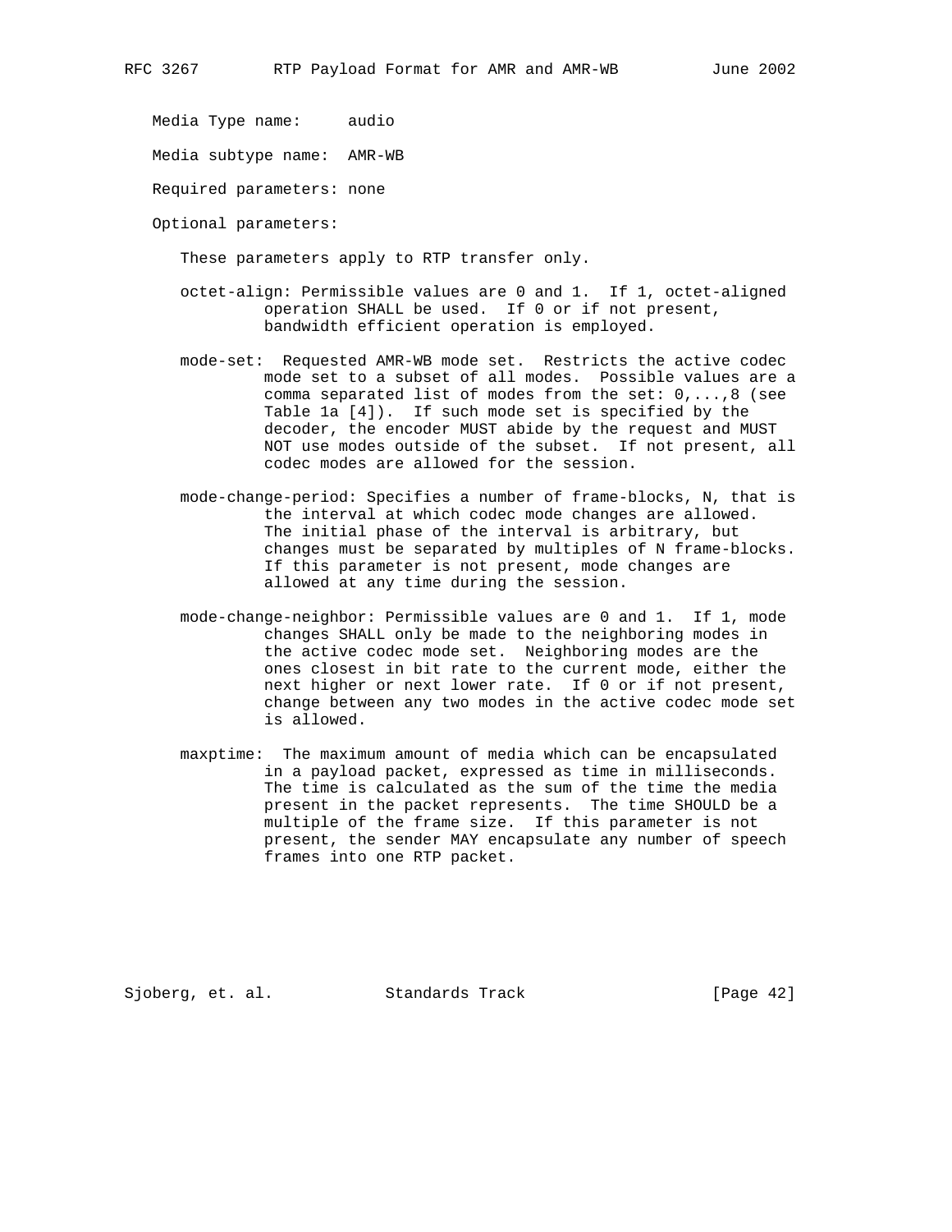Media Type name:     audio

Media subtype name:  AMR-WB

Required parameters: none

Optional parameters:

These parameters apply to RTP transfer only.

octet-align: Permissible values are 0 and 1. If 1, octet-aligned operation SHALL be used. If 0 or if not present, bandwidth efficient operation is employed.

mode-set: Requested AMR-WB mode set. Restricts the active codec mode set to a subset of all modes. Possible values are a comma separated list of modes from the set: 0,...,8 (see Table 1a [4]). If such mode set is specified by the decoder, the encoder MUST abide by the request and MUST NOT use modes outside of the subset. If not present, all codec modes are allowed for the session.

mode-change-period: Specifies a number of frame-blocks, N, that is the interval at which codec mode changes are allowed. The initial phase of the interval is arbitrary, but changes must be separated by multiples of N frame-blocks. If this parameter is not present, mode changes are allowed at any time during the session.

mode-change-neighbor: Permissible values are 0 and 1. If 1, mode changes SHALL only be made to the neighboring modes in the active codec mode set. Neighboring modes are the ones closest in bit rate to the current mode, either the next higher or next lower rate. If 0 or if not present, change between any two modes in the active codec mode set is allowed.

maxptime: The maximum amount of media which can be encapsulated in a payload packet, expressed as time in milliseconds. The time is calculated as the sum of the time the media present in the packet represents. The time SHOULD be a multiple of the frame size. If this parameter is not present, the sender MAY encapsulate any number of speech frames into one RTP packet.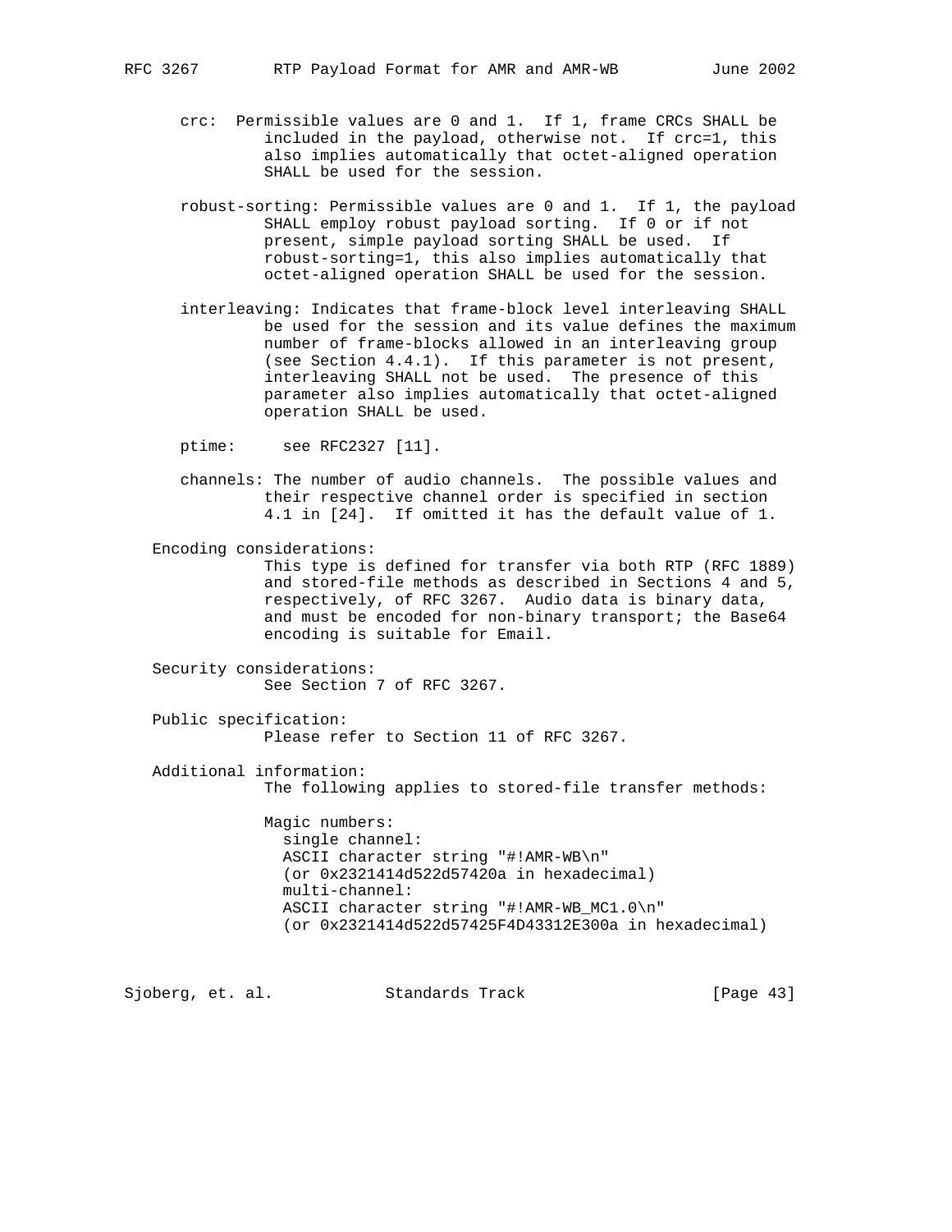crc: Permissible values are 0 and 1. If 1, frame CRCs SHALL be included in the payload, otherwise not. If crc=1, this also implies automatically that octet-aligned operation SHALL be used for the session.

robust-sorting: Permissible values are 0 and 1. If 1, the payload SHALL employ robust payload sorting. If 0 or if not present, simple payload sorting SHALL be used. If robust-sorting=1, this also implies automatically that octet-aligned operation SHALL be used for the session.

interleaving: Indicates that frame-block level interleaving SHALL be used for the session and its value defines the maximum number of frame-blocks allowed in an interleaving group (see Section 4.4.1). If this parameter is not present, interleaving SHALL not be used. The presence of this parameter also implies automatically that octet-aligned operation SHALL be used.

ptime: see RFC2327 [11].

channels: The number of audio channels. The possible values and their respective channel order is specified in section 4.1 in [24]. If omitted it has the default value of 1.

Encoding considerations:
This type is defined for transfer via both RTP (RFC 1889) and stored-file methods as described in Sections 4 and 5, respectively, of RFC 3267. Audio data is binary data, and must be encoded for non-binary transport; the Base64 encoding is suitable for Email.

Security considerations:
See Section 7 of RFC 3267.

Public specification:
Please refer to Section 11 of RFC 3267.

Additional information:
The following applies to stored-file transfer methods:

Magic numbers:
single channel:
ASCII character string "#!AMR-WB\n"
(or 0x2321414d522d57420a in hexadecimal)
multi-channel:
ASCII character string "#!AMR-WB_MC1.0\n"
(or 0x2321414d522d57425F4D43312E300a in hexadecimal)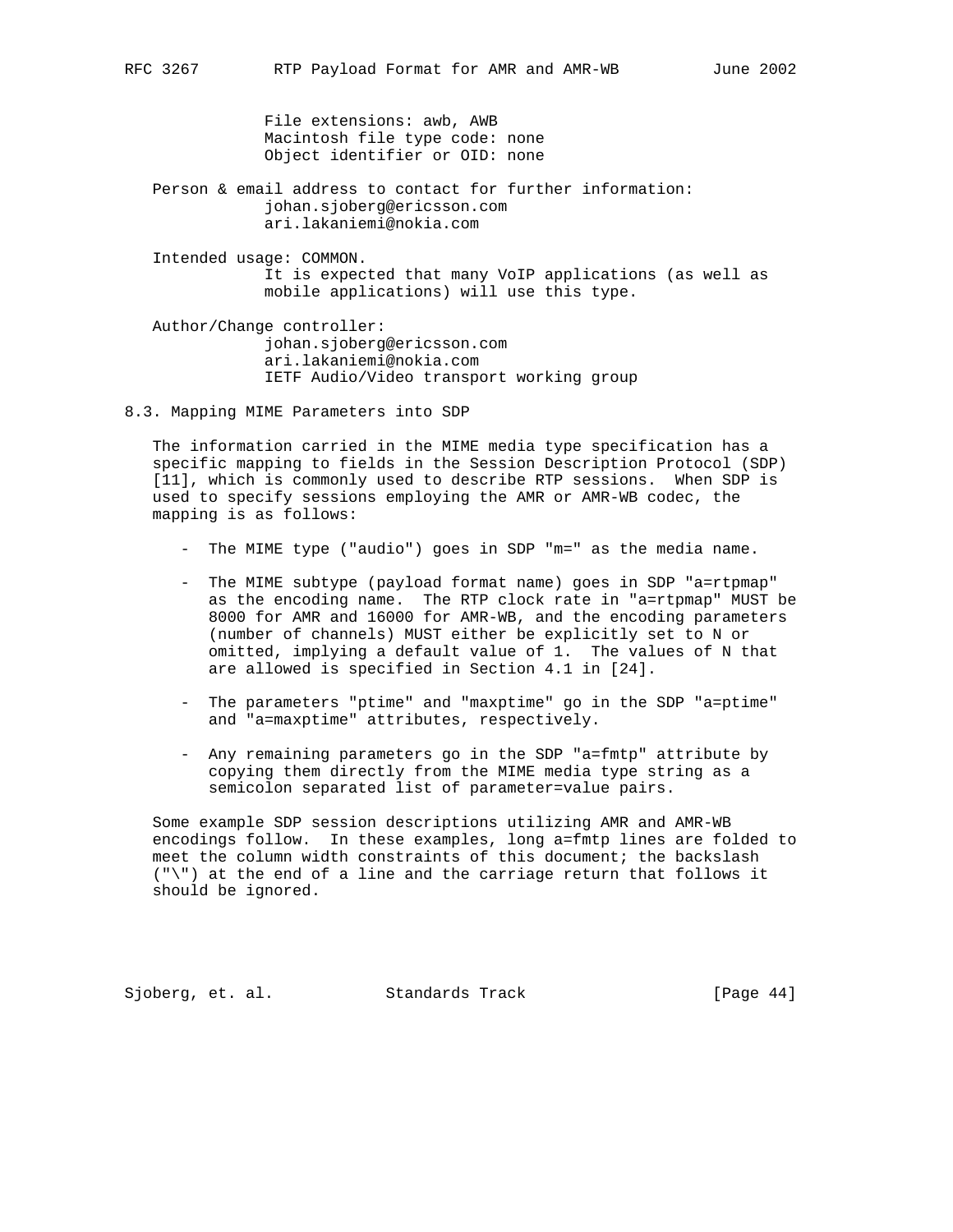File extensions: awb, AWB
Macintosh file type code: none
Object identifier or OID: none

Person & email address to contact for further information:
johan.sjoberg@ericsson.com
ari.lakaniemi@nokia.com

Intended usage: COMMON.
It is expected that many VoIP applications (as well as mobile applications) will use this type.

Author/Change controller:
johan.sjoberg@ericsson.com
ari.lakaniemi@nokia.com
IETF Audio/Video transport working group

### 8.3. Mapping MIME Parameters into SDP

The information carried in the MIME media type specification has a specific mapping to fields in the Session Description Protocol (SDP) [11], which is commonly used to describe RTP sessions. When SDP is used to specify sessions employing the AMR or AMR-WB codec, the mapping is as follows:

- The MIME type ("audio") goes in SDP "m=" as the media name.
- The MIME subtype (payload format name) goes in SDP "a=rtpmap" as the encoding name. The RTP clock rate in "a=rtpmap" MUST be 8000 for AMR and 16000 for AMR-WB, and the encoding parameters (number of channels) MUST either be explicitly set to N or omitted, implying a default value of 1. The values of N that are allowed is specified in Section 4.1 in [24].
- The parameters "ptime" and "maxptime" go in the SDP "a=ptime" and "a=maxptime" attributes, respectively.
- Any remaining parameters go in the SDP "a=fmtp" attribute by copying them directly from the MIME media type string as a semicolon separated list of parameter=value pairs.

Some example SDP session descriptions utilizing AMR and AMR-WB encodings follow. In these examples, long a=fmtp lines are folded to meet the column width constraints of this document; the backslash ("\") at the end of a line and the carriage return that follows it should be ignored.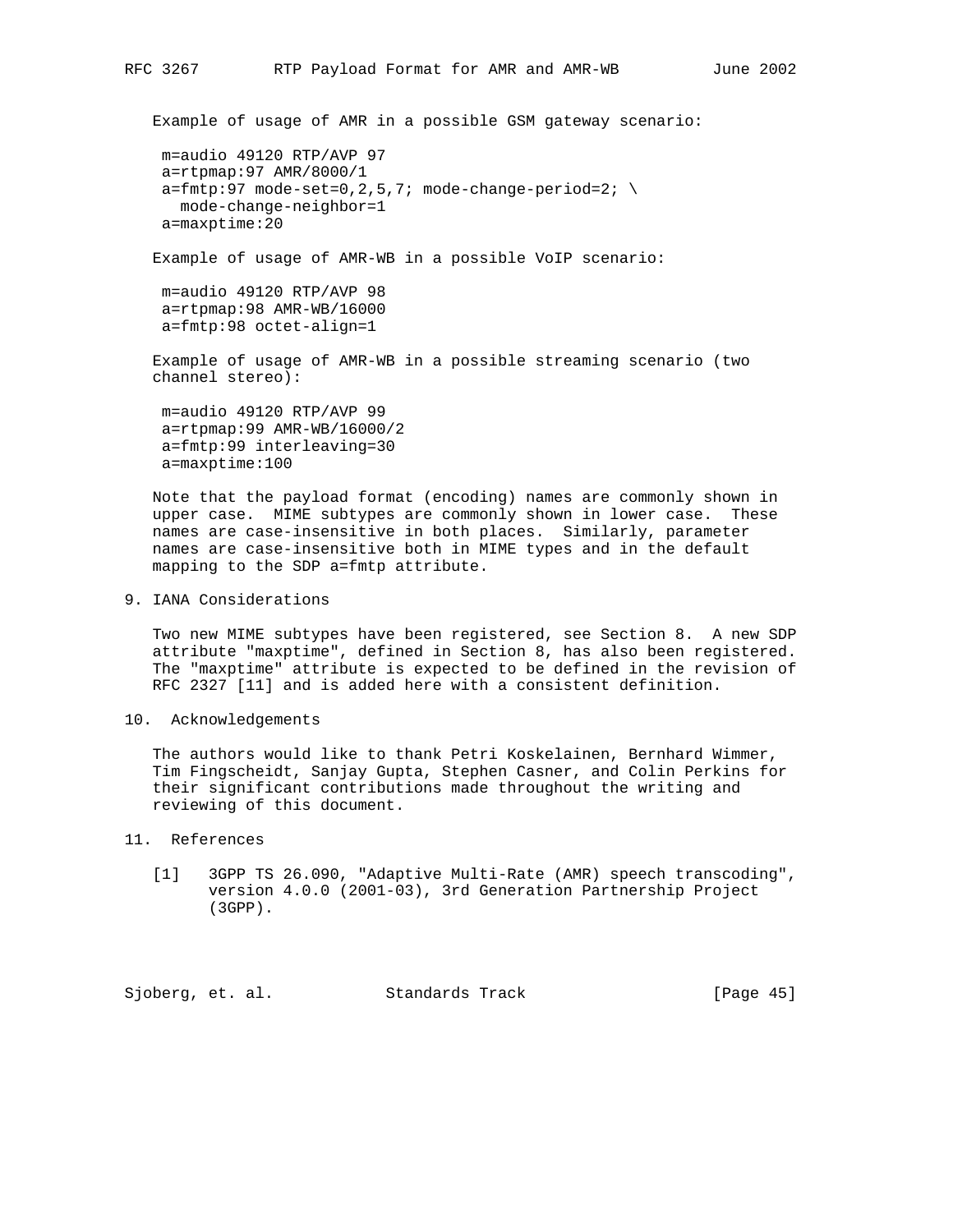Example of usage of AMR in a possible GSM gateway scenario:

```
m=audio 49120 RTP/AVP 97
a=rtpmap:97 AMR/8000/1
a=fmtp:97 mode-set=0,2,5,7; mode-change-period=2; \
  mode-change-neighbor=1
a=maxptime:20
```

Example of usage of AMR-WB in a possible VoIP scenario:

```
m=audio 49120 RTP/AVP 98
a=rtpmap:98 AMR-WB/16000
a=fmtp:98 octet-align=1
```

Example of usage of AMR-WB in a possible streaming scenario (two channel stereo):

```
m=audio 49120 RTP/AVP 99
a=rtpmap:99 AMR-WB/16000/2
a=fmtp:99 interleaving=30
a=maxptime:100
```

Note that the payload format (encoding) names are commonly shown in upper case. MIME subtypes are commonly shown in lower case. These names are case-insensitive in both places. Similarly, parameter names are case-insensitive both in MIME types and in the default mapping to the SDP a=fmtp attribute.

## 9. IANA Considerations

Two new MIME subtypes have been registered, see Section 8. A new SDP attribute "maxptime", defined in Section 8, has also been registered. The "maxptime" attribute is expected to be defined in the revision of RFC 2327 [11] and is added here with a consistent definition.

## 10. Acknowledgements

The authors would like to thank Petri Koskelainen, Bernhard Wimmer, Tim Fingscheidt, Sanjay Gupta, Stephen Casner, and Colin Perkins for their significant contributions made throughout the writing and reviewing of this document.

## 11. References

[1] 3GPP TS 26.090, "Adaptive Multi-Rate (AMR) speech transcoding", version 4.0.0 (2001-03), 3rd Generation Partnership Project (3GPP).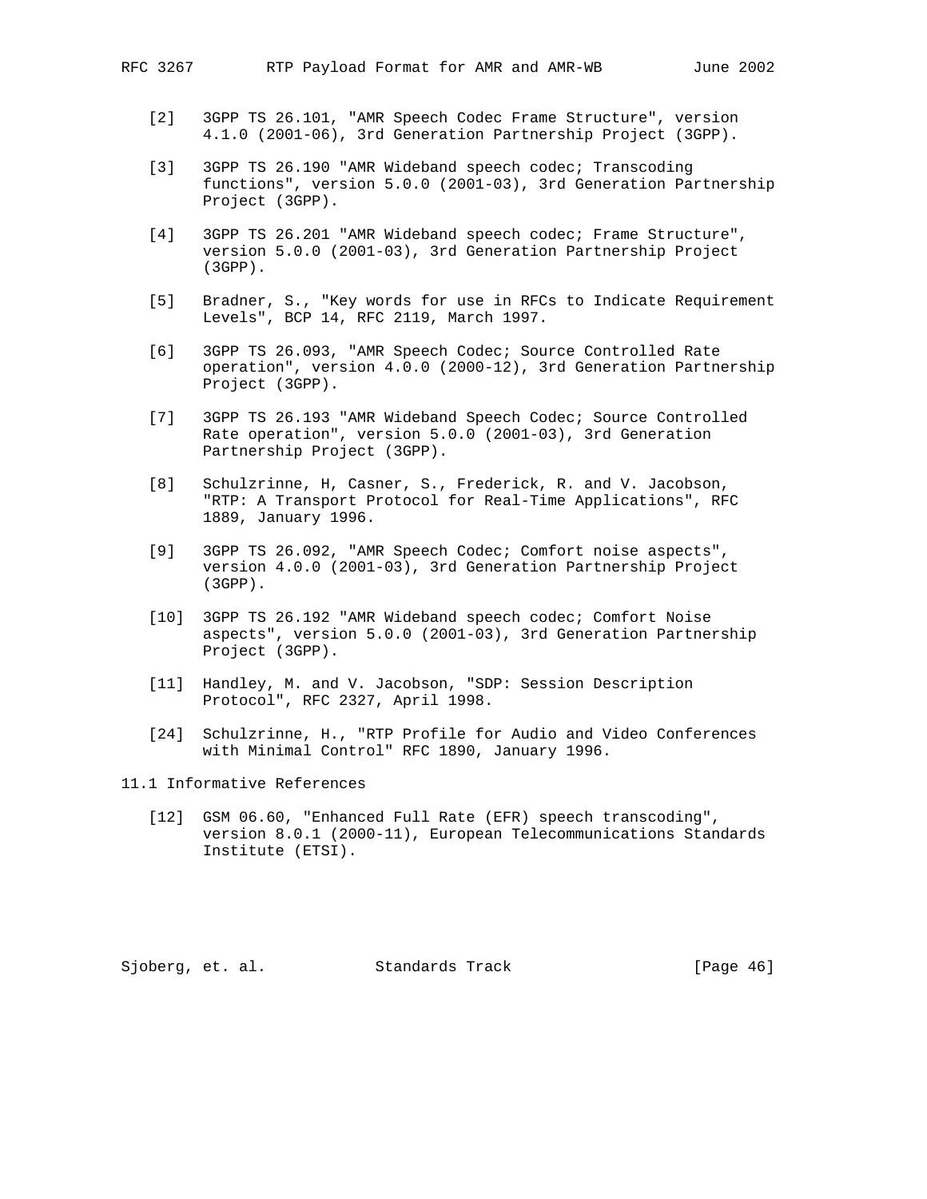[2] 3GPP TS 26.101, "AMR Speech Codec Frame Structure", version 4.1.0 (2001-06), 3rd Generation Partnership Project (3GPP).

[3] 3GPP TS 26.190 "AMR Wideband speech codec; Transcoding functions", version 5.0.0 (2001-03), 3rd Generation Partnership Project (3GPP).

[4] 3GPP TS 26.201 "AMR Wideband speech codec; Frame Structure", version 5.0.0 (2001-03), 3rd Generation Partnership Project (3GPP).

[5] Bradner, S., "Key words for use in RFCs to Indicate Requirement Levels", BCP 14, RFC 2119, March 1997.

[6] 3GPP TS 26.093, "AMR Speech Codec; Source Controlled Rate operation", version 4.0.0 (2000-12), 3rd Generation Partnership Project (3GPP).

[7] 3GPP TS 26.193 "AMR Wideband Speech Codec; Source Controlled Rate operation", version 5.0.0 (2001-03), 3rd Generation Partnership Project (3GPP).

[8] Schulzrinne, H, Casner, S., Frederick, R. and V. Jacobson, "RTP: A Transport Protocol for Real-Time Applications", RFC 1889, January 1996.

[9] 3GPP TS 26.092, "AMR Speech Codec; Comfort noise aspects", version 4.0.0 (2001-03), 3rd Generation Partnership Project (3GPP).

[10] 3GPP TS 26.192 "AMR Wideband speech codec; Comfort Noise aspects", version 5.0.0 (2001-03), 3rd Generation Partnership Project (3GPP).

[11] Handley, M. and V. Jacobson, "SDP: Session Description Protocol", RFC 2327, April 1998.

[24] Schulzrinne, H., "RTP Profile for Audio and Video Conferences with Minimal Control" RFC 1890, January 1996.

## 11.1 Informative References

[12] GSM 06.60, "Enhanced Full Rate (EFR) speech transcoding", version 8.0.1 (2000-11), European Telecommunications Standards Institute (ETSI).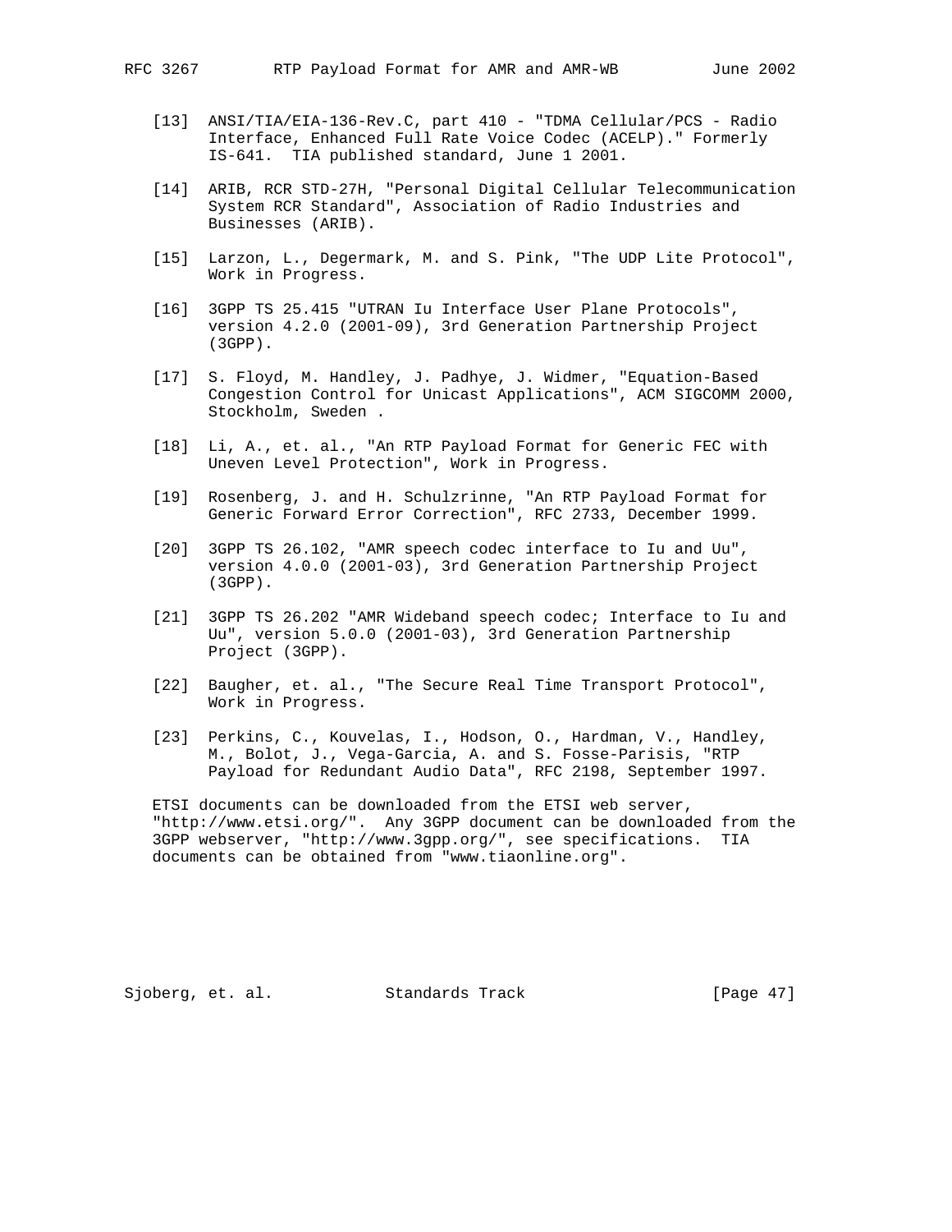[13] ANSI/TIA/EIA-136-Rev.C, part 410 - "TDMA Cellular/PCS - Radio Interface, Enhanced Full Rate Voice Codec (ACELP)." Formerly IS-641. TIA published standard, June 1 2001.

[14] ARIB, RCR STD-27H, "Personal Digital Cellular Telecommunication System RCR Standard", Association of Radio Industries and Businesses (ARIB).

[15] Larzon, L., Degermark, M. and S. Pink, "The UDP Lite Protocol", Work in Progress.

[16] 3GPP TS 25.415 "UTRAN Iu Interface User Plane Protocols", version 4.2.0 (2001-09), 3rd Generation Partnership Project (3GPP).

[17] S. Floyd, M. Handley, J. Padhye, J. Widmer, "Equation-Based Congestion Control for Unicast Applications", ACM SIGCOMM 2000, Stockholm, Sweden .

[18] Li, A., et. al., "An RTP Payload Format for Generic FEC with Uneven Level Protection", Work in Progress.

[19] Rosenberg, J. and H. Schulzrinne, "An RTP Payload Format for Generic Forward Error Correction", RFC 2733, December 1999.

[20] 3GPP TS 26.102, "AMR speech codec interface to Iu and Uu", version 4.0.0 (2001-03), 3rd Generation Partnership Project (3GPP).

[21] 3GPP TS 26.202 "AMR Wideband speech codec; Interface to Iu and Uu", version 5.0.0 (2001-03), 3rd Generation Partnership Project (3GPP).

[22] Baugher, et. al., "The Secure Real Time Transport Protocol", Work in Progress.

[23] Perkins, C., Kouvelas, I., Hodson, O., Hardman, V., Handley, M., Bolot, J., Vega-Garcia, A. and S. Fosse-Parisis, "RTP Payload for Redundant Audio Data", RFC 2198, September 1997.

ETSI documents can be downloaded from the ETSI web server, "http://www.etsi.org/". Any 3GPP document can be downloaded from the 3GPP webserver, "http://www.3gpp.org/", see specifications. TIA documents can be obtained from "www.tiaonline.org".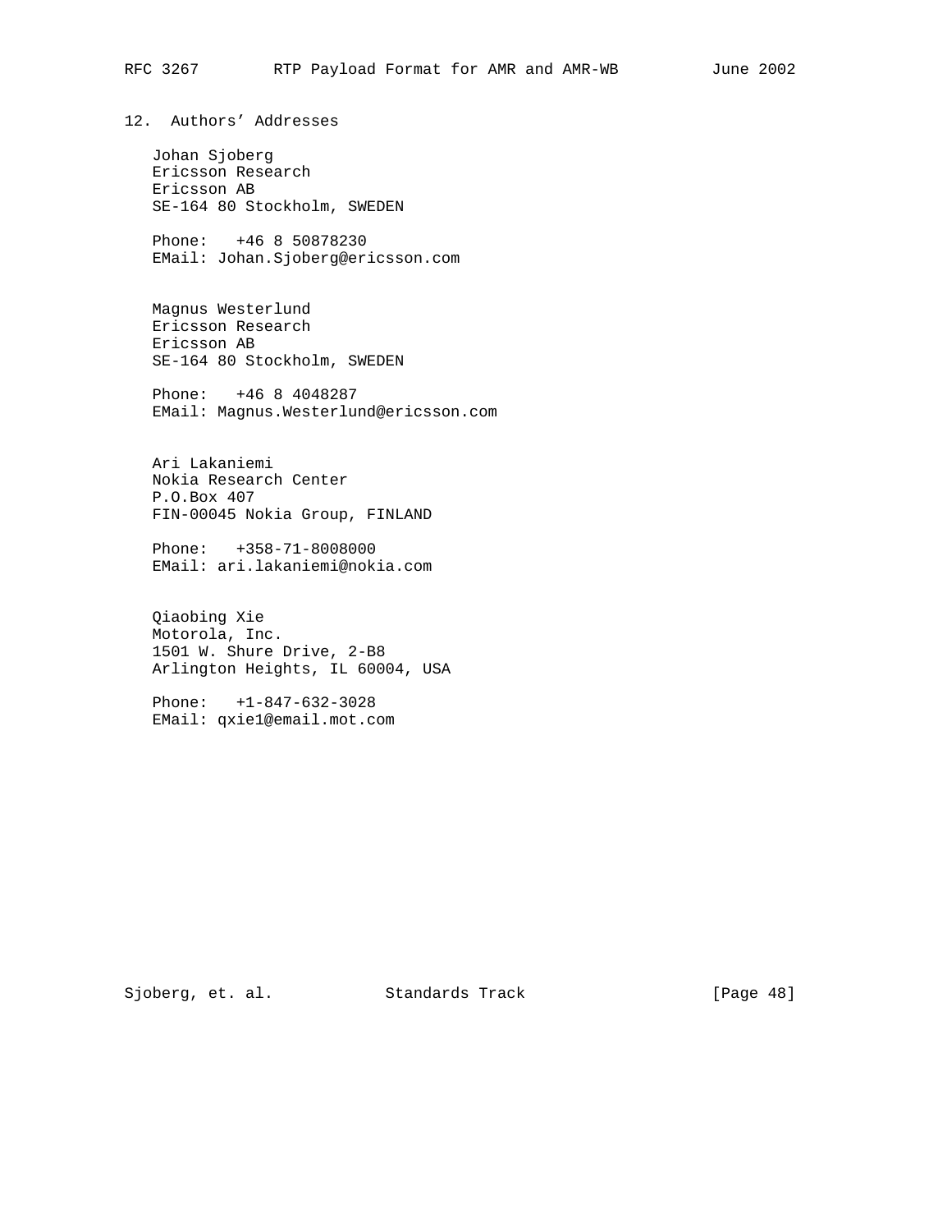## 12. Authors' Addresses

Johan Sjoberg
Ericsson Research
Ericsson AB
SE-164 80 Stockholm, SWEDEN

Phone: +46 8 50878230
EMail: Johan.Sjoberg@ericsson.com

Magnus Westerlund
Ericsson Research
Ericsson AB
SE-164 80 Stockholm, SWEDEN

Phone: +46 8 4048287
EMail: Magnus.Westerlund@ericsson.com

Ari Lakaniemi
Nokia Research Center
P.O.Box 407
FIN-00045 Nokia Group, FINLAND

Phone: +358-71-8008000
EMail: ari.lakaniemi@nokia.com

Qiaobing Xie
Motorola, Inc.
1501 W. Shure Drive, 2-B8
Arlington Heights, IL 60004, USA

Phone: +1-847-632-3028
EMail: qxie1@email.mot.com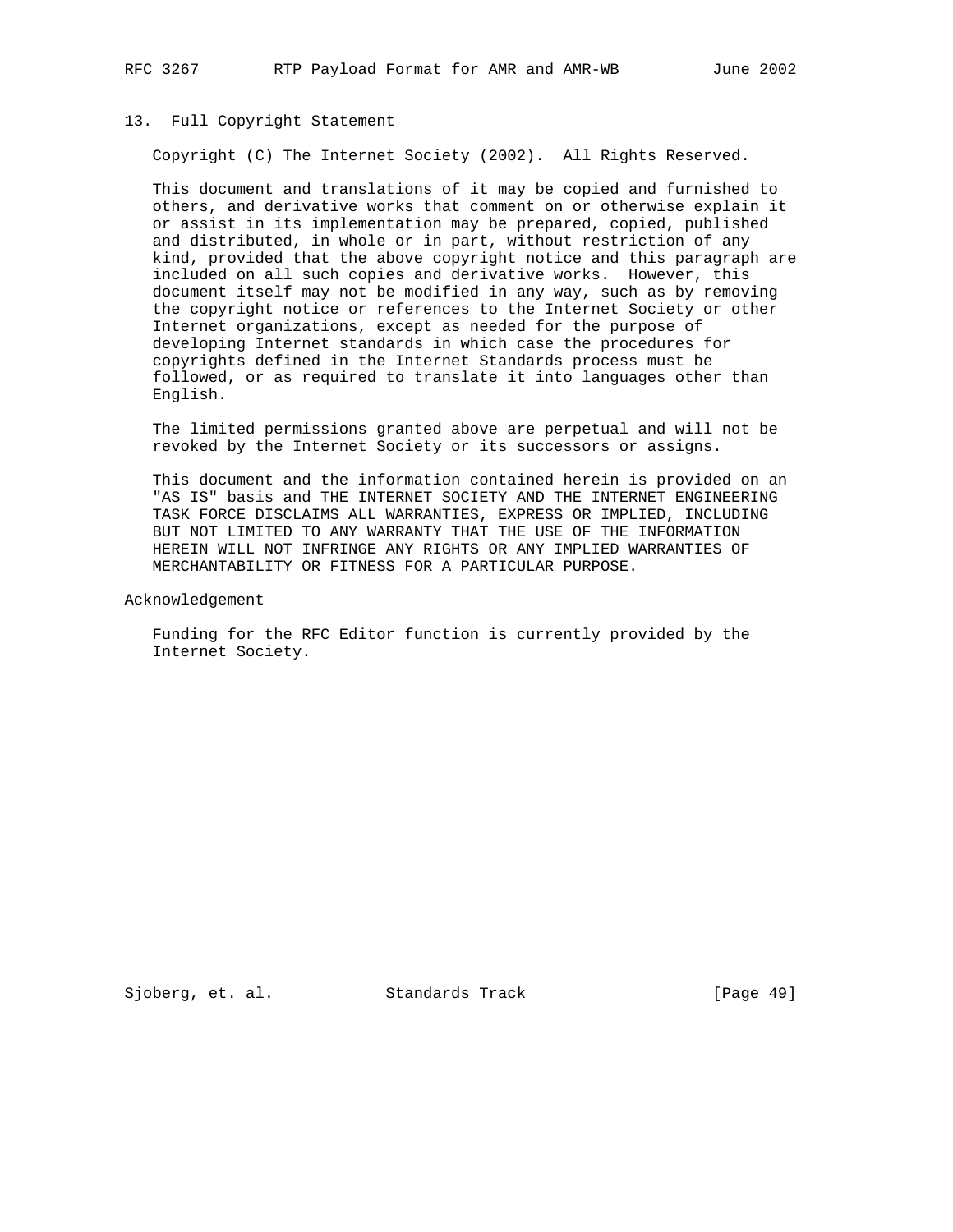## 13. Full Copyright Statement

Copyright (C) The Internet Society (2002). All Rights Reserved.

This document and translations of it may be copied and furnished to others, and derivative works that comment on or otherwise explain it or assist in its implementation may be prepared, copied, published and distributed, in whole or in part, without restriction of any kind, provided that the above copyright notice and this paragraph are included on all such copies and derivative works. However, this document itself may not be modified in any way, such as by removing the copyright notice or references to the Internet Society or other Internet organizations, except as needed for the purpose of developing Internet standards in which case the procedures for copyrights defined in the Internet Standards process must be followed, or as required to translate it into languages other than English.

The limited permissions granted above are perpetual and will not be revoked by the Internet Society or its successors or assigns.

This document and the information contained herein is provided on an "AS IS" basis and THE INTERNET SOCIETY AND THE INTERNET ENGINEERING TASK FORCE DISCLAIMS ALL WARRANTIES, EXPRESS OR IMPLIED, INCLUDING BUT NOT LIMITED TO ANY WARRANTY THAT THE USE OF THE INFORMATION HEREIN WILL NOT INFRINGE ANY RIGHTS OR ANY IMPLIED WARRANTIES OF MERCHANTABILITY OR FITNESS FOR A PARTICULAR PURPOSE.

## Acknowledgement

Funding for the RFC Editor function is currently provided by the Internet Society.